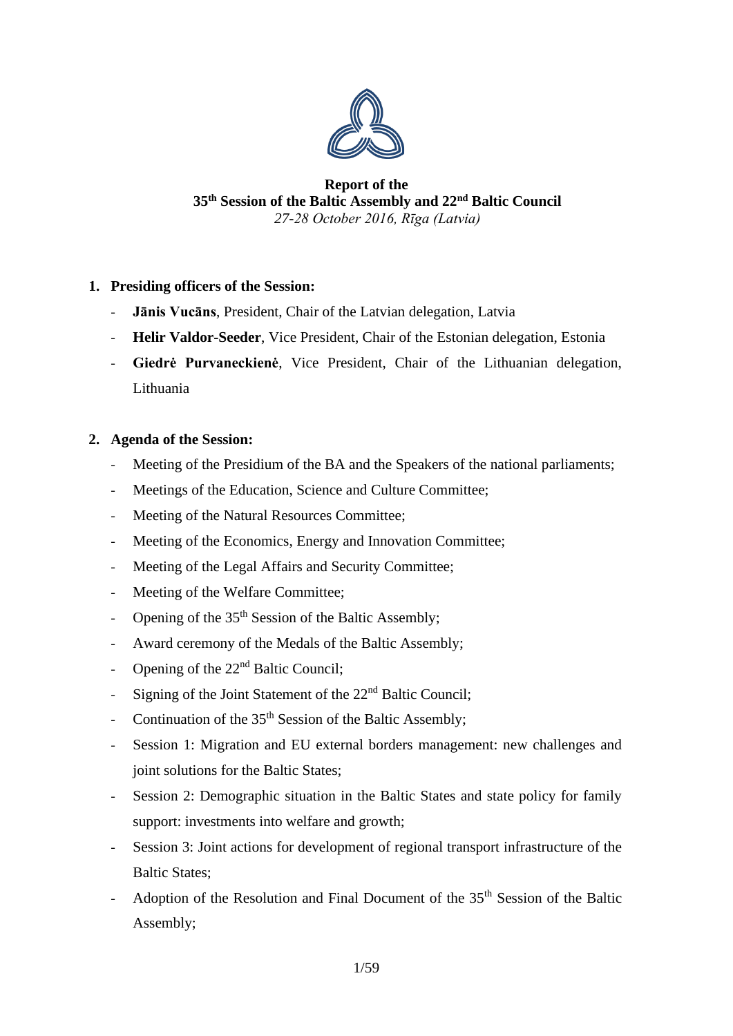# Report of the 35th Session of the Baltic Assembly and 22nd Baltic Council

*27-28 October 2016, Rīga (Latvia)*

1. **Presiding officers of the Session:**
   - **Jānis Vucāns**, President, Chair of the Latvian delegation, Latvia
   - **Helir Valdor-Seeder**, Vice President, Chair of the Estonian delegation, Estonia
   - **Giedrė Purvaneckienė**, Vice President, Chair of the Lithuanian delegation, Lithuania

2. **Agenda of the Session:**
   - Meeting of the Presidium of the BA and the Speakers of the national parliaments;
   - Meetings of the Education, Science and Culture Committee;
   - Meeting of the Natural Resources Committee;
   - Meeting of the Economics, Energy and Innovation Committee;
   - Meeting of the Legal Affairs and Security Committee;
   - Meeting of the Welfare Committee;
   - Opening of the 35th Session of the Baltic Assembly;
   - Award ceremony of the Medals of the Baltic Assembly;
   - Opening of the 22nd Baltic Council;
   - Signing of the Joint Statement of the 22nd Baltic Council;
   - Continuation of the 35th Session of the Baltic Assembly;
   - Session 1: Migration and EU external borders management: new challenges and joint solutions for the Baltic States;
   - Session 2: Demographic situation in the Baltic States and state policy for family support: investments into welfare and growth;
   - Session 3: Joint actions for development of regional transport infrastructure of the Baltic States;
   - Adoption of the Resolution and Final Document of the 35th Session of the Baltic Assembly;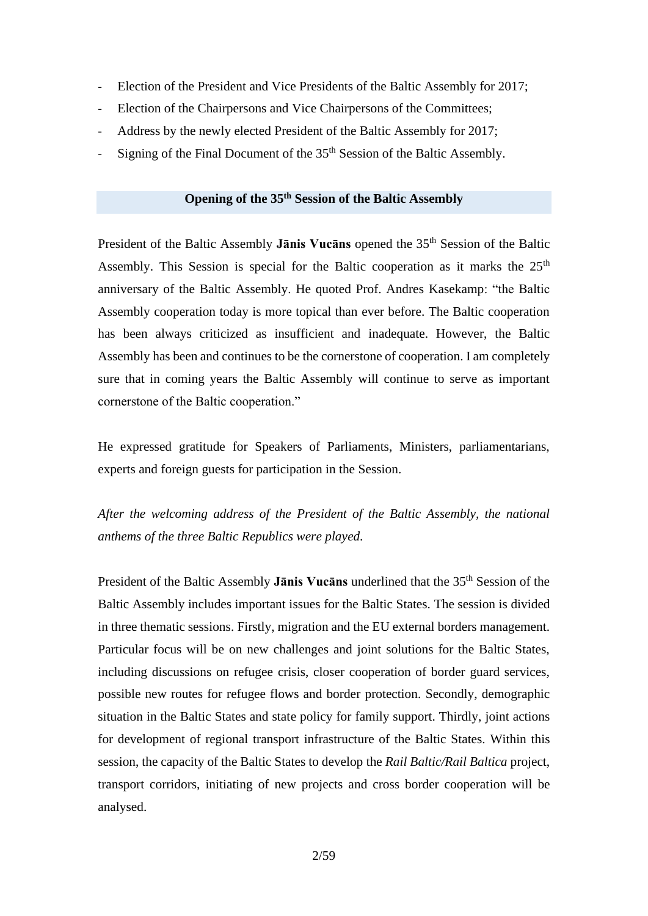- Election of the President and Vice Presidents of the Baltic Assembly for 2017;
- Election of the Chairpersons and Vice Chairpersons of the Committees;
- Address by the newly elected President of the Baltic Assembly for 2017;
- Signing of the Final Document of the 35th Session of the Baltic Assembly.

## Opening of the 35th Session of the Baltic Assembly

President of the Baltic Assembly **Jānis Vucāns** opened the 35th Session of the Baltic Assembly. This Session is special for the Baltic cooperation as it marks the 25th anniversary of the Baltic Assembly. He quoted Prof. Andres Kasekamp: "the Baltic Assembly cooperation today is more topical than ever before. The Baltic cooperation has been always criticized as insufficient and inadequate. However, the Baltic Assembly has been and continues to be the cornerstone of cooperation. I am completely sure that in coming years the Baltic Assembly will continue to serve as important cornerstone of the Baltic cooperation."

He expressed gratitude for Speakers of Parliaments, Ministers, parliamentarians, experts and foreign guests for participation in the Session.

*After the welcoming address of the President of the Baltic Assembly, the national anthems of the three Baltic Republics were played.*

President of the Baltic Assembly **Jānis Vucāns** underlined that the 35th Session of the Baltic Assembly includes important issues for the Baltic States. The session is divided in three thematic sessions. Firstly, migration and the EU external borders management. Particular focus will be on new challenges and joint solutions for the Baltic States, including discussions on refugee crisis, closer cooperation of border guard services, possible new routes for refugee flows and border protection. Secondly, demographic situation in the Baltic States and state policy for family support. Thirdly, joint actions for development of regional transport infrastructure of the Baltic States. Within this session, the capacity of the Baltic States to develop the *Rail Baltic/Rail Baltica* project, transport corridors, initiating of new projects and cross border cooperation will be analysed.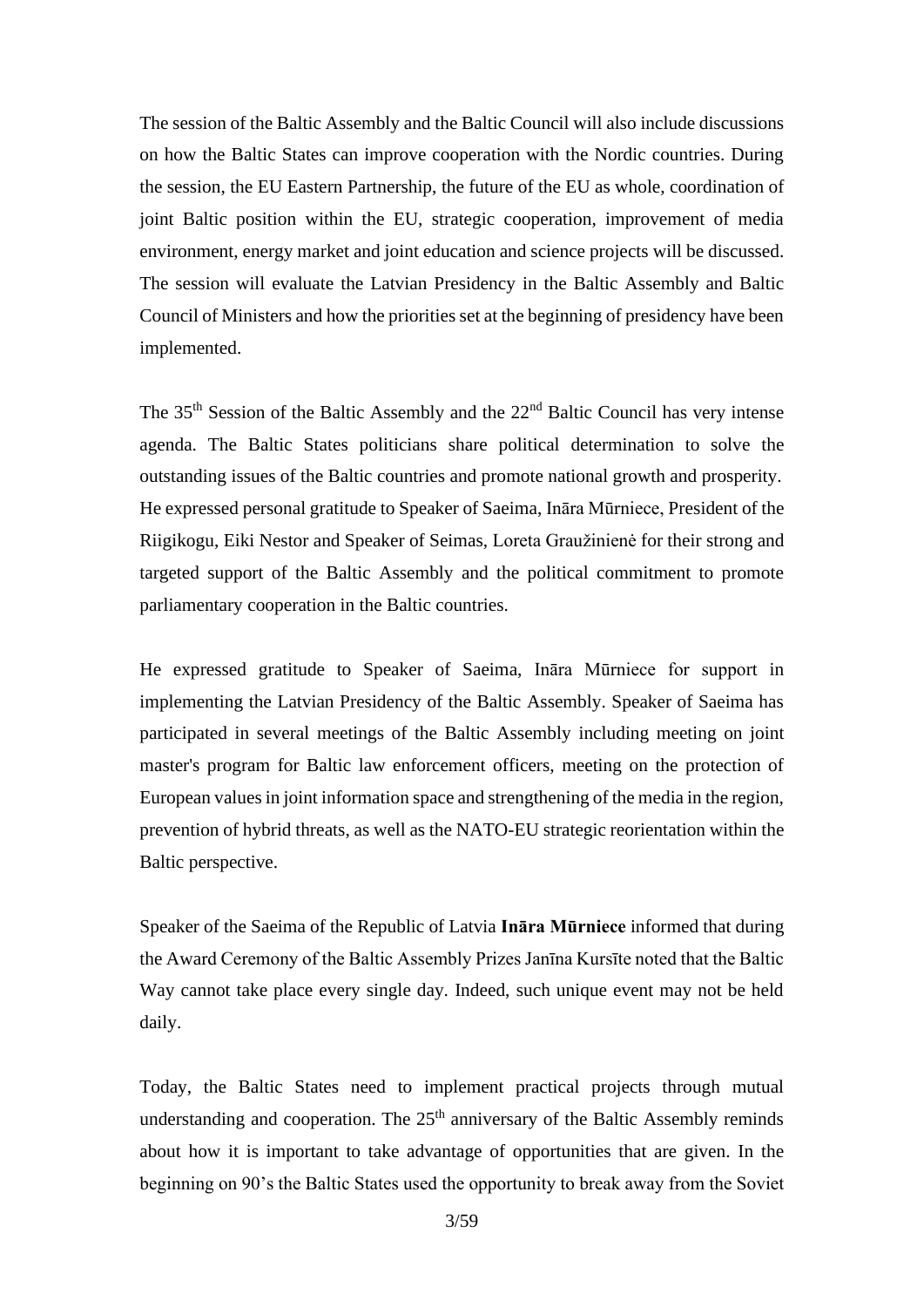The session of the Baltic Assembly and the Baltic Council will also include discussions on how the Baltic States can improve cooperation with the Nordic countries. During the session, the EU Eastern Partnership, the future of the EU as whole, coordination of joint Baltic position within the EU, strategic cooperation, improvement of media environment, energy market and joint education and science projects will be discussed. The session will evaluate the Latvian Presidency in the Baltic Assembly and Baltic Council of Ministers and how the priorities set at the beginning of presidency have been implemented.

The 35th Session of the Baltic Assembly and the 22nd Baltic Council has very intense agenda. The Baltic States politicians share political determination to solve the outstanding issues of the Baltic countries and promote national growth and prosperity. He expressed personal gratitude to Speaker of Saeima, Ināra Mūrniece, President of the Riigikogu, Eiki Nestor and Speaker of Seimas, Loreta Graužinienė for their strong and targeted support of the Baltic Assembly and the political commitment to promote parliamentary cooperation in the Baltic countries.

He expressed gratitude to Speaker of Saeima, Ināra Mūrniece for support in implementing the Latvian Presidency of the Baltic Assembly. Speaker of Saeima has participated in several meetings of the Baltic Assembly including meeting on joint master's program for Baltic law enforcement officers, meeting on the protection of European values in joint information space and strengthening of the media in the region, prevention of hybrid threats, as well as the NATO-EU strategic reorientation within the Baltic perspective.

Speaker of the Saeima of the Republic of Latvia **Ināra Mūrniece** informed that during the Award Ceremony of the Baltic Assembly Prizes Janīna Kursīte noted that the Baltic Way cannot take place every single day. Indeed, such unique event may not be held daily.

Today, the Baltic States need to implement practical projects through mutual understanding and cooperation. The 25th anniversary of the Baltic Assembly reminds about how it is important to take advantage of opportunities that are given. In the beginning on 90's the Baltic States used the opportunity to break away from the Soviet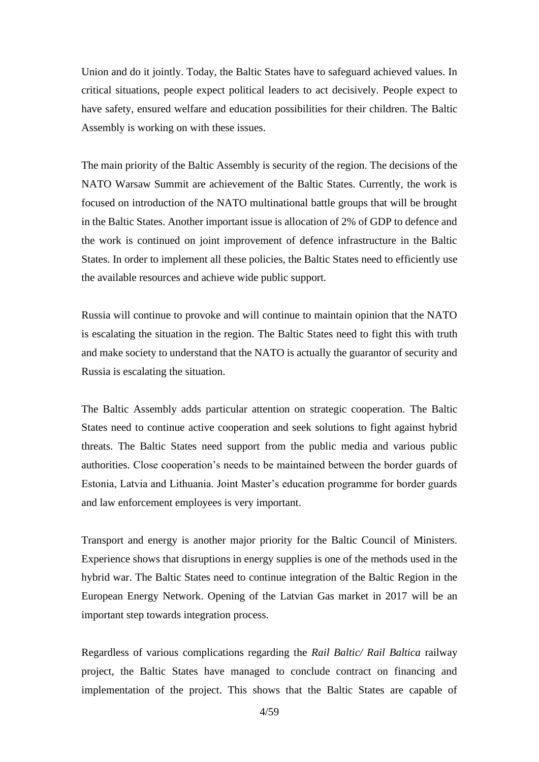Union and do it jointly. Today, the Baltic States have to safeguard achieved values. In critical situations, people expect political leaders to act decisively. People expect to have safety, ensured welfare and education possibilities for their children. The Baltic Assembly is working on with these issues.

The main priority of the Baltic Assembly is security of the region. The decisions of the NATO Warsaw Summit are achievement of the Baltic States. Currently, the work is focused on introduction of the NATO multinational battle groups that will be brought in the Baltic States. Another important issue is allocation of 2% of GDP to defence and the work is continued on joint improvement of defence infrastructure in the Baltic States. In order to implement all these policies, the Baltic States need to efficiently use the available resources and achieve wide public support.

Russia will continue to provoke and will continue to maintain opinion that the NATO is escalating the situation in the region. The Baltic States need to fight this with truth and make society to understand that the NATO is actually the guarantor of security and Russia is escalating the situation.

The Baltic Assembly adds particular attention on strategic cooperation. The Baltic States need to continue active cooperation and seek solutions to fight against hybrid threats. The Baltic States need support from the public media and various public authorities. Close cooperation's needs to be maintained between the border guards of Estonia, Latvia and Lithuania. Joint Master's education programme for border guards and law enforcement employees is very important.

Transport and energy is another major priority for the Baltic Council of Ministers. Experience shows that disruptions in energy supplies is one of the methods used in the hybrid war. The Baltic States need to continue integration of the Baltic Region in the European Energy Network. Opening of the Latvian Gas market in 2017 will be an important step towards integration process.

Regardless of various complications regarding the *Rail Baltic/ Rail Baltica* railway project, the Baltic States have managed to conclude contract on financing and implementation of the project. This shows that the Baltic States are capable of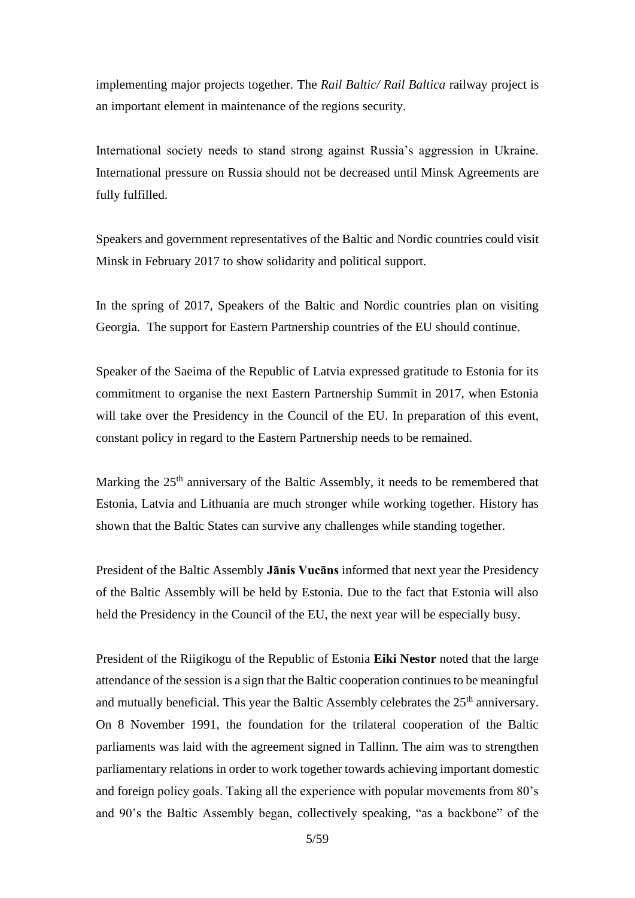implementing major projects together. The *Rail Baltic/ Rail Baltica* railway project is an important element in maintenance of the regions security.

International society needs to stand strong against Russia's aggression in Ukraine. International pressure on Russia should not be decreased until Minsk Agreements are fully fulfilled.

Speakers and government representatives of the Baltic and Nordic countries could visit Minsk in February 2017 to show solidarity and political support.

In the spring of 2017, Speakers of the Baltic and Nordic countries plan on visiting Georgia. The support for Eastern Partnership countries of the EU should continue.

Speaker of the Saeima of the Republic of Latvia expressed gratitude to Estonia for its commitment to organise the next Eastern Partnership Summit in 2017, when Estonia will take over the Presidency in the Council of the EU. In preparation of this event, constant policy in regard to the Eastern Partnership needs to be remained.

Marking the 25th anniversary of the Baltic Assembly, it needs to be remembered that Estonia, Latvia and Lithuania are much stronger while working together. History has shown that the Baltic States can survive any challenges while standing together.

President of the Baltic Assembly **Jānis Vucāns** informed that next year the Presidency of the Baltic Assembly will be held by Estonia. Due to the fact that Estonia will also held the Presidency in the Council of the EU, the next year will be especially busy.

President of the Riigikogu of the Republic of Estonia **Eiki Nestor** noted that the large attendance of the session is a sign that the Baltic cooperation continues to be meaningful and mutually beneficial. This year the Baltic Assembly celebrates the 25th anniversary. On 8 November 1991, the foundation for the trilateral cooperation of the Baltic parliaments was laid with the agreement signed in Tallinn. The aim was to strengthen parliamentary relations in order to work together towards achieving important domestic and foreign policy goals. Taking all the experience with popular movements from 80's and 90's the Baltic Assembly began, collectively speaking, "as a backbone" of the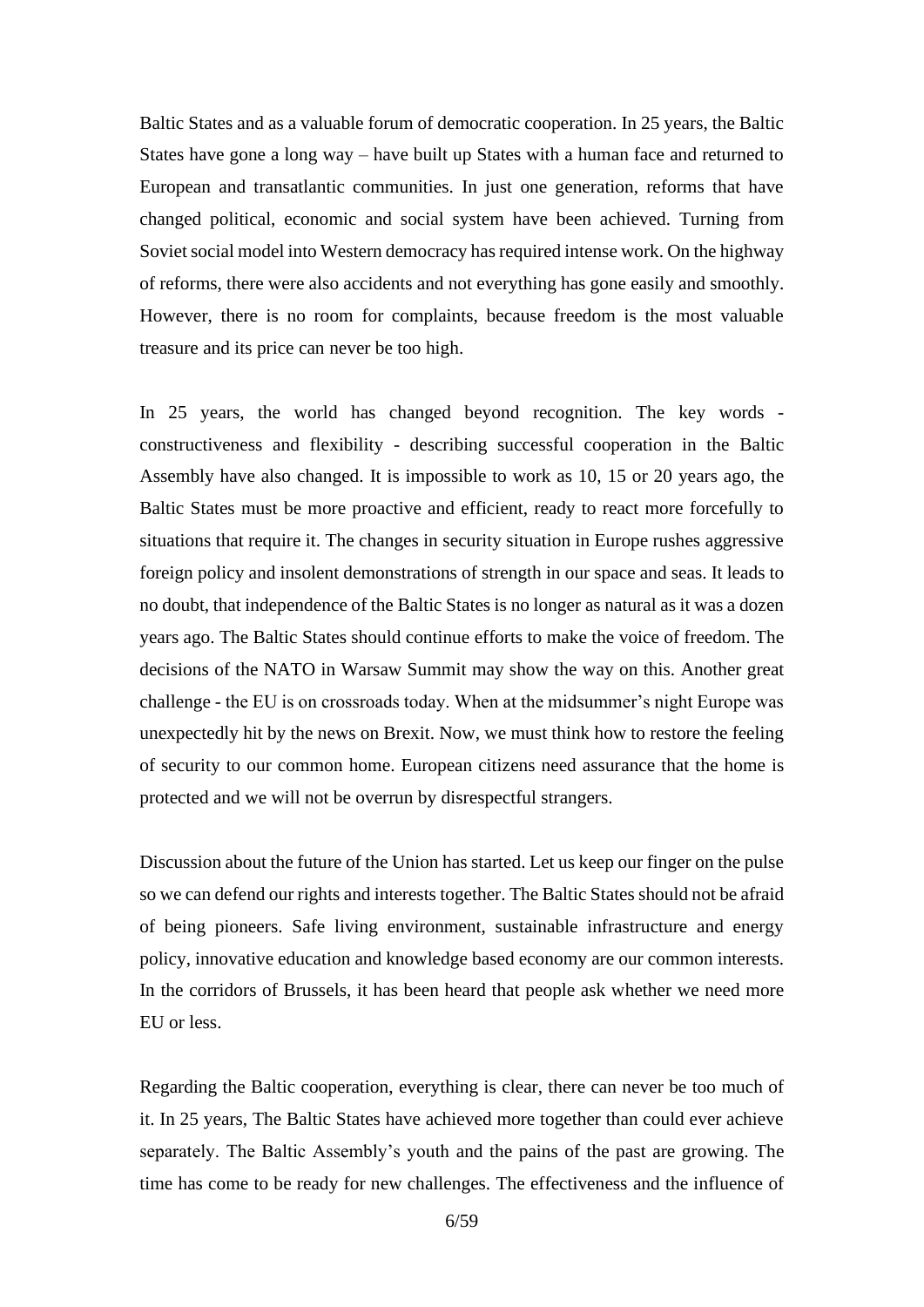Baltic States and as a valuable forum of democratic cooperation. In 25 years, the Baltic States have gone a long way – have built up States with a human face and returned to European and transatlantic communities. In just one generation, reforms that have changed political, economic and social system have been achieved. Turning from Soviet social model into Western democracy has required intense work. On the highway of reforms, there were also accidents and not everything has gone easily and smoothly. However, there is no room for complaints, because freedom is the most valuable treasure and its price can never be too high.

In 25 years, the world has changed beyond recognition. The key words - constructiveness and flexibility - describing successful cooperation in the Baltic Assembly have also changed. It is impossible to work as 10, 15 or 20 years ago, the Baltic States must be more proactive and efficient, ready to react more forcefully to situations that require it. The changes in security situation in Europe rushes aggressive foreign policy and insolent demonstrations of strength in our space and seas. It leads to no doubt, that independence of the Baltic States is no longer as natural as it was a dozen years ago. The Baltic States should continue efforts to make the voice of freedom. The decisions of the NATO in Warsaw Summit may show the way on this. Another great challenge - the EU is on crossroads today. When at the midsummer's night Europe was unexpectedly hit by the news on Brexit. Now, we must think how to restore the feeling of security to our common home. European citizens need assurance that the home is protected and we will not be overrun by disrespectful strangers.

Discussion about the future of the Union has started. Let us keep our finger on the pulse so we can defend our rights and interests together. The Baltic States should not be afraid of being pioneers. Safe living environment, sustainable infrastructure and energy policy, innovative education and knowledge based economy are our common interests. In the corridors of Brussels, it has been heard that people ask whether we need more EU or less.

Regarding the Baltic cooperation, everything is clear, there can never be too much of it. In 25 years, The Baltic States have achieved more together than could ever achieve separately. The Baltic Assembly's youth and the pains of the past are growing. The time has come to be ready for new challenges. The effectiveness and the influence of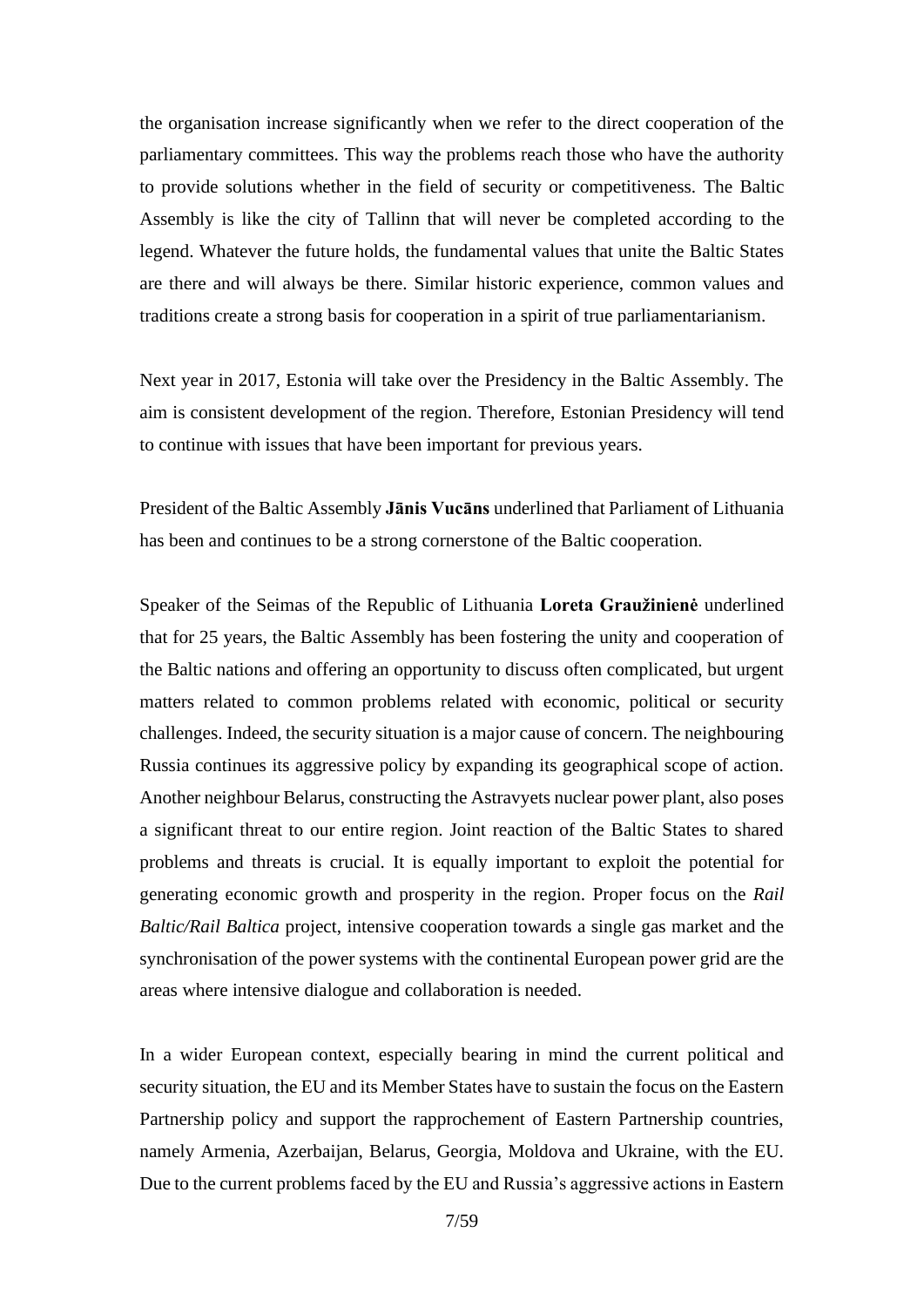the organisation increase significantly when we refer to the direct cooperation of the parliamentary committees. This way the problems reach those who have the authority to provide solutions whether in the field of security or competitiveness. The Baltic Assembly is like the city of Tallinn that will never be completed according to the legend. Whatever the future holds, the fundamental values that unite the Baltic States are there and will always be there. Similar historic experience, common values and traditions create a strong basis for cooperation in a spirit of true parliamentarianism.

Next year in 2017, Estonia will take over the Presidency in the Baltic Assembly. The aim is consistent development of the region. Therefore, Estonian Presidency will tend to continue with issues that have been important for previous years.

President of the Baltic Assembly **Jānis Vucāns** underlined that Parliament of Lithuania has been and continues to be a strong cornerstone of the Baltic cooperation.

Speaker of the Seimas of the Republic of Lithuania **Loreta Graužinienė** underlined that for 25 years, the Baltic Assembly has been fostering the unity and cooperation of the Baltic nations and offering an opportunity to discuss often complicated, but urgent matters related to common problems related with economic, political or security challenges. Indeed, the security situation is a major cause of concern. The neighbouring Russia continues its aggressive policy by expanding its geographical scope of action. Another neighbour Belarus, constructing the Astravyets nuclear power plant, also poses a significant threat to our entire region. Joint reaction of the Baltic States to shared problems and threats is crucial. It is equally important to exploit the potential for generating economic growth and prosperity in the region. Proper focus on the *Rail Baltic/Rail Baltica* project, intensive cooperation towards a single gas market and the synchronisation of the power systems with the continental European power grid are the areas where intensive dialogue and collaboration is needed.

In a wider European context, especially bearing in mind the current political and security situation, the EU and its Member States have to sustain the focus on the Eastern Partnership policy and support the rapprochement of Eastern Partnership countries, namely Armenia, Azerbaijan, Belarus, Georgia, Moldova and Ukraine, with the EU. Due to the current problems faced by the EU and Russia's aggressive actions in Eastern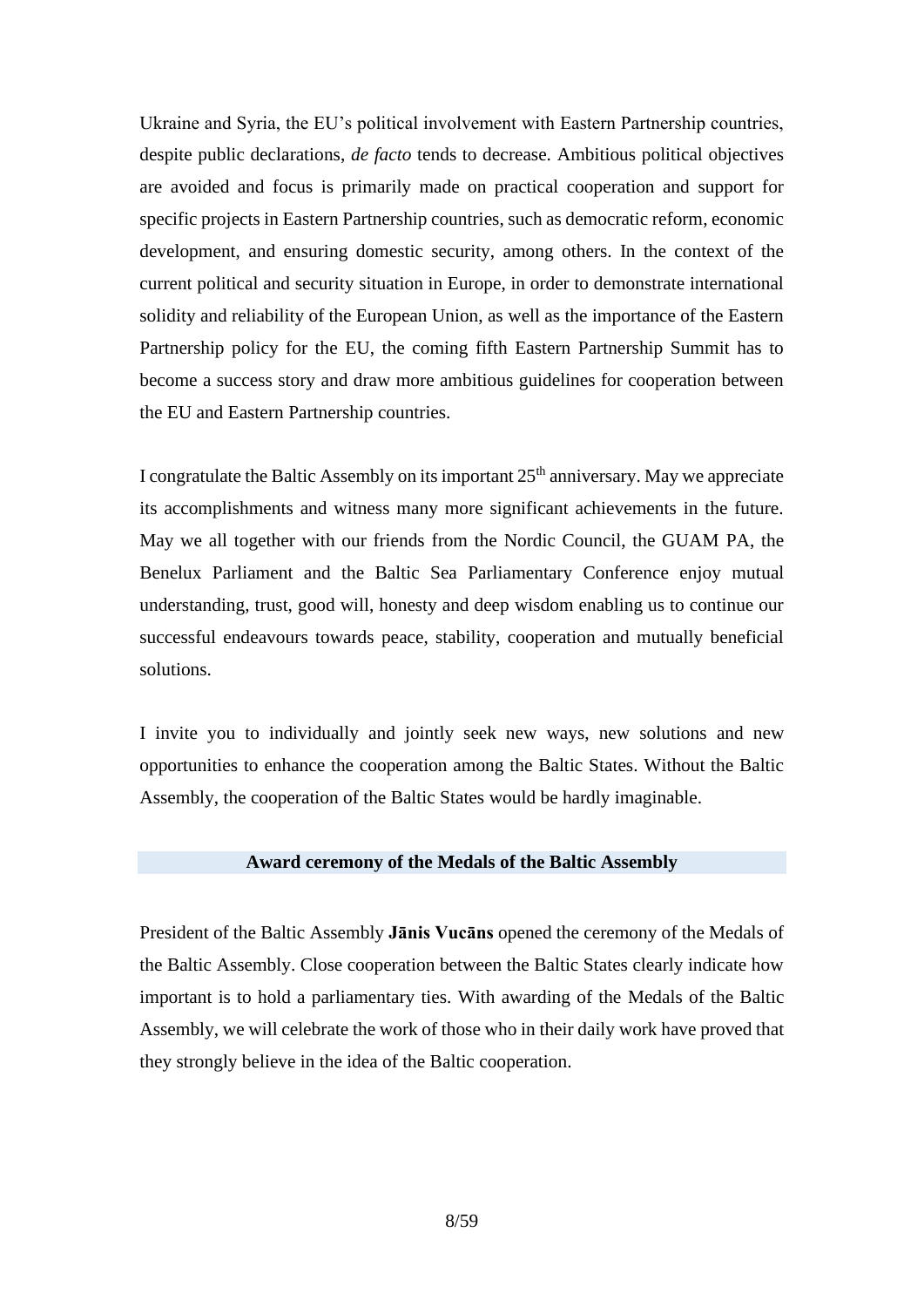Ukraine and Syria, the EU's political involvement with Eastern Partnership countries, despite public declarations, *de facto* tends to decrease. Ambitious political objectives are avoided and focus is primarily made on practical cooperation and support for specific projects in Eastern Partnership countries, such as democratic reform, economic development, and ensuring domestic security, among others. In the context of the current political and security situation in Europe, in order to demonstrate international solidity and reliability of the European Union, as well as the importance of the Eastern Partnership policy for the EU, the coming fifth Eastern Partnership Summit has to become a success story and draw more ambitious guidelines for cooperation between the EU and Eastern Partnership countries.

I congratulate the Baltic Assembly on its important 25th anniversary. May we appreciate its accomplishments and witness many more significant achievements in the future. May we all together with our friends from the Nordic Council, the GUAM PA, the Benelux Parliament and the Baltic Sea Parliamentary Conference enjoy mutual understanding, trust, good will, honesty and deep wisdom enabling us to continue our successful endeavours towards peace, stability, cooperation and mutually beneficial solutions.

I invite you to individually and jointly seek new ways, new solutions and new opportunities to enhance the cooperation among the Baltic States. Without the Baltic Assembly, the cooperation of the Baltic States would be hardly imaginable.

## Award ceremony of the Medals of the Baltic Assembly

President of the Baltic Assembly **Jānis Vucāns** opened the ceremony of the Medals of the Baltic Assembly. Close cooperation between the Baltic States clearly indicate how important is to hold a parliamentary ties. With awarding of the Medals of the Baltic Assembly, we will celebrate the work of those who in their daily work have proved that they strongly believe in the idea of the Baltic cooperation.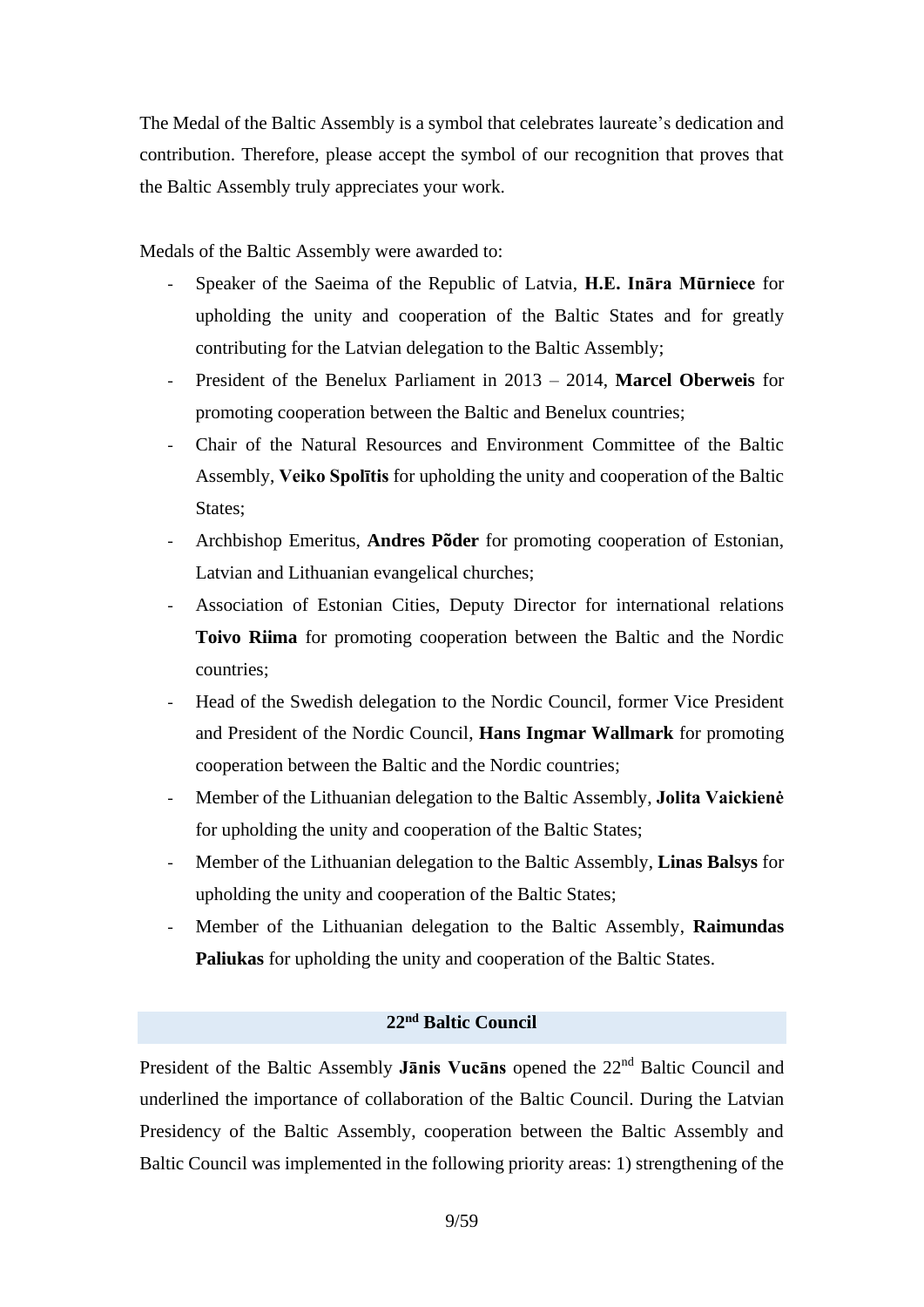The Medal of the Baltic Assembly is a symbol that celebrates laureate's dedication and contribution. Therefore, please accept the symbol of our recognition that proves that the Baltic Assembly truly appreciates your work.

Medals of the Baltic Assembly were awarded to:

- Speaker of the Saeima of the Republic of Latvia, **H.E. Ināra Mūrniece** for upholding the unity and cooperation of the Baltic States and for greatly contributing for the Latvian delegation to the Baltic Assembly;
- President of the Benelux Parliament in 2013 – 2014, **Marcel Oberweis** for promoting cooperation between the Baltic and Benelux countries;
- Chair of the Natural Resources and Environment Committee of the Baltic Assembly, **Veiko Spolītis** for upholding the unity and cooperation of the Baltic States;
- Archbishop Emeritus, **Andres Põder** for promoting cooperation of Estonian, Latvian and Lithuanian evangelical churches;
- Association of Estonian Cities, Deputy Director for international relations **Toivo Riima** for promoting cooperation between the Baltic and the Nordic countries;
- Head of the Swedish delegation to the Nordic Council, former Vice President and President of the Nordic Council, **Hans Ingmar Wallmark** for promoting cooperation between the Baltic and the Nordic countries;
- Member of the Lithuanian delegation to the Baltic Assembly, **Jolita Vaickienė** for upholding the unity and cooperation of the Baltic States;
- Member of the Lithuanian delegation to the Baltic Assembly, **Linas Balsys** for upholding the unity and cooperation of the Baltic States;
- Member of the Lithuanian delegation to the Baltic Assembly, **Raimundas Paliukas** for upholding the unity and cooperation of the Baltic States.

## 22nd Baltic Council

President of the Baltic Assembly **Jānis Vucāns** opened the 22nd Baltic Council and underlined the importance of collaboration of the Baltic Council. During the Latvian Presidency of the Baltic Assembly, cooperation between the Baltic Assembly and Baltic Council was implemented in the following priority areas: 1) strengthening of the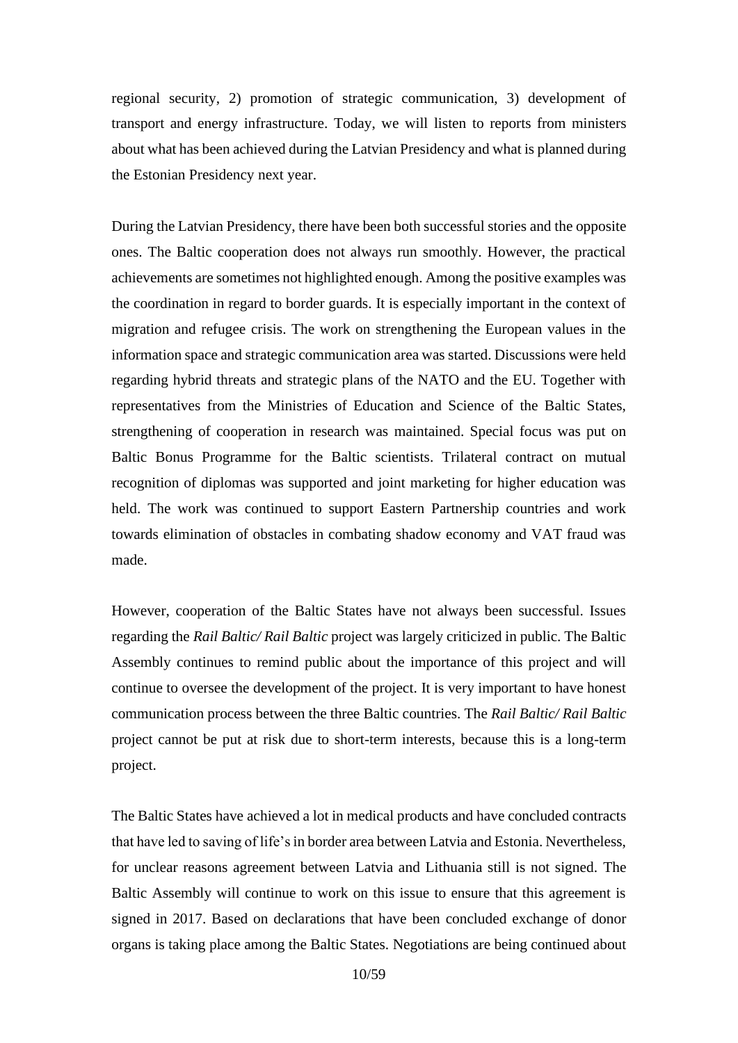regional security, 2) promotion of strategic communication, 3) development of transport and energy infrastructure. Today, we will listen to reports from ministers about what has been achieved during the Latvian Presidency and what is planned during the Estonian Presidency next year.

During the Latvian Presidency, there have been both successful stories and the opposite ones. The Baltic cooperation does not always run smoothly. However, the practical achievements are sometimes not highlighted enough. Among the positive examples was the coordination in regard to border guards. It is especially important in the context of migration and refugee crisis. The work on strengthening the European values in the information space and strategic communication area was started. Discussions were held regarding hybrid threats and strategic plans of the NATO and the EU. Together with representatives from the Ministries of Education and Science of the Baltic States, strengthening of cooperation in research was maintained. Special focus was put on Baltic Bonus Programme for the Baltic scientists. Trilateral contract on mutual recognition of diplomas was supported and joint marketing for higher education was held. The work was continued to support Eastern Partnership countries and work towards elimination of obstacles in combating shadow economy and VAT fraud was made.

However, cooperation of the Baltic States have not always been successful. Issues regarding the *Rail Baltic/ Rail Baltic* project was largely criticized in public. The Baltic Assembly continues to remind public about the importance of this project and will continue to oversee the development of the project. It is very important to have honest communication process between the three Baltic countries. The *Rail Baltic/ Rail Baltic* project cannot be put at risk due to short-term interests, because this is a long-term project.

The Baltic States have achieved a lot in medical products and have concluded contracts that have led to saving of life's in border area between Latvia and Estonia. Nevertheless, for unclear reasons agreement between Latvia and Lithuania still is not signed. The Baltic Assembly will continue to work on this issue to ensure that this agreement is signed in 2017. Based on declarations that have been concluded exchange of donor organs is taking place among the Baltic States. Negotiations are being continued about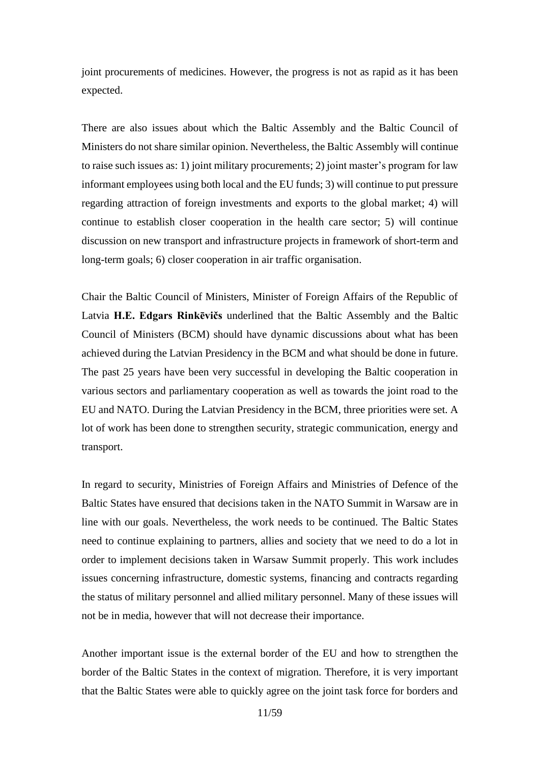joint procurements of medicines. However, the progress is not as rapid as it has been expected.

There are also issues about which the Baltic Assembly and the Baltic Council of Ministers do not share similar opinion. Nevertheless, the Baltic Assembly will continue to raise such issues as: 1) joint military procurements; 2) joint master's program for law informant employees using both local and the EU funds; 3) will continue to put pressure regarding attraction of foreign investments and exports to the global market; 4) will continue to establish closer cooperation in the health care sector; 5) will continue discussion on new transport and infrastructure projects in framework of short-term and long-term goals; 6) closer cooperation in air traffic organisation.

Chair the Baltic Council of Ministers, Minister of Foreign Affairs of the Republic of Latvia **H.E. Edgars Rinkēvičs** underlined that the Baltic Assembly and the Baltic Council of Ministers (BCM) should have dynamic discussions about what has been achieved during the Latvian Presidency in the BCM and what should be done in future. The past 25 years have been very successful in developing the Baltic cooperation in various sectors and parliamentary cooperation as well as towards the joint road to the EU and NATO. During the Latvian Presidency in the BCM, three priorities were set. A lot of work has been done to strengthen security, strategic communication, energy and transport.

In regard to security, Ministries of Foreign Affairs and Ministries of Defence of the Baltic States have ensured that decisions taken in the NATO Summit in Warsaw are in line with our goals. Nevertheless, the work needs to be continued. The Baltic States need to continue explaining to partners, allies and society that we need to do a lot in order to implement decisions taken in Warsaw Summit properly. This work includes issues concerning infrastructure, domestic systems, financing and contracts regarding the status of military personnel and allied military personnel. Many of these issues will not be in media, however that will not decrease their importance.

Another important issue is the external border of the EU and how to strengthen the border of the Baltic States in the context of migration. Therefore, it is very important that the Baltic States were able to quickly agree on the joint task force for borders and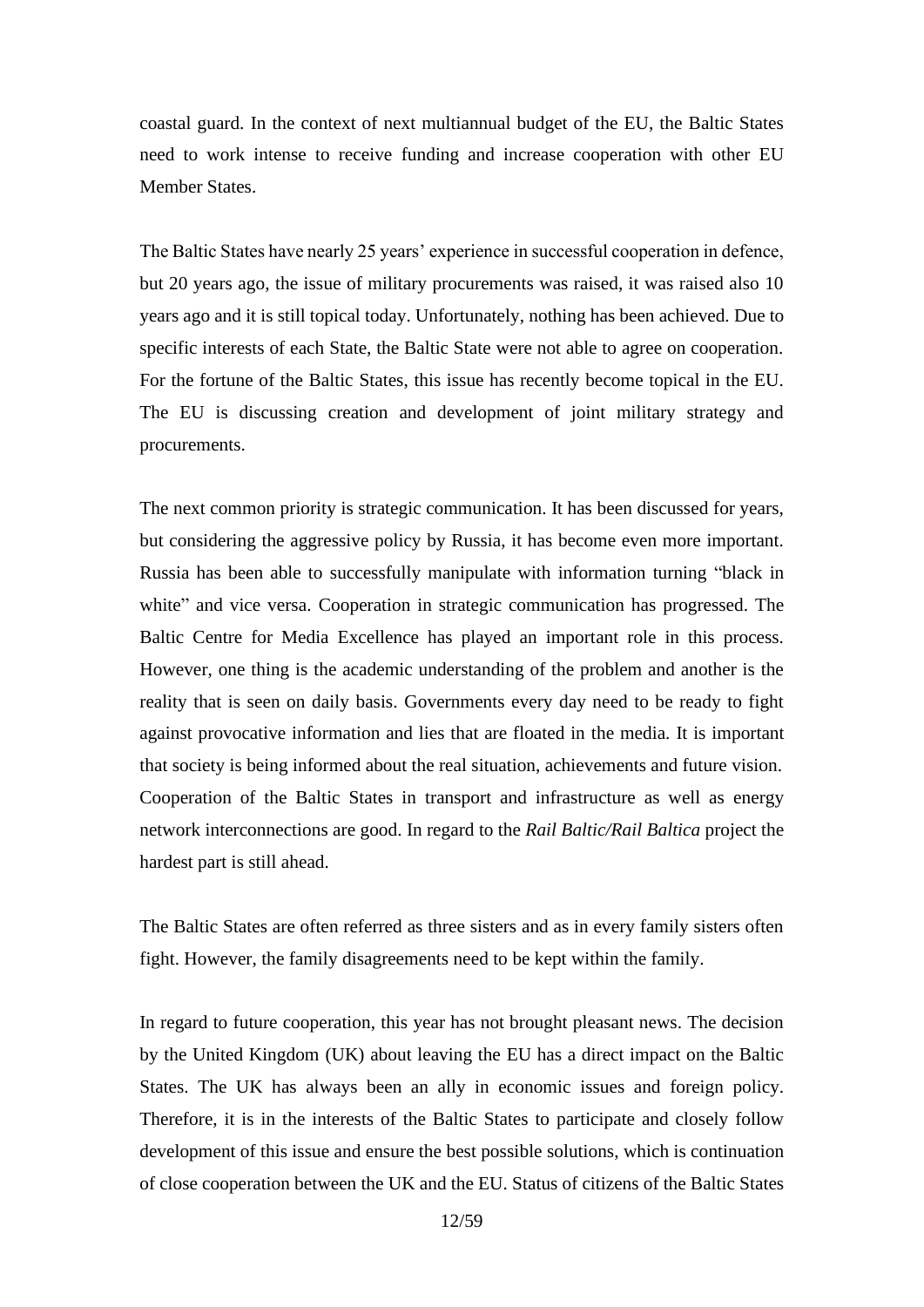coastal guard. In the context of next multiannual budget of the EU, the Baltic States need to work intense to receive funding and increase cooperation with other EU Member States.

The Baltic States have nearly 25 years' experience in successful cooperation in defence, but 20 years ago, the issue of military procurements was raised, it was raised also 10 years ago and it is still topical today. Unfortunately, nothing has been achieved. Due to specific interests of each State, the Baltic State were not able to agree on cooperation. For the fortune of the Baltic States, this issue has recently become topical in the EU. The EU is discussing creation and development of joint military strategy and procurements.

The next common priority is strategic communication. It has been discussed for years, but considering the aggressive policy by Russia, it has become even more important. Russia has been able to successfully manipulate with information turning "black in white" and vice versa. Cooperation in strategic communication has progressed. The Baltic Centre for Media Excellence has played an important role in this process. However, one thing is the academic understanding of the problem and another is the reality that is seen on daily basis. Governments every day need to be ready to fight against provocative information and lies that are floated in the media. It is important that society is being informed about the real situation, achievements and future vision. Cooperation of the Baltic States in transport and infrastructure as well as energy network interconnections are good. In regard to the *Rail Baltic/Rail Baltica* project the hardest part is still ahead.

The Baltic States are often referred as three sisters and as in every family sisters often fight. However, the family disagreements need to be kept within the family.

In regard to future cooperation, this year has not brought pleasant news. The decision by the United Kingdom (UK) about leaving the EU has a direct impact on the Baltic States. The UK has always been an ally in economic issues and foreign policy. Therefore, it is in the interests of the Baltic States to participate and closely follow development of this issue and ensure the best possible solutions, which is continuation of close cooperation between the UK and the EU. Status of citizens of the Baltic States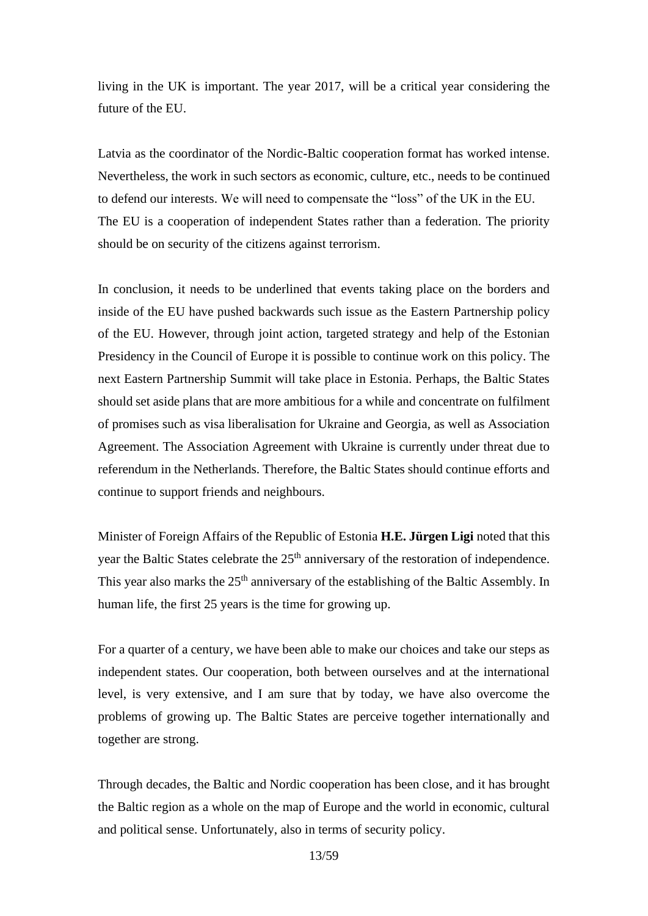living in the UK is important. The year 2017, will be a critical year considering the future of the EU.

Latvia as the coordinator of the Nordic-Baltic cooperation format has worked intense. Nevertheless, the work in such sectors as economic, culture, etc., needs to be continued to defend our interests. We will need to compensate the "loss" of the UK in the EU. The EU is a cooperation of independent States rather than a federation. The priority should be on security of the citizens against terrorism.

In conclusion, it needs to be underlined that events taking place on the borders and inside of the EU have pushed backwards such issue as the Eastern Partnership policy of the EU. However, through joint action, targeted strategy and help of the Estonian Presidency in the Council of Europe it is possible to continue work on this policy. The next Eastern Partnership Summit will take place in Estonia. Perhaps, the Baltic States should set aside plans that are more ambitious for a while and concentrate on fulfilment of promises such as visa liberalisation for Ukraine and Georgia, as well as Association Agreement. The Association Agreement with Ukraine is currently under threat due to referendum in the Netherlands. Therefore, the Baltic States should continue efforts and continue to support friends and neighbours.

Minister of Foreign Affairs of the Republic of Estonia **H.E. Jürgen Ligi** noted that this year the Baltic States celebrate the 25th anniversary of the restoration of independence. This year also marks the 25th anniversary of the establishing of the Baltic Assembly. In human life, the first 25 years is the time for growing up.

For a quarter of a century, we have been able to make our choices and take our steps as independent states. Our cooperation, both between ourselves and at the international level, is very extensive, and I am sure that by today, we have also overcome the problems of growing up. The Baltic States are perceive together internationally and together are strong.

Through decades, the Baltic and Nordic cooperation has been close, and it has brought the Baltic region as a whole on the map of Europe and the world in economic, cultural and political sense. Unfortunately, also in terms of security policy.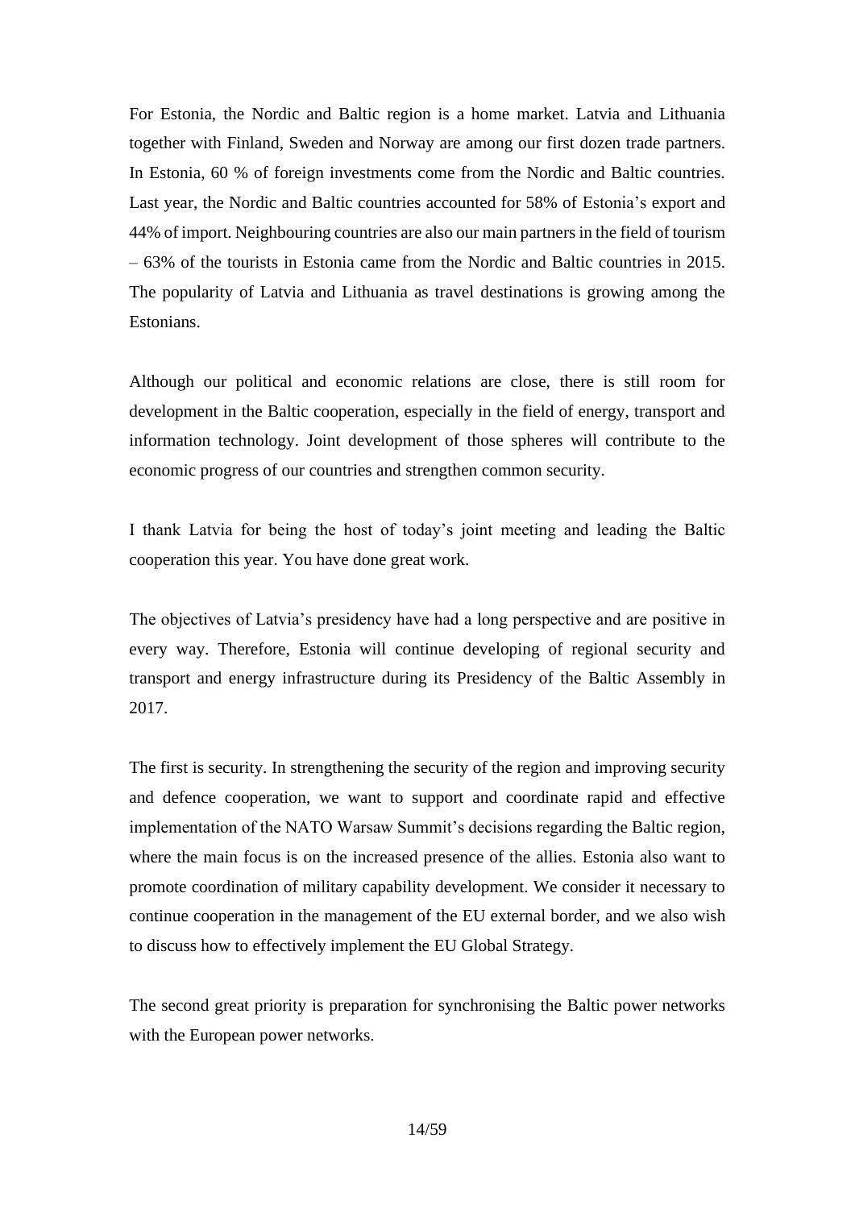For Estonia, the Nordic and Baltic region is a home market. Latvia and Lithuania together with Finland, Sweden and Norway are among our first dozen trade partners. In Estonia, 60 % of foreign investments come from the Nordic and Baltic countries. Last year, the Nordic and Baltic countries accounted for 58% of Estonia's export and 44% of import. Neighbouring countries are also our main partners in the field of tourism – 63% of the tourists in Estonia came from the Nordic and Baltic countries in 2015. The popularity of Latvia and Lithuania as travel destinations is growing among the Estonians.

Although our political and economic relations are close, there is still room for development in the Baltic cooperation, especially in the field of energy, transport and information technology. Joint development of those spheres will contribute to the economic progress of our countries and strengthen common security.

I thank Latvia for being the host of today's joint meeting and leading the Baltic cooperation this year. You have done great work.

The objectives of Latvia's presidency have had a long perspective and are positive in every way. Therefore, Estonia will continue developing of regional security and transport and energy infrastructure during its Presidency of the Baltic Assembly in 2017.

The first is security. In strengthening the security of the region and improving security and defence cooperation, we want to support and coordinate rapid and effective implementation of the NATO Warsaw Summit's decisions regarding the Baltic region, where the main focus is on the increased presence of the allies. Estonia also want to promote coordination of military capability development. We consider it necessary to continue cooperation in the management of the EU external border, and we also wish to discuss how to effectively implement the EU Global Strategy.

The second great priority is preparation for synchronising the Baltic power networks with the European power networks.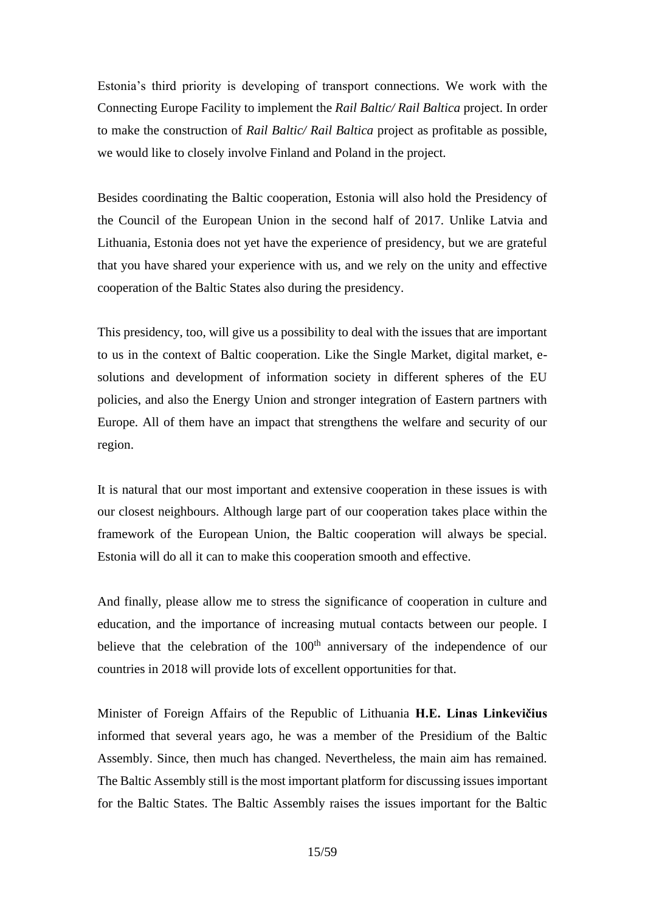Estonia's third priority is developing of transport connections. We work with the Connecting Europe Facility to implement the *Rail Baltic/ Rail Baltica* project. In order to make the construction of *Rail Baltic/ Rail Baltica* project as profitable as possible, we would like to closely involve Finland and Poland in the project.

Besides coordinating the Baltic cooperation, Estonia will also hold the Presidency of the Council of the European Union in the second half of 2017. Unlike Latvia and Lithuania, Estonia does not yet have the experience of presidency, but we are grateful that you have shared your experience with us, and we rely on the unity and effective cooperation of the Baltic States also during the presidency.

This presidency, too, will give us a possibility to deal with the issues that are important to us in the context of Baltic cooperation. Like the Single Market, digital market, e-solutions and development of information society in different spheres of the EU policies, and also the Energy Union and stronger integration of Eastern partners with Europe. All of them have an impact that strengthens the welfare and security of our region.

It is natural that our most important and extensive cooperation in these issues is with our closest neighbours. Although large part of our cooperation takes place within the framework of the European Union, the Baltic cooperation will always be special. Estonia will do all it can to make this cooperation smooth and effective.

And finally, please allow me to stress the significance of cooperation in culture and education, and the importance of increasing mutual contacts between our people. I believe that the celebration of the 100th anniversary of the independence of our countries in 2018 will provide lots of excellent opportunities for that.

Minister of Foreign Affairs of the Republic of Lithuania **H.E. Linas Linkevičius** informed that several years ago, he was a member of the Presidium of the Baltic Assembly. Since, then much has changed. Nevertheless, the main aim has remained. The Baltic Assembly still is the most important platform for discussing issues important for the Baltic States. The Baltic Assembly raises the issues important for the Baltic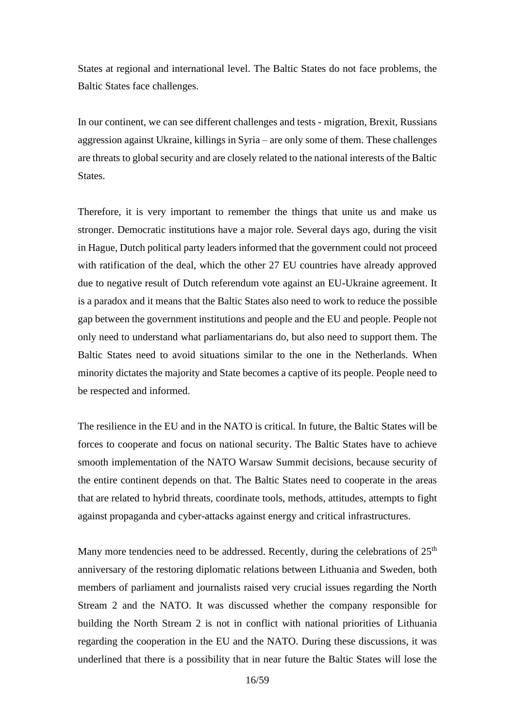States at regional and international level. The Baltic States do not face problems, the Baltic States face challenges.

In our continent, we can see different challenges and tests - migration, Brexit, Russians aggression against Ukraine, killings in Syria – are only some of them. These challenges are threats to global security and are closely related to the national interests of the Baltic States.

Therefore, it is very important to remember the things that unite us and make us stronger. Democratic institutions have a major role. Several days ago, during the visit in Hague, Dutch political party leaders informed that the government could not proceed with ratification of the deal, which the other 27 EU countries have already approved due to negative result of Dutch referendum vote against an EU-Ukraine agreement. It is a paradox and it means that the Baltic States also need to work to reduce the possible gap between the government institutions and people and the EU and people. People not only need to understand what parliamentarians do, but also need to support them. The Baltic States need to avoid situations similar to the one in the Netherlands. When minority dictates the majority and State becomes a captive of its people. People need to be respected and informed.

The resilience in the EU and in the NATO is critical. In future, the Baltic States will be forces to cooperate and focus on national security. The Baltic States have to achieve smooth implementation of the NATO Warsaw Summit decisions, because security of the entire continent depends on that. The Baltic States need to cooperate in the areas that are related to hybrid threats, coordinate tools, methods, attitudes, attempts to fight against propaganda and cyber-attacks against energy and critical infrastructures.

Many more tendencies need to be addressed. Recently, during the celebrations of 25th anniversary of the restoring diplomatic relations between Lithuania and Sweden, both members of parliament and journalists raised very crucial issues regarding the North Stream 2 and the NATO. It was discussed whether the company responsible for building the North Stream 2 is not in conflict with national priorities of Lithuania regarding the cooperation in the EU and the NATO. During these discussions, it was underlined that there is a possibility that in near future the Baltic States will lose the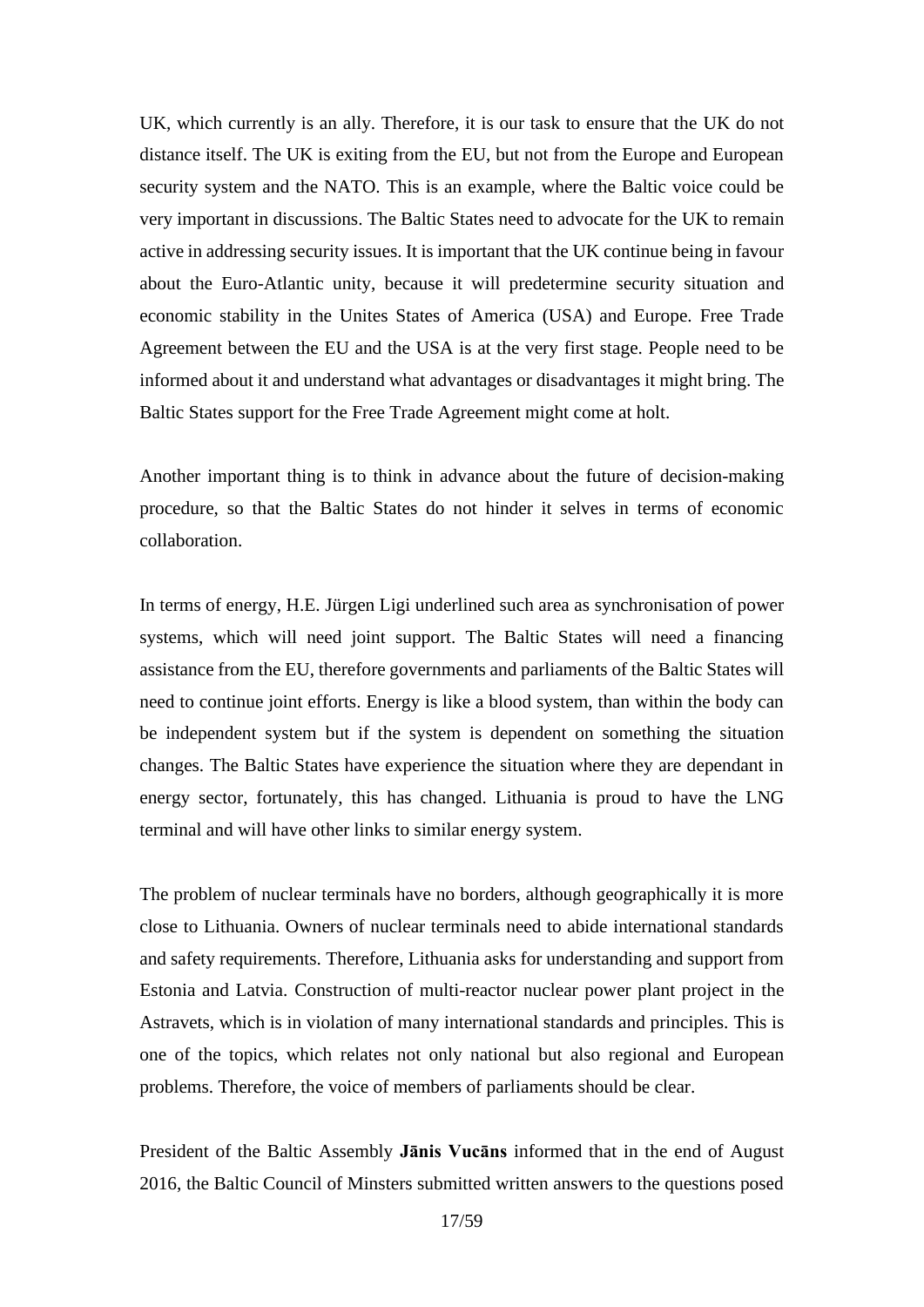UK, which currently is an ally. Therefore, it is our task to ensure that the UK do not distance itself. The UK is exiting from the EU, but not from the Europe and European security system and the NATO. This is an example, where the Baltic voice could be very important in discussions. The Baltic States need to advocate for the UK to remain active in addressing security issues. It is important that the UK continue being in favour about the Euro-Atlantic unity, because it will predetermine security situation and economic stability in the Unites States of America (USA) and Europe. Free Trade Agreement between the EU and the USA is at the very first stage. People need to be informed about it and understand what advantages or disadvantages it might bring. The Baltic States support for the Free Trade Agreement might come at holt.

Another important thing is to think in advance about the future of decision-making procedure, so that the Baltic States do not hinder it selves in terms of economic collaboration.

In terms of energy, H.E. Jürgen Ligi underlined such area as synchronisation of power systems, which will need joint support. The Baltic States will need a financing assistance from the EU, therefore governments and parliaments of the Baltic States will need to continue joint efforts. Energy is like a blood system, than within the body can be independent system but if the system is dependent on something the situation changes. The Baltic States have experience the situation where they are dependant in energy sector, fortunately, this has changed. Lithuania is proud to have the LNG terminal and will have other links to similar energy system.

The problem of nuclear terminals have no borders, although geographically it is more close to Lithuania. Owners of nuclear terminals need to abide international standards and safety requirements. Therefore, Lithuania asks for understanding and support from Estonia and Latvia. Construction of multi-reactor nuclear power plant project in the Astravets, which is in violation of many international standards and principles. This is one of the topics, which relates not only national but also regional and European problems. Therefore, the voice of members of parliaments should be clear.

President of the Baltic Assembly **Jānis Vucāns** informed that in the end of August 2016, the Baltic Council of Minsters submitted written answers to the questions posed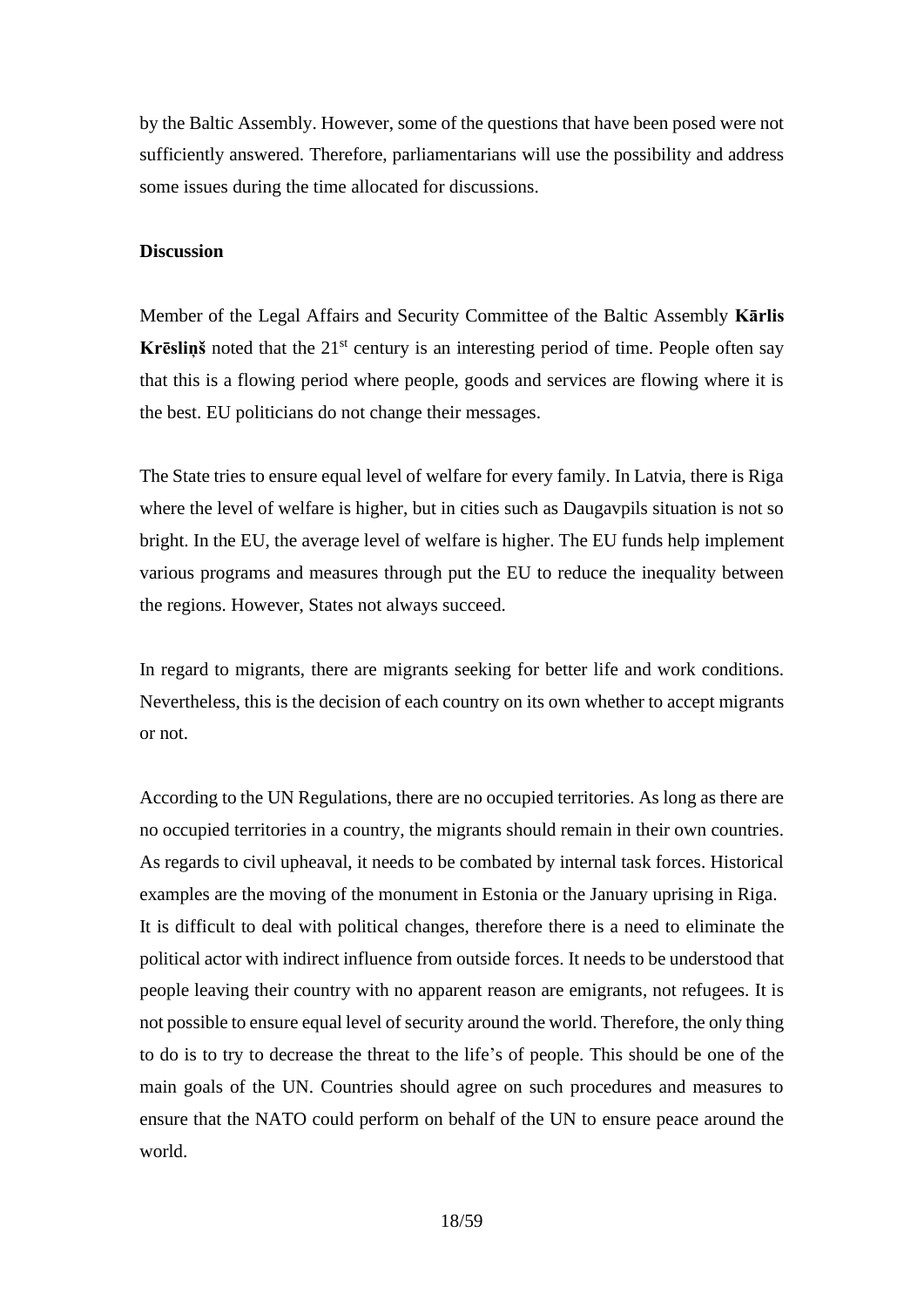by the Baltic Assembly. However, some of the questions that have been posed were not sufficiently answered. Therefore, parliamentarians will use the possibility and address some issues during the time allocated for discussions.

**Discussion**

Member of the Legal Affairs and Security Committee of the Baltic Assembly **Kārlis Krēsliņš** noted that the 21st century is an interesting period of time. People often say that this is a flowing period where people, goods and services are flowing where it is the best. EU politicians do not change their messages.

The State tries to ensure equal level of welfare for every family. In Latvia, there is Riga where the level of welfare is higher, but in cities such as Daugavpils situation is not so bright. In the EU, the average level of welfare is higher. The EU funds help implement various programs and measures through put the EU to reduce the inequality between the regions. However, States not always succeed.

In regard to migrants, there are migrants seeking for better life and work conditions. Nevertheless, this is the decision of each country on its own whether to accept migrants or not.

According to the UN Regulations, there are no occupied territories. As long as there are no occupied territories in a country, the migrants should remain in their own countries. As regards to civil upheaval, it needs to be combated by internal task forces. Historical examples are the moving of the monument in Estonia or the January uprising in Riga. It is difficult to deal with political changes, therefore there is a need to eliminate the political actor with indirect influence from outside forces. It needs to be understood that people leaving their country with no apparent reason are emigrants, not refugees. It is not possible to ensure equal level of security around the world. Therefore, the only thing to do is to try to decrease the threat to the life's of people. This should be one of the main goals of the UN. Countries should agree on such procedures and measures to ensure that the NATO could perform on behalf of the UN to ensure peace around the world.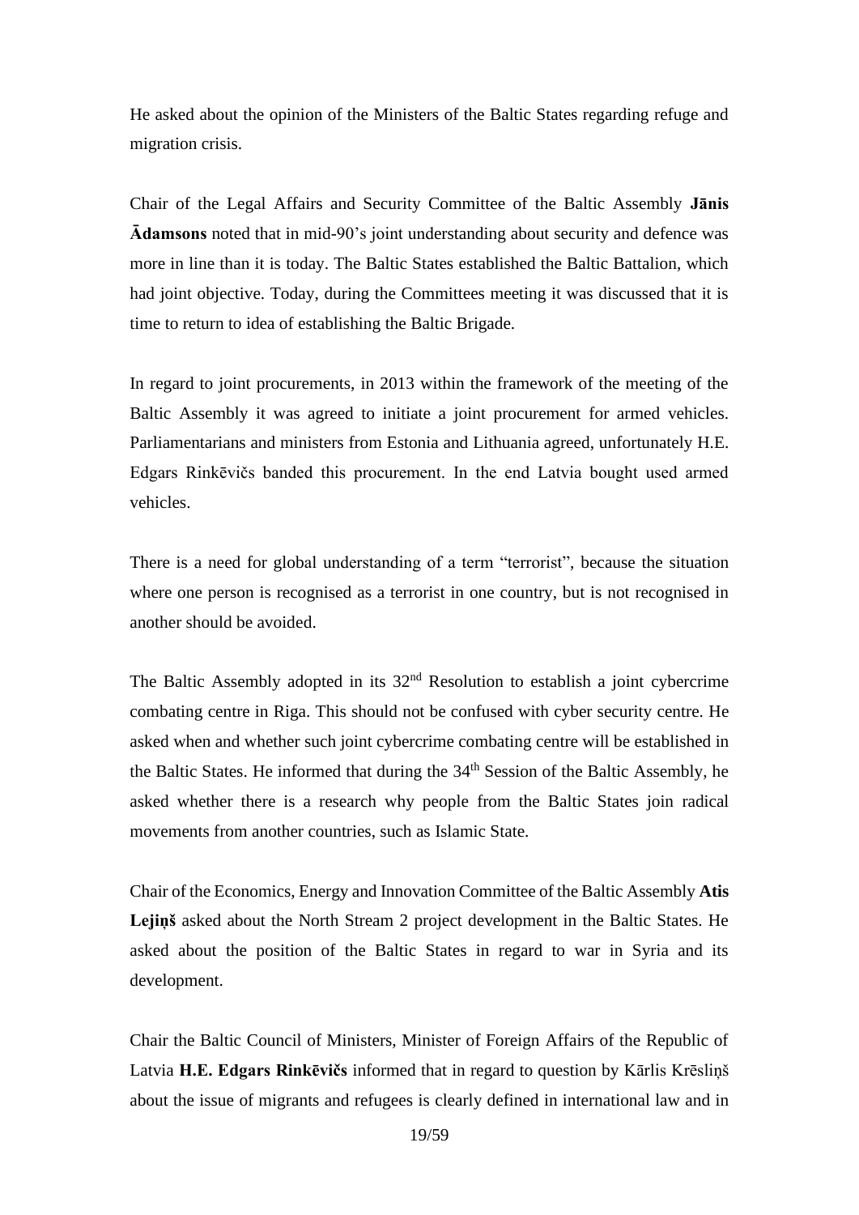He asked about the opinion of the Ministers of the Baltic States regarding refuge and migration crisis.

Chair of the Legal Affairs and Security Committee of the Baltic Assembly **Jānis Ādamsons** noted that in mid-90's joint understanding about security and defence was more in line than it is today. The Baltic States established the Baltic Battalion, which had joint objective. Today, during the Committees meeting it was discussed that it is time to return to idea of establishing the Baltic Brigade.

In regard to joint procurements, in 2013 within the framework of the meeting of the Baltic Assembly it was agreed to initiate a joint procurement for armed vehicles. Parliamentarians and ministers from Estonia and Lithuania agreed, unfortunately H.E. Edgars Rinkēvičs banded this procurement. In the end Latvia bought used armed vehicles.

There is a need for global understanding of a term "terrorist", because the situation where one person is recognised as a terrorist in one country, but is not recognised in another should be avoided.

The Baltic Assembly adopted in its 32nd Resolution to establish a joint cybercrime combating centre in Riga. This should not be confused with cyber security centre. He asked when and whether such joint cybercrime combating centre will be established in the Baltic States. He informed that during the 34th Session of the Baltic Assembly, he asked whether there is a research why people from the Baltic States join radical movements from another countries, such as Islamic State.

Chair of the Economics, Energy and Innovation Committee of the Baltic Assembly **Atis Lejiņš** asked about the North Stream 2 project development in the Baltic States. He asked about the position of the Baltic States in regard to war in Syria and its development.

Chair the Baltic Council of Ministers, Minister of Foreign Affairs of the Republic of Latvia **H.E. Edgars Rinkēvičs** informed that in regard to question by Kārlis Krēsliņš about the issue of migrants and refugees is clearly defined in international law and in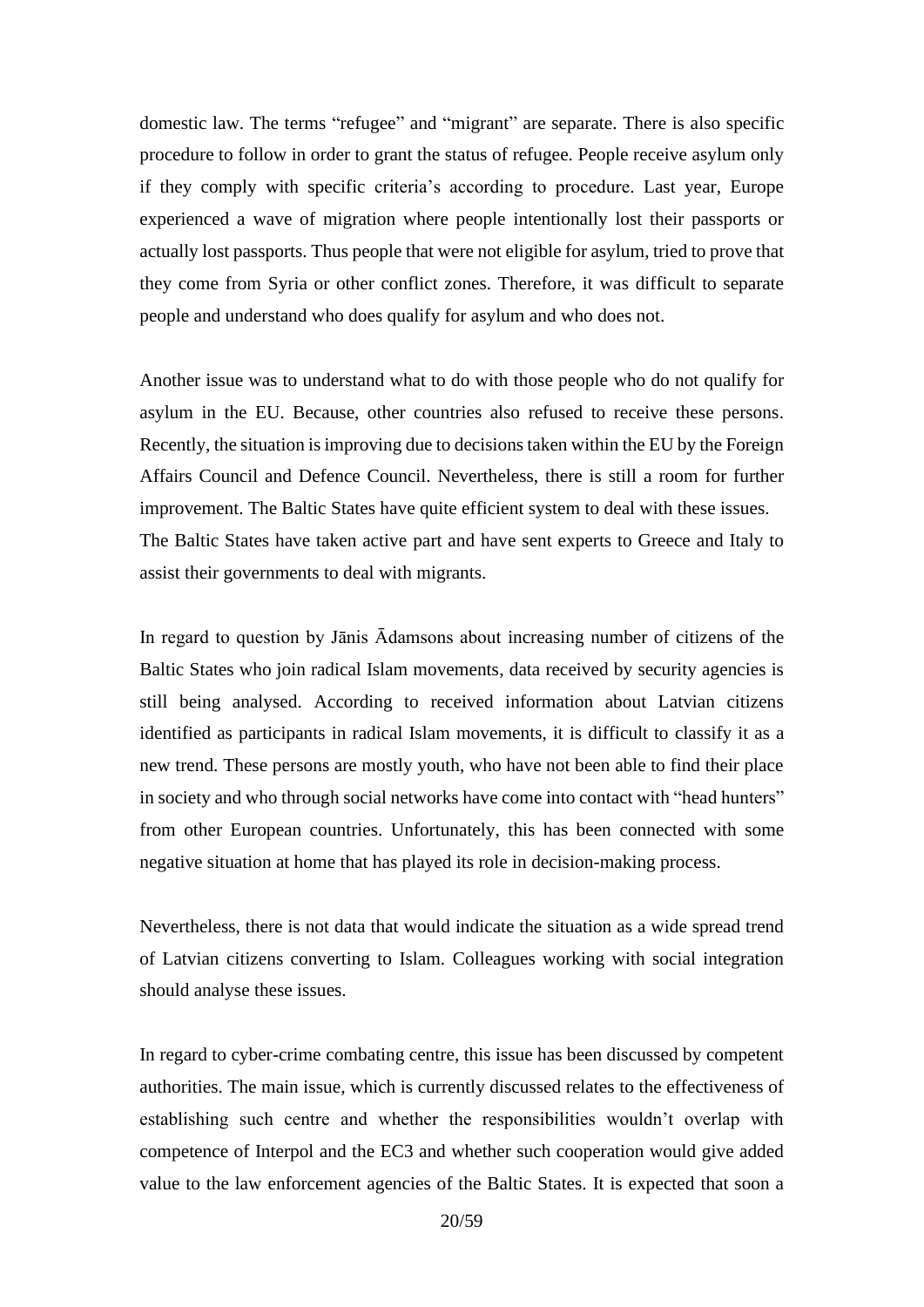domestic law. The terms "refugee" and "migrant" are separate. There is also specific procedure to follow in order to grant the status of refugee. People receive asylum only if they comply with specific criteria's according to procedure. Last year, Europe experienced a wave of migration where people intentionally lost their passports or actually lost passports. Thus people that were not eligible for asylum, tried to prove that they come from Syria or other conflict zones. Therefore, it was difficult to separate people and understand who does qualify for asylum and who does not.

Another issue was to understand what to do with those people who do not qualify for asylum in the EU. Because, other countries also refused to receive these persons. Recently, the situation is improving due to decisions taken within the EU by the Foreign Affairs Council and Defence Council. Nevertheless, there is still a room for further improvement. The Baltic States have quite efficient system to deal with these issues. The Baltic States have taken active part and have sent experts to Greece and Italy to assist their governments to deal with migrants.

In regard to question by Jānis Ādamsons about increasing number of citizens of the Baltic States who join radical Islam movements, data received by security agencies is still being analysed. According to received information about Latvian citizens identified as participants in radical Islam movements, it is difficult to classify it as a new trend. These persons are mostly youth, who have not been able to find their place in society and who through social networks have come into contact with "head hunters" from other European countries. Unfortunately, this has been connected with some negative situation at home that has played its role in decision-making process.

Nevertheless, there is not data that would indicate the situation as a wide spread trend of Latvian citizens converting to Islam. Colleagues working with social integration should analyse these issues.

In regard to cyber-crime combating centre, this issue has been discussed by competent authorities. The main issue, which is currently discussed relates to the effectiveness of establishing such centre and whether the responsibilities wouldn't overlap with competence of Interpol and the EC3 and whether such cooperation would give added value to the law enforcement agencies of the Baltic States. It is expected that soon a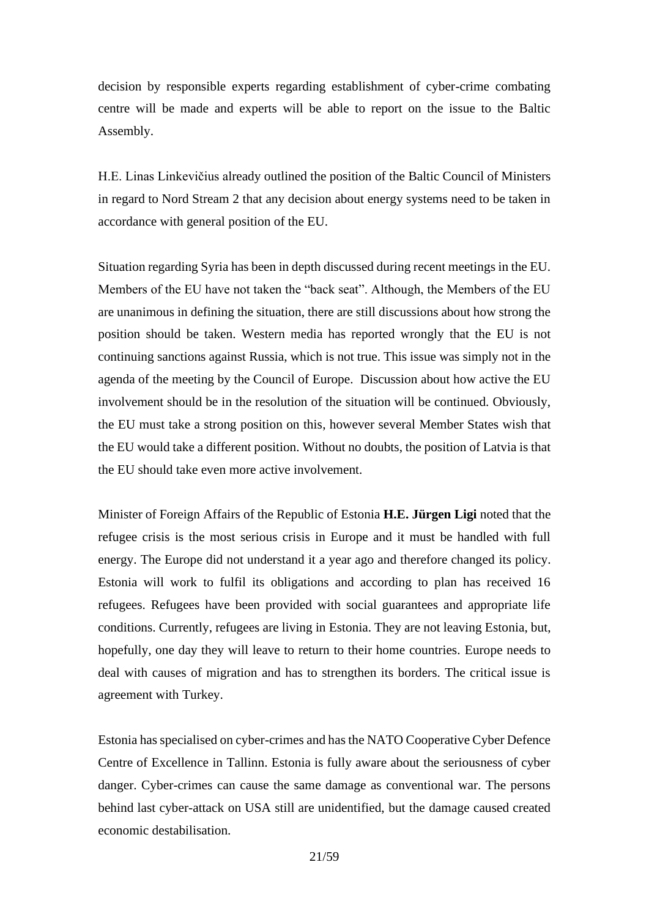decision by responsible experts regarding establishment of cyber-crime combating centre will be made and experts will be able to report on the issue to the Baltic Assembly.

H.E. Linas Linkevičius already outlined the position of the Baltic Council of Ministers in regard to Nord Stream 2 that any decision about energy systems need to be taken in accordance with general position of the EU.

Situation regarding Syria has been in depth discussed during recent meetings in the EU. Members of the EU have not taken the "back seat". Although, the Members of the EU are unanimous in defining the situation, there are still discussions about how strong the position should be taken. Western media has reported wrongly that the EU is not continuing sanctions against Russia, which is not true. This issue was simply not in the agenda of the meeting by the Council of Europe.  Discussion about how active the EU involvement should be in the resolution of the situation will be continued. Obviously, the EU must take a strong position on this, however several Member States wish that the EU would take a different position. Without no doubts, the position of Latvia is that the EU should take even more active involvement.

Minister of Foreign Affairs of the Republic of Estonia **H.E. Jürgen Ligi** noted that the refugee crisis is the most serious crisis in Europe and it must be handled with full energy. The Europe did not understand it a year ago and therefore changed its policy. Estonia will work to fulfil its obligations and according to plan has received 16 refugees. Refugees have been provided with social guarantees and appropriate life conditions. Currently, refugees are living in Estonia. They are not leaving Estonia, but, hopefully, one day they will leave to return to their home countries. Europe needs to deal with causes of migration and has to strengthen its borders. The critical issue is agreement with Turkey.

Estonia has specialised on cyber-crimes and has the NATO Cooperative Cyber Defence Centre of Excellence in Tallinn. Estonia is fully aware about the seriousness of cyber danger. Cyber-crimes can cause the same damage as conventional war. The persons behind last cyber-attack on USA still are unidentified, but the damage caused created economic destabilisation.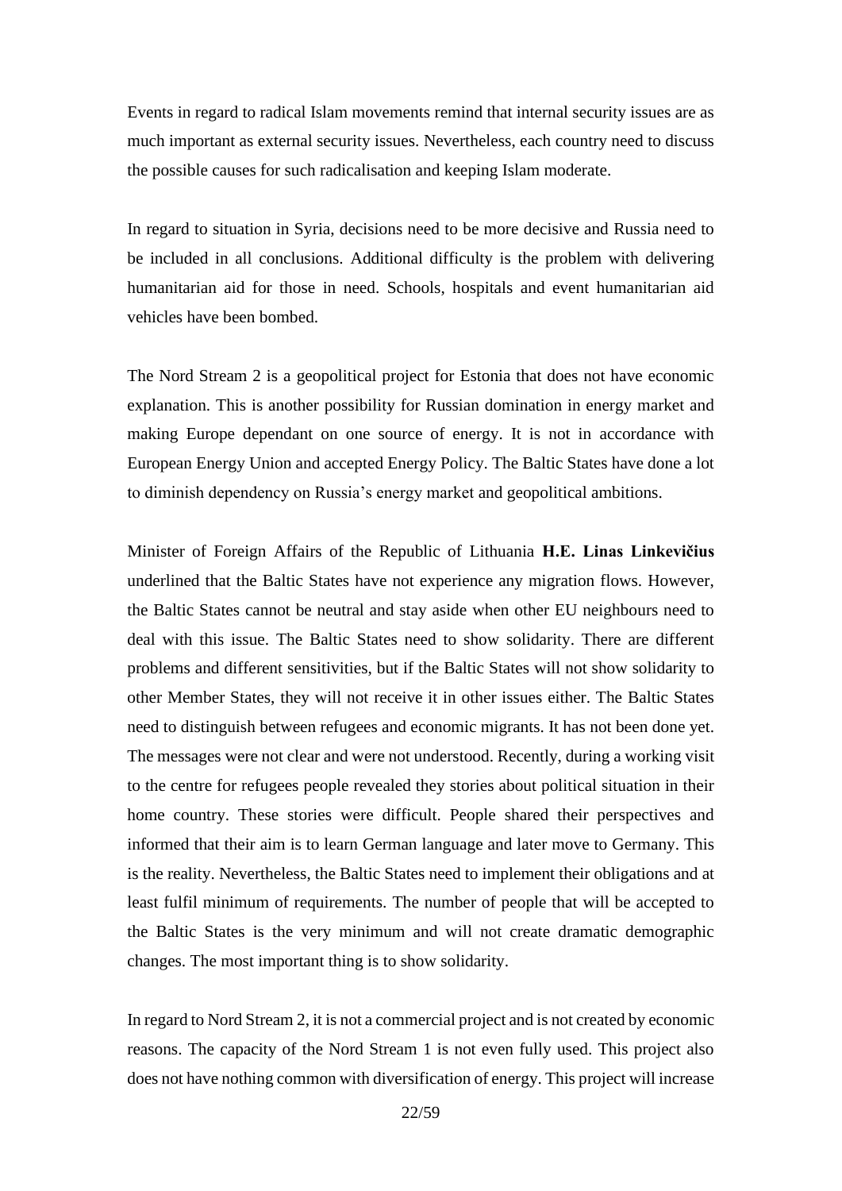Events in regard to radical Islam movements remind that internal security issues are as much important as external security issues. Nevertheless, each country need to discuss the possible causes for such radicalisation and keeping Islam moderate.

In regard to situation in Syria, decisions need to be more decisive and Russia need to be included in all conclusions. Additional difficulty is the problem with delivering humanitarian aid for those in need. Schools, hospitals and event humanitarian aid vehicles have been bombed.

The Nord Stream 2 is a geopolitical project for Estonia that does not have economic explanation. This is another possibility for Russian domination in energy market and making Europe dependant on one source of energy. It is not in accordance with European Energy Union and accepted Energy Policy. The Baltic States have done a lot to diminish dependency on Russia's energy market and geopolitical ambitions.

Minister of Foreign Affairs of the Republic of Lithuania **H.E. Linas Linkevičius** underlined that the Baltic States have not experience any migration flows. However, the Baltic States cannot be neutral and stay aside when other EU neighbours need to deal with this issue. The Baltic States need to show solidarity. There are different problems and different sensitivities, but if the Baltic States will not show solidarity to other Member States, they will not receive it in other issues either. The Baltic States need to distinguish between refugees and economic migrants. It has not been done yet. The messages were not clear and were not understood. Recently, during a working visit to the centre for refugees people revealed they stories about political situation in their home country. These stories were difficult. People shared their perspectives and informed that their aim is to learn German language and later move to Germany. This is the reality. Nevertheless, the Baltic States need to implement their obligations and at least fulfil minimum of requirements. The number of people that will be accepted to the Baltic States is the very minimum and will not create dramatic demographic changes. The most important thing is to show solidarity.

In regard to Nord Stream 2, it is not a commercial project and is not created by economic reasons. The capacity of the Nord Stream 1 is not even fully used. This project also does not have nothing common with diversification of energy. This project will increase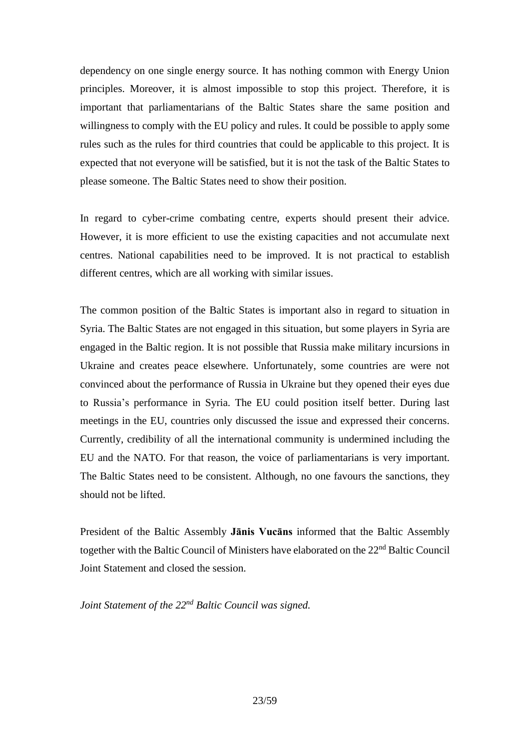dependency on one single energy source. It has nothing common with Energy Union principles. Moreover, it is almost impossible to stop this project. Therefore, it is important that parliamentarians of the Baltic States share the same position and willingness to comply with the EU policy and rules. It could be possible to apply some rules such as the rules for third countries that could be applicable to this project. It is expected that not everyone will be satisfied, but it is not the task of the Baltic States to please someone. The Baltic States need to show their position.

In regard to cyber-crime combating centre, experts should present their advice. However, it is more efficient to use the existing capacities and not accumulate next centres. National capabilities need to be improved. It is not practical to establish different centres, which are all working with similar issues.

The common position of the Baltic States is important also in regard to situation in Syria. The Baltic States are not engaged in this situation, but some players in Syria are engaged in the Baltic region. It is not possible that Russia make military incursions in Ukraine and creates peace elsewhere. Unfortunately, some countries are were not convinced about the performance of Russia in Ukraine but they opened their eyes due to Russia's performance in Syria. The EU could position itself better. During last meetings in the EU, countries only discussed the issue and expressed their concerns. Currently, credibility of all the international community is undermined including the EU and the NATO. For that reason, the voice of parliamentarians is very important. The Baltic States need to be consistent. Although, no one favours the sanctions, they should not be lifted.

President of the Baltic Assembly **Jānis Vucāns** informed that the Baltic Assembly together with the Baltic Council of Ministers have elaborated on the 22nd Baltic Council Joint Statement and closed the session.

*Joint Statement of the 22nd Baltic Council was signed.*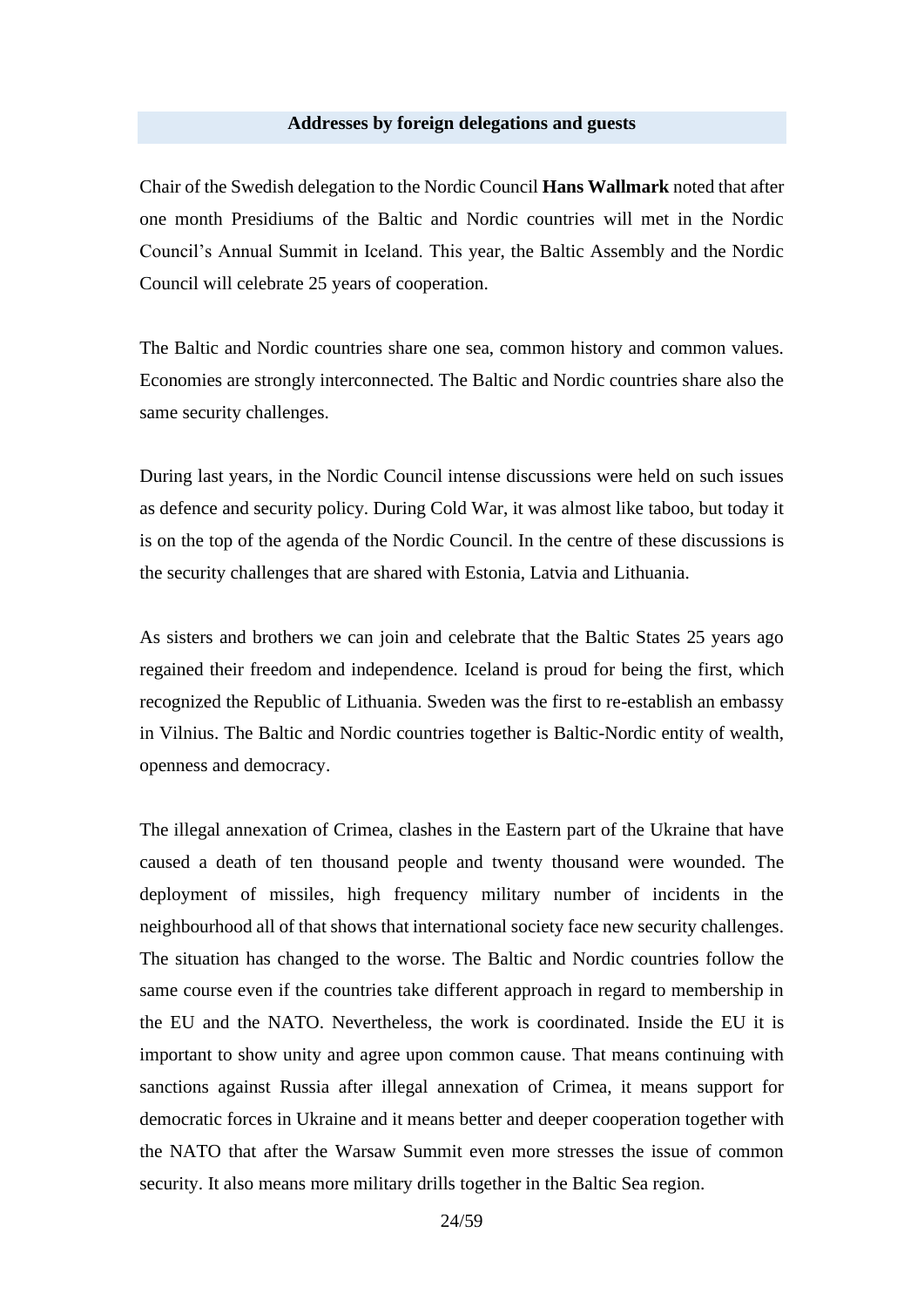## Addresses by foreign delegations and guests

Chair of the Swedish delegation to the Nordic Council **Hans Wallmark** noted that after one month Presidiums of the Baltic and Nordic countries will met in the Nordic Council's Annual Summit in Iceland. This year, the Baltic Assembly and the Nordic Council will celebrate 25 years of cooperation.

The Baltic and Nordic countries share one sea, common history and common values. Economies are strongly interconnected. The Baltic and Nordic countries share also the same security challenges.

During last years, in the Nordic Council intense discussions were held on such issues as defence and security policy. During Cold War, it was almost like taboo, but today it is on the top of the agenda of the Nordic Council. In the centre of these discussions is the security challenges that are shared with Estonia, Latvia and Lithuania.

As sisters and brothers we can join and celebrate that the Baltic States 25 years ago regained their freedom and independence. Iceland is proud for being the first, which recognized the Republic of Lithuania. Sweden was the first to re-establish an embassy in Vilnius. The Baltic and Nordic countries together is Baltic-Nordic entity of wealth, openness and democracy.

The illegal annexation of Crimea, clashes in the Eastern part of the Ukraine that have caused a death of ten thousand people and twenty thousand were wounded. The deployment of missiles, high frequency military number of incidents in the neighbourhood all of that shows that international society face new security challenges. The situation has changed to the worse. The Baltic and Nordic countries follow the same course even if the countries take different approach in regard to membership in the EU and the NATO. Nevertheless, the work is coordinated. Inside the EU it is important to show unity and agree upon common cause. That means continuing with sanctions against Russia after illegal annexation of Crimea, it means support for democratic forces in Ukraine and it means better and deeper cooperation together with the NATO that after the Warsaw Summit even more stresses the issue of common security. It also means more military drills together in the Baltic Sea region.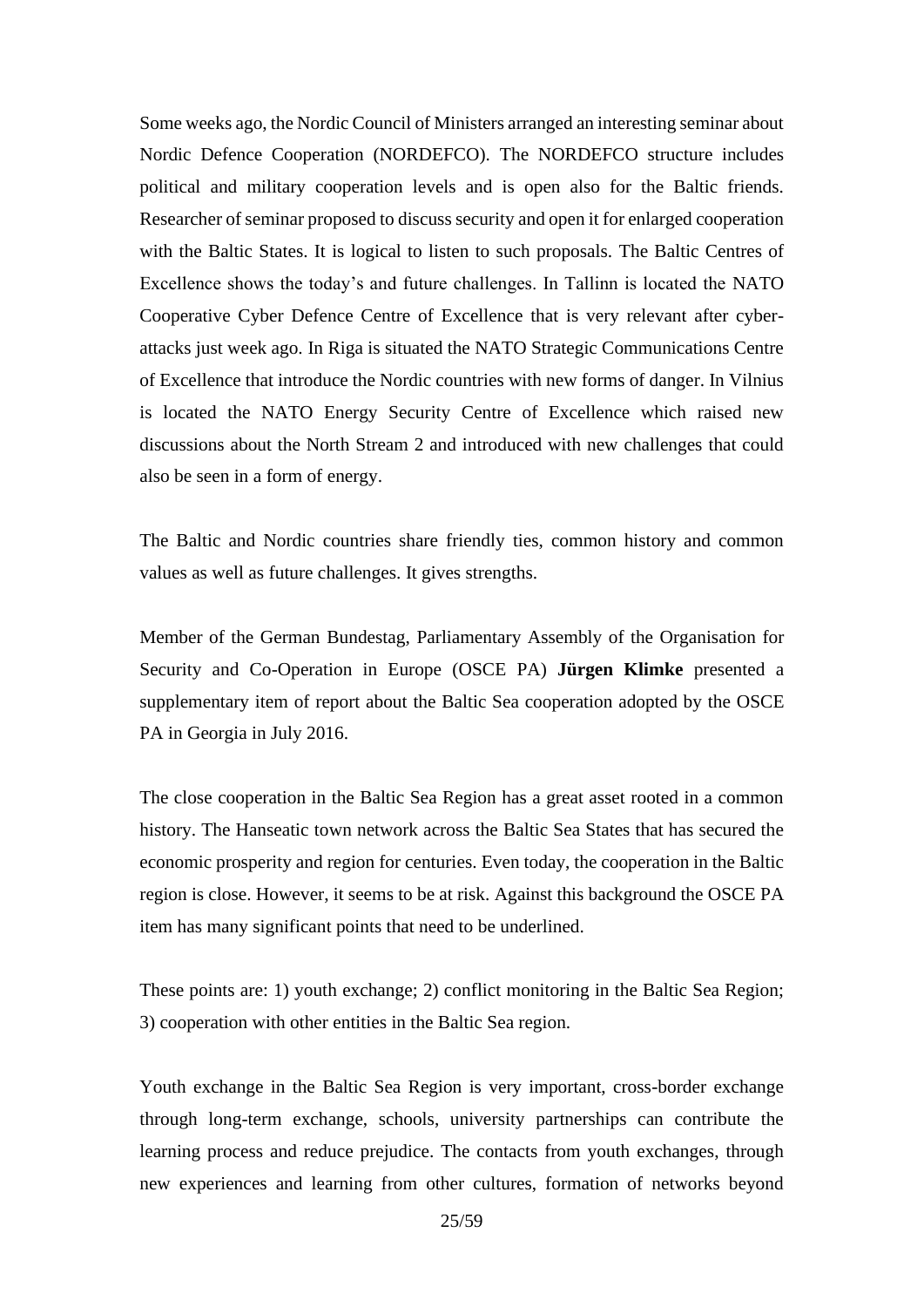Some weeks ago, the Nordic Council of Ministers arranged an interesting seminar about Nordic Defence Cooperation (NORDEFCO). The NORDEFCO structure includes political and military cooperation levels and is open also for the Baltic friends. Researcher of seminar proposed to discuss security and open it for enlarged cooperation with the Baltic States. It is logical to listen to such proposals. The Baltic Centres of Excellence shows the today's and future challenges. In Tallinn is located the NATO Cooperative Cyber Defence Centre of Excellence that is very relevant after cyber-attacks just week ago. In Riga is situated the NATO Strategic Communications Centre of Excellence that introduce the Nordic countries with new forms of danger. In Vilnius is located the NATO Energy Security Centre of Excellence which raised new discussions about the North Stream 2 and introduced with new challenges that could also be seen in a form of energy.

The Baltic and Nordic countries share friendly ties, common history and common values as well as future challenges. It gives strengths.

Member of the German Bundestag, Parliamentary Assembly of the Organisation for Security and Co-Operation in Europe (OSCE PA) **Jürgen Klimke** presented a supplementary item of report about the Baltic Sea cooperation adopted by the OSCE PA in Georgia in July 2016.

The close cooperation in the Baltic Sea Region has a great asset rooted in a common history. The Hanseatic town network across the Baltic Sea States that has secured the economic prosperity and region for centuries. Even today, the cooperation in the Baltic region is close. However, it seems to be at risk. Against this background the OSCE PA item has many significant points that need to be underlined.

These points are: 1) youth exchange; 2) conflict monitoring in the Baltic Sea Region; 3) cooperation with other entities in the Baltic Sea region.

Youth exchange in the Baltic Sea Region is very important, cross-border exchange through long-term exchange, schools, university partnerships can contribute the learning process and reduce prejudice. The contacts from youth exchanges, through new experiences and learning from other cultures, formation of networks beyond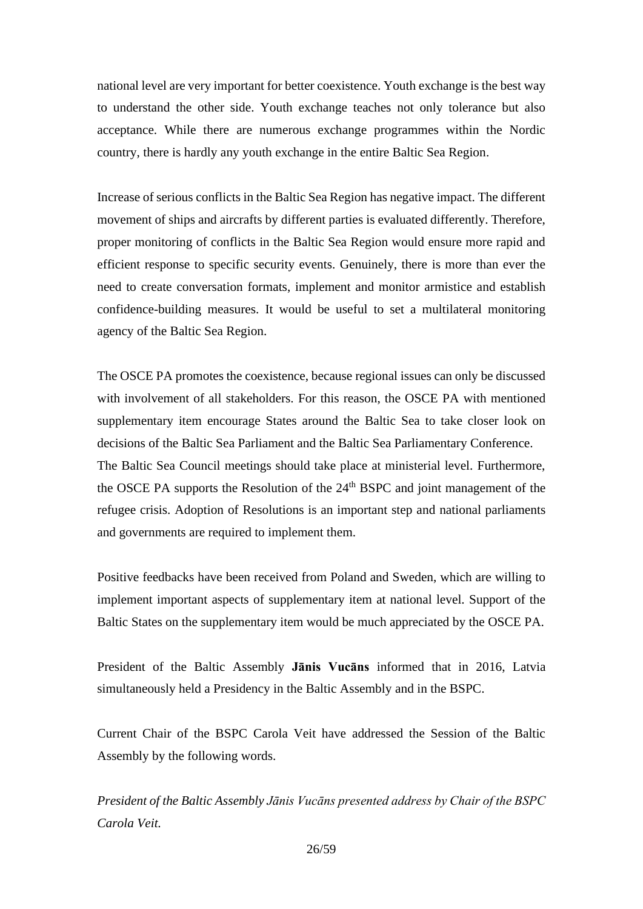national level are very important for better coexistence. Youth exchange is the best way to understand the other side. Youth exchange teaches not only tolerance but also acceptance. While there are numerous exchange programmes within the Nordic country, there is hardly any youth exchange in the entire Baltic Sea Region.

Increase of serious conflicts in the Baltic Sea Region has negative impact. The different movement of ships and aircrafts by different parties is evaluated differently. Therefore, proper monitoring of conflicts in the Baltic Sea Region would ensure more rapid and efficient response to specific security events. Genuinely, there is more than ever the need to create conversation formats, implement and monitor armistice and establish confidence-building measures. It would be useful to set a multilateral monitoring agency of the Baltic Sea Region.

The OSCE PA promotes the coexistence, because regional issues can only be discussed with involvement of all stakeholders. For this reason, the OSCE PA with mentioned supplementary item encourage States around the Baltic Sea to take closer look on decisions of the Baltic Sea Parliament and the Baltic Sea Parliamentary Conference. The Baltic Sea Council meetings should take place at ministerial level. Furthermore, the OSCE PA supports the Resolution of the 24th BSPC and joint management of the refugee crisis. Adoption of Resolutions is an important step and national parliaments and governments are required to implement them.

Positive feedbacks have been received from Poland and Sweden, which are willing to implement important aspects of supplementary item at national level. Support of the Baltic States on the supplementary item would be much appreciated by the OSCE PA.

President of the Baltic Assembly **Jānis Vucāns** informed that in 2016, Latvia simultaneously held a Presidency in the Baltic Assembly and in the BSPC.

Current Chair of the BSPC Carola Veit have addressed the Session of the Baltic Assembly by the following words.

*President of the Baltic Assembly Jānis Vucāns presented address by Chair of the BSPC Carola Veit.*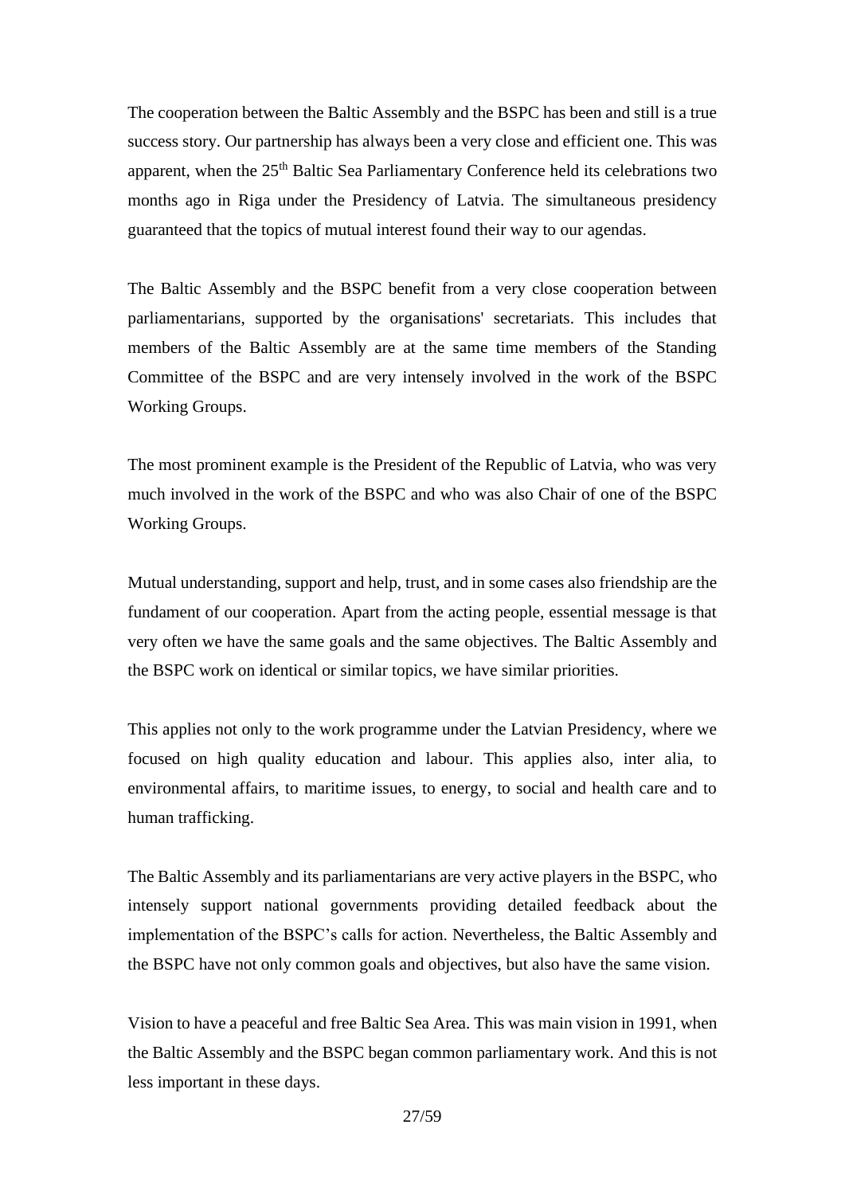The cooperation between the Baltic Assembly and the BSPC has been and still is a true success story. Our partnership has always been a very close and efficient one. This was apparent, when the 25th Baltic Sea Parliamentary Conference held its celebrations two months ago in Riga under the Presidency of Latvia. The simultaneous presidency guaranteed that the topics of mutual interest found their way to our agendas.

The Baltic Assembly and the BSPC benefit from a very close cooperation between parliamentarians, supported by the organisations' secretariats. This includes that members of the Baltic Assembly are at the same time members of the Standing Committee of the BSPC and are very intensely involved in the work of the BSPC Working Groups.

The most prominent example is the President of the Republic of Latvia, who was very much involved in the work of the BSPC and who was also Chair of one of the BSPC Working Groups.

Mutual understanding, support and help, trust, and in some cases also friendship are the fundament of our cooperation. Apart from the acting people, essential message is that very often we have the same goals and the same objectives. The Baltic Assembly and the BSPC work on identical or similar topics, we have similar priorities.

This applies not only to the work programme under the Latvian Presidency, where we focused on high quality education and labour. This applies also, inter alia, to environmental affairs, to maritime issues, to energy, to social and health care and to human trafficking.

The Baltic Assembly and its parliamentarians are very active players in the BSPC, who intensely support national governments providing detailed feedback about the implementation of the BSPC's calls for action. Nevertheless, the Baltic Assembly and the BSPC have not only common goals and objectives, but also have the same vision.

Vision to have a peaceful and free Baltic Sea Area. This was main vision in 1991, when the Baltic Assembly and the BSPC began common parliamentary work. And this is not less important in these days.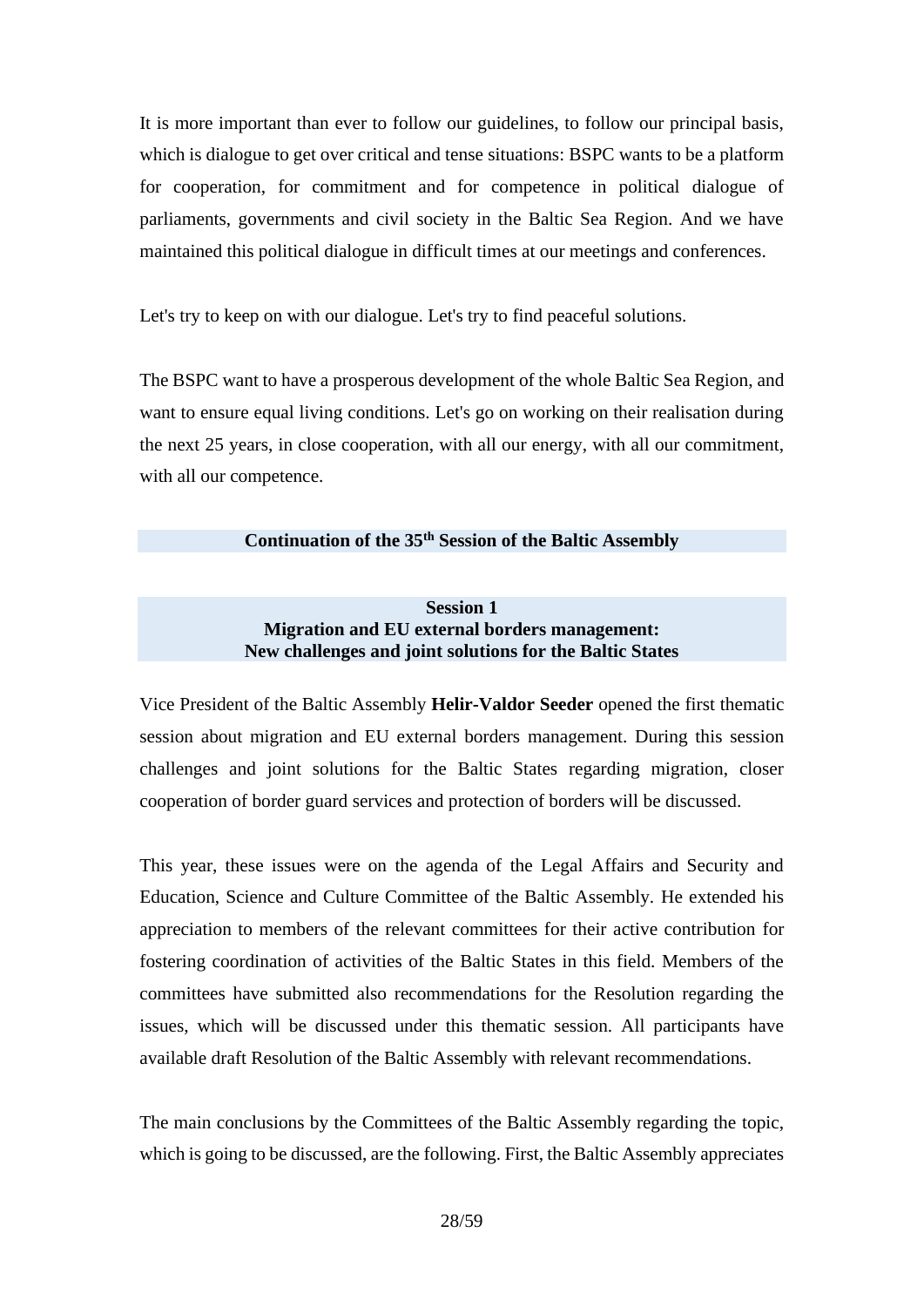It is more important than ever to follow our guidelines, to follow our principal basis, which is dialogue to get over critical and tense situations: BSPC wants to be a platform for cooperation, for commitment and for competence in political dialogue of parliaments, governments and civil society in the Baltic Sea Region. And we have maintained this political dialogue in difficult times at our meetings and conferences.

Let's try to keep on with our dialogue. Let's try to find peaceful solutions.

The BSPC want to have a prosperous development of the whole Baltic Sea Region, and want to ensure equal living conditions. Let's go on working on their realisation during the next 25 years, in close cooperation, with all our energy, with all our commitment, with all our competence.

## Continuation of the 35th Session of the Baltic Assembly

### Session 1
### Migration and EU external borders management: New challenges and joint solutions for the Baltic States

Vice President of the Baltic Assembly **Helir-Valdor Seeder** opened the first thematic session about migration and EU external borders management. During this session challenges and joint solutions for the Baltic States regarding migration, closer cooperation of border guard services and protection of borders will be discussed.

This year, these issues were on the agenda of the Legal Affairs and Security and Education, Science and Culture Committee of the Baltic Assembly. He extended his appreciation to members of the relevant committees for their active contribution for fostering coordination of activities of the Baltic States in this field. Members of the committees have submitted also recommendations for the Resolution regarding the issues, which will be discussed under this thematic session. All participants have available draft Resolution of the Baltic Assembly with relevant recommendations.

The main conclusions by the Committees of the Baltic Assembly regarding the topic, which is going to be discussed, are the following. First, the Baltic Assembly appreciates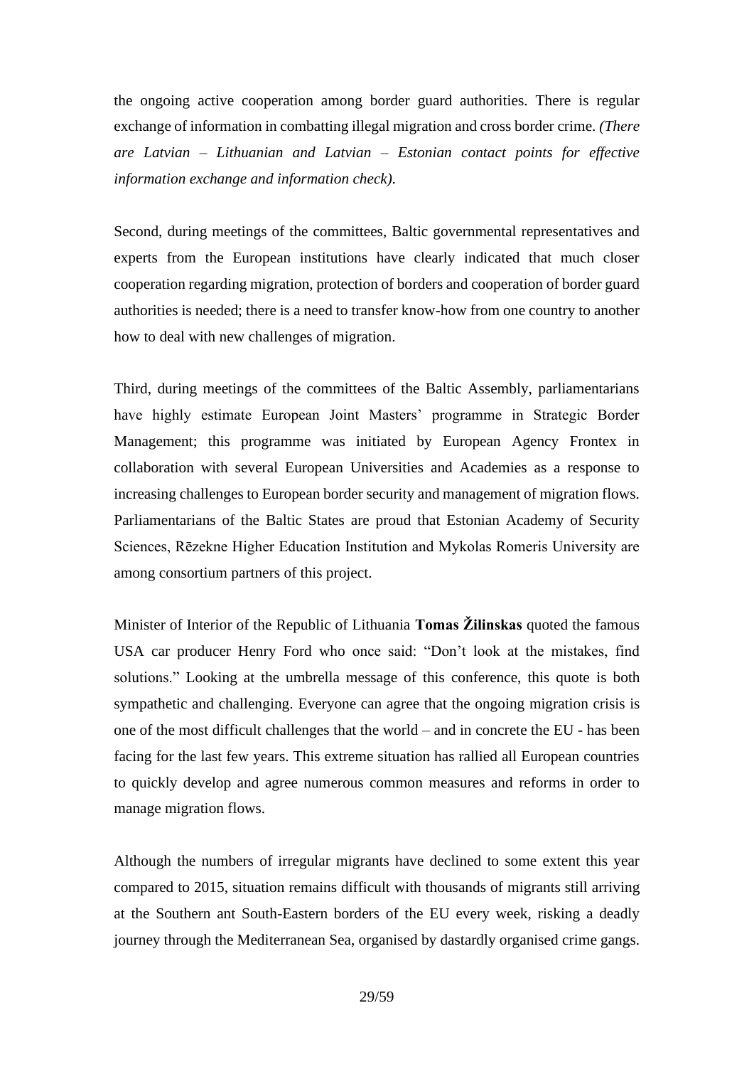the ongoing active cooperation among border guard authorities. There is regular exchange of information in combatting illegal migration and cross border crime. *(There are Latvian – Lithuanian and Latvian – Estonian contact points for effective information exchange and information check).*

Second, during meetings of the committees, Baltic governmental representatives and experts from the European institutions have clearly indicated that much closer cooperation regarding migration, protection of borders and cooperation of border guard authorities is needed; there is a need to transfer know-how from one country to another how to deal with new challenges of migration.

Third, during meetings of the committees of the Baltic Assembly, parliamentarians have highly estimate European Joint Masters' programme in Strategic Border Management; this programme was initiated by European Agency Frontex in collaboration with several European Universities and Academies as a response to increasing challenges to European border security and management of migration flows. Parliamentarians of the Baltic States are proud that Estonian Academy of Security Sciences, Rēzekne Higher Education Institution and Mykolas Romeris University are among consortium partners of this project.

Minister of Interior of the Republic of Lithuania **Tomas Žilinskas** quoted the famous USA car producer Henry Ford who once said: "Don't look at the mistakes, find solutions." Looking at the umbrella message of this conference, this quote is both sympathetic and challenging. Everyone can agree that the ongoing migration crisis is one of the most difficult challenges that the world – and in concrete the EU - has been facing for the last few years. This extreme situation has rallied all European countries to quickly develop and agree numerous common measures and reforms in order to manage migration flows.

Although the numbers of irregular migrants have declined to some extent this year compared to 2015, situation remains difficult with thousands of migrants still arriving at the Southern ant South-Eastern borders of the EU every week, risking a deadly journey through the Mediterranean Sea, organised by dastardly organised crime gangs.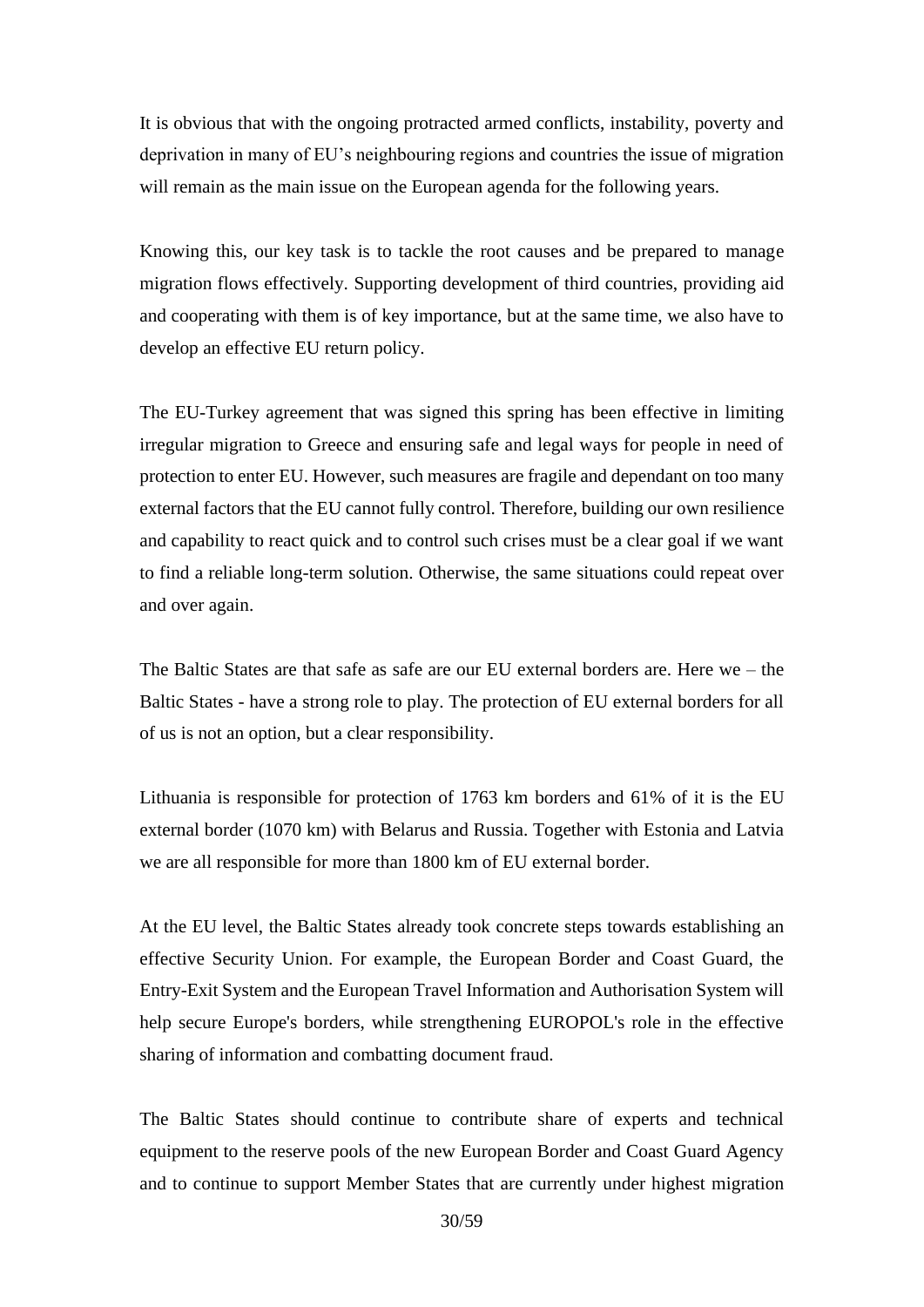It is obvious that with the ongoing protracted armed conflicts, instability, poverty and deprivation in many of EU's neighbouring regions and countries the issue of migration will remain as the main issue on the European agenda for the following years.

Knowing this, our key task is to tackle the root causes and be prepared to manage migration flows effectively. Supporting development of third countries, providing aid and cooperating with them is of key importance, but at the same time, we also have to develop an effective EU return policy.

The EU-Turkey agreement that was signed this spring has been effective in limiting irregular migration to Greece and ensuring safe and legal ways for people in need of protection to enter EU. However, such measures are fragile and dependant on too many external factors that the EU cannot fully control. Therefore, building our own resilience and capability to react quick and to control such crises must be a clear goal if we want to find a reliable long-term solution. Otherwise, the same situations could repeat over and over again.

The Baltic States are that safe as safe are our EU external borders are. Here we – the Baltic States - have a strong role to play. The protection of EU external borders for all of us is not an option, but a clear responsibility.

Lithuania is responsible for protection of 1763 km borders and 61% of it is the EU external border (1070 km) with Belarus and Russia. Together with Estonia and Latvia we are all responsible for more than 1800 km of EU external border.

At the EU level, the Baltic States already took concrete steps towards establishing an effective Security Union. For example, the European Border and Coast Guard, the Entry-Exit System and the European Travel Information and Authorisation System will help secure Europe's borders, while strengthening EUROPOL's role in the effective sharing of information and combatting document fraud.

The Baltic States should continue to contribute share of experts and technical equipment to the reserve pools of the new European Border and Coast Guard Agency and to continue to support Member States that are currently under highest migration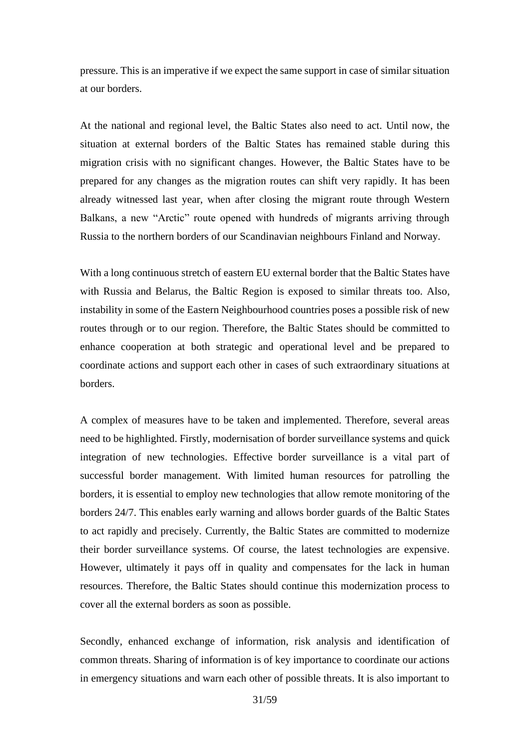pressure. This is an imperative if we expect the same support in case of similar situation at our borders.

At the national and regional level, the Baltic States also need to act. Until now, the situation at external borders of the Baltic States has remained stable during this migration crisis with no significant changes. However, the Baltic States have to be prepared for any changes as the migration routes can shift very rapidly. It has been already witnessed last year, when after closing the migrant route through Western Balkans, a new "Arctic" route opened with hundreds of migrants arriving through Russia to the northern borders of our Scandinavian neighbours Finland and Norway.

With a long continuous stretch of eastern EU external border that the Baltic States have with Russia and Belarus, the Baltic Region is exposed to similar threats too. Also, instability in some of the Eastern Neighbourhood countries poses a possible risk of new routes through or to our region. Therefore, the Baltic States should be committed to enhance cooperation at both strategic and operational level and be prepared to coordinate actions and support each other in cases of such extraordinary situations at borders.

A complex of measures have to be taken and implemented. Therefore, several areas need to be highlighted. Firstly, modernisation of border surveillance systems and quick integration of new technologies. Effective border surveillance is a vital part of successful border management. With limited human resources for patrolling the borders, it is essential to employ new technologies that allow remote monitoring of the borders 24/7. This enables early warning and allows border guards of the Baltic States to act rapidly and precisely. Currently, the Baltic States are committed to modernize their border surveillance systems. Of course, the latest technologies are expensive. However, ultimately it pays off in quality and compensates for the lack in human resources. Therefore, the Baltic States should continue this modernization process to cover all the external borders as soon as possible.

Secondly, enhanced exchange of information, risk analysis and identification of common threats. Sharing of information is of key importance to coordinate our actions in emergency situations and warn each other of possible threats. It is also important to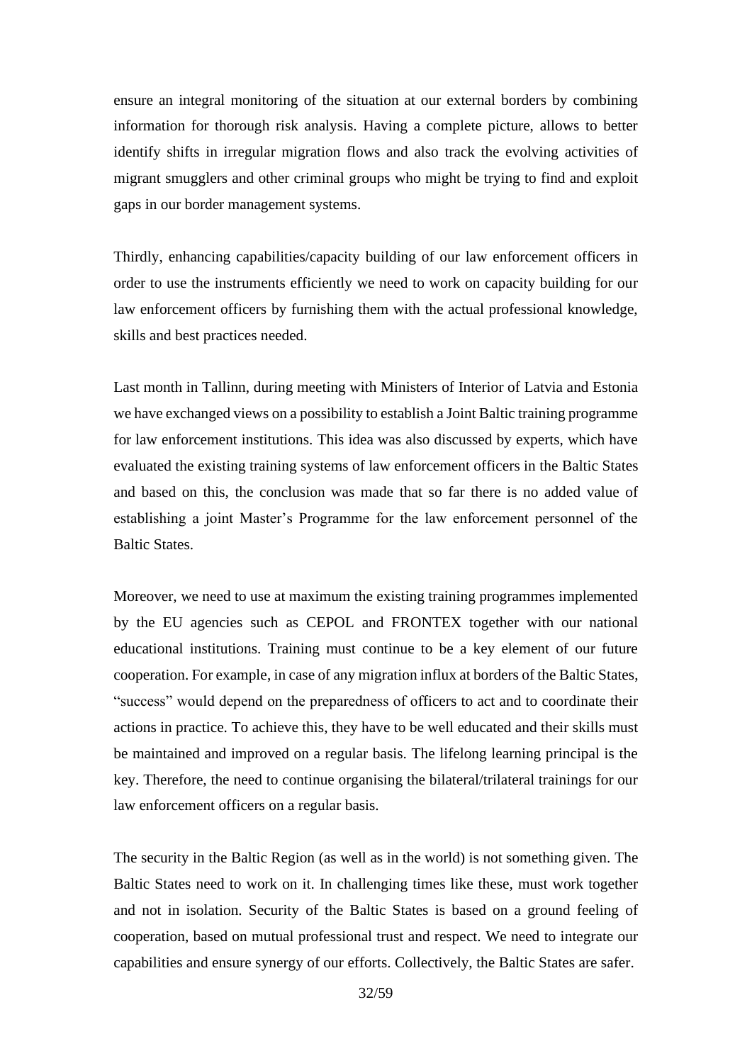ensure an integral monitoring of the situation at our external borders by combining information for thorough risk analysis. Having a complete picture, allows to better identify shifts in irregular migration flows and also track the evolving activities of migrant smugglers and other criminal groups who might be trying to find and exploit gaps in our border management systems.

Thirdly, enhancing capabilities/capacity building of our law enforcement officers in order to use the instruments efficiently we need to work on capacity building for our law enforcement officers by furnishing them with the actual professional knowledge, skills and best practices needed.

Last month in Tallinn, during meeting with Ministers of Interior of Latvia and Estonia we have exchanged views on a possibility to establish a Joint Baltic training programme for law enforcement institutions. This idea was also discussed by experts, which have evaluated the existing training systems of law enforcement officers in the Baltic States and based on this, the conclusion was made that so far there is no added value of establishing a joint Master's Programme for the law enforcement personnel of the Baltic States.

Moreover, we need to use at maximum the existing training programmes implemented by the EU agencies such as CEPOL and FRONTEX together with our national educational institutions. Training must continue to be a key element of our future cooperation. For example, in case of any migration influx at borders of the Baltic States, "success" would depend on the preparedness of officers to act and to coordinate their actions in practice. To achieve this, they have to be well educated and their skills must be maintained and improved on a regular basis. The lifelong learning principal is the key. Therefore, the need to continue organising the bilateral/trilateral trainings for our law enforcement officers on a regular basis.

The security in the Baltic Region (as well as in the world) is not something given. The Baltic States need to work on it. In challenging times like these, must work together and not in isolation. Security of the Baltic States is based on a ground feeling of cooperation, based on mutual professional trust and respect. We need to integrate our capabilities and ensure synergy of our efforts. Collectively, the Baltic States are safer.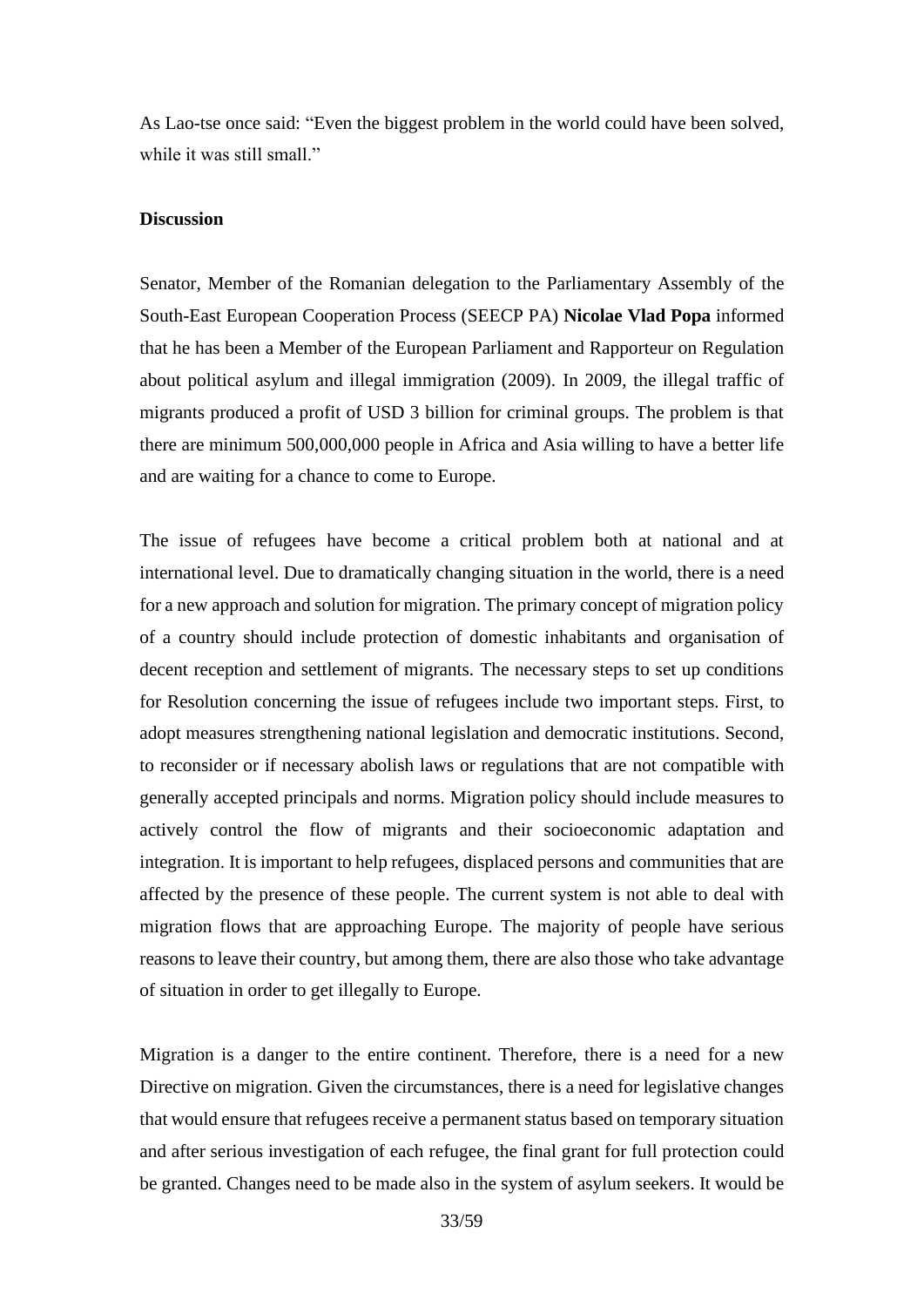As Lao-tse once said: “Even the biggest problem in the world could have been solved, while it was still small.”

**Discussion**

Senator, Member of the Romanian delegation to the Parliamentary Assembly of the South-East European Cooperation Process (SEECP PA) **Nicolae Vlad Popa** informed that he has been a Member of the European Parliament and Rapporteur on Regulation about political asylum and illegal immigration (2009). In 2009, the illegal traffic of migrants produced a profit of USD 3 billion for criminal groups. The problem is that there are minimum 500,000,000 people in Africa and Asia willing to have a better life and are waiting for a chance to come to Europe.

The issue of refugees have become a critical problem both at national and at international level. Due to dramatically changing situation in the world, there is a need for a new approach and solution for migration. The primary concept of migration policy of a country should include protection of domestic inhabitants and organisation of decent reception and settlement of migrants. The necessary steps to set up conditions for Resolution concerning the issue of refugees include two important steps. First, to adopt measures strengthening national legislation and democratic institutions. Second, to reconsider or if necessary abolish laws or regulations that are not compatible with generally accepted principals and norms. Migration policy should include measures to actively control the flow of migrants and their socioeconomic adaptation and integration. It is important to help refugees, displaced persons and communities that are affected by the presence of these people. The current system is not able to deal with migration flows that are approaching Europe. The majority of people have serious reasons to leave their country, but among them, there are also those who take advantage of situation in order to get illegally to Europe.

Migration is a danger to the entire continent. Therefore, there is a need for a new Directive on migration. Given the circumstances, there is a need for legislative changes that would ensure that refugees receive a permanent status based on temporary situation and after serious investigation of each refugee, the final grant for full protection could be granted. Changes need to be made also in the system of asylum seekers. It would be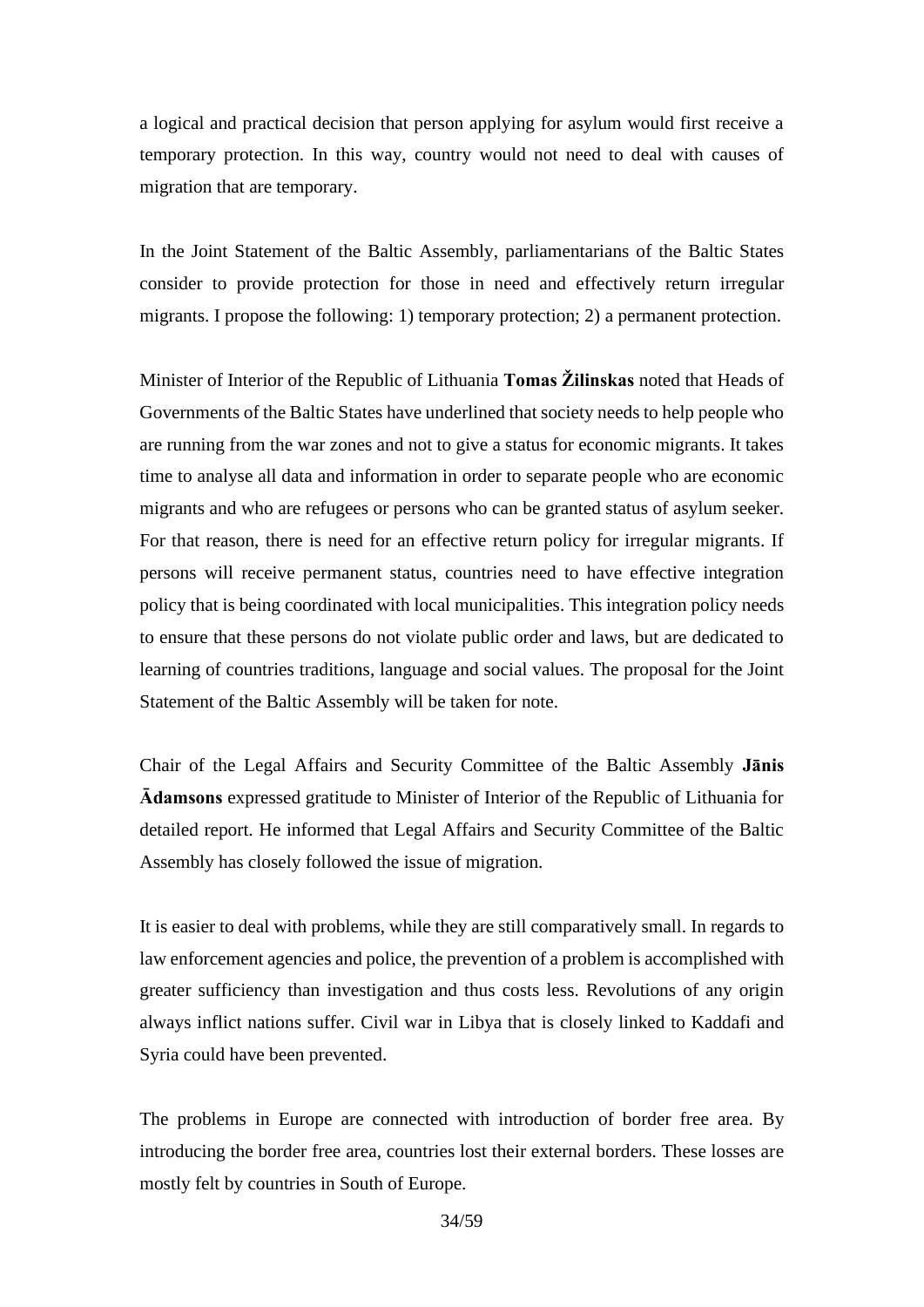a logical and practical decision that person applying for asylum would first receive a temporary protection. In this way, country would not need to deal with causes of migration that are temporary.

In the Joint Statement of the Baltic Assembly, parliamentarians of the Baltic States consider to provide protection for those in need and effectively return irregular migrants. I propose the following: 1) temporary protection; 2) a permanent protection.

Minister of Interior of the Republic of Lithuania **Tomas Žilinskas** noted that Heads of Governments of the Baltic States have underlined that society needs to help people who are running from the war zones and not to give a status for economic migrants. It takes time to analyse all data and information in order to separate people who are economic migrants and who are refugees or persons who can be granted status of asylum seeker. For that reason, there is need for an effective return policy for irregular migrants. If persons will receive permanent status, countries need to have effective integration policy that is being coordinated with local municipalities. This integration policy needs to ensure that these persons do not violate public order and laws, but are dedicated to learning of countries traditions, language and social values. The proposal for the Joint Statement of the Baltic Assembly will be taken for note.

Chair of the Legal Affairs and Security Committee of the Baltic Assembly **Jānis Ādamsons** expressed gratitude to Minister of Interior of the Republic of Lithuania for detailed report. He informed that Legal Affairs and Security Committee of the Baltic Assembly has closely followed the issue of migration.

It is easier to deal with problems, while they are still comparatively small. In regards to law enforcement agencies and police, the prevention of a problem is accomplished with greater sufficiency than investigation and thus costs less. Revolutions of any origin always inflict nations suffer. Civil war in Libya that is closely linked to Kaddafi and Syria could have been prevented.

The problems in Europe are connected with introduction of border free area. By introducing the border free area, countries lost their external borders. These losses are mostly felt by countries in South of Europe.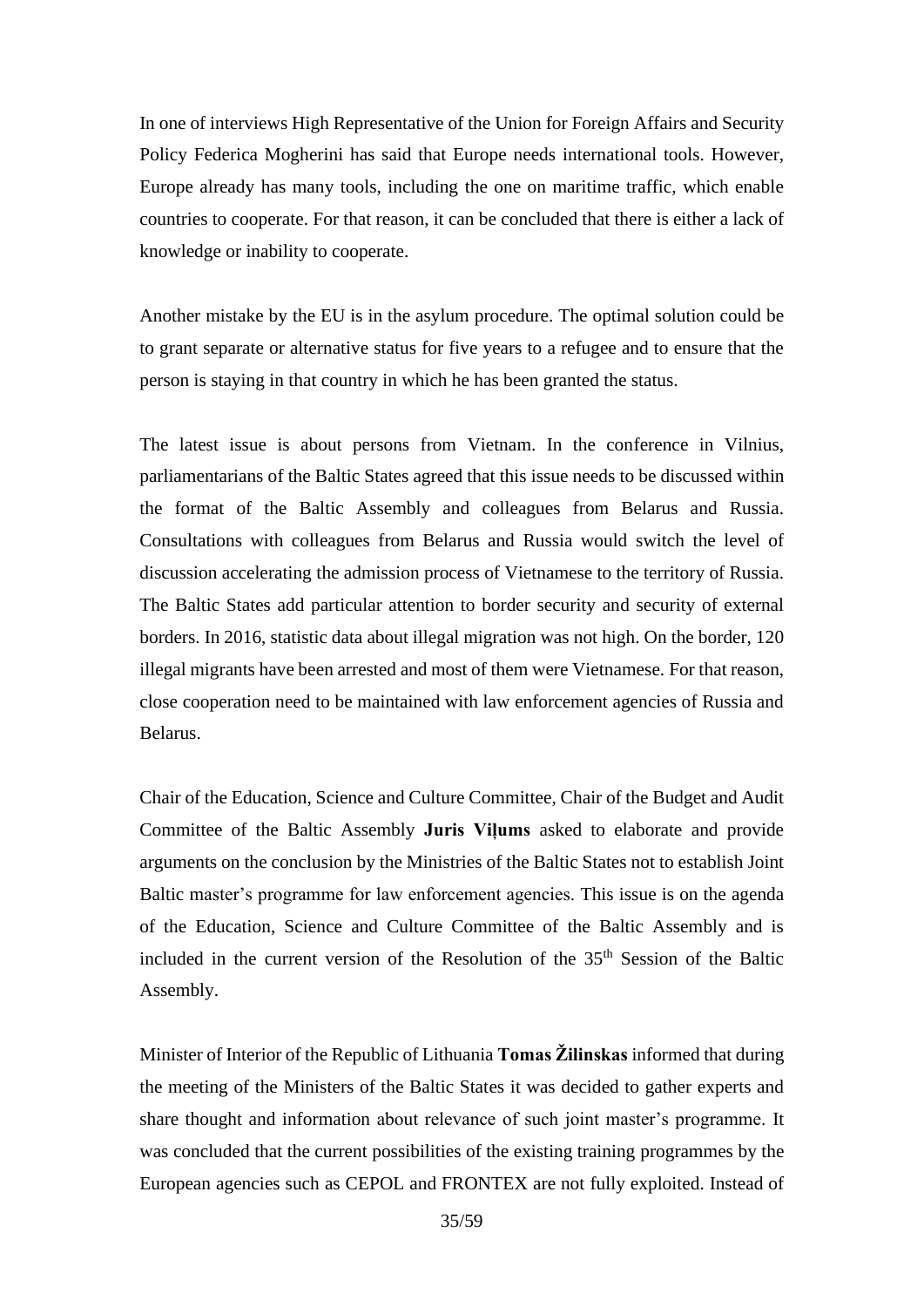In one of interviews High Representative of the Union for Foreign Affairs and Security Policy Federica Mogherini has said that Europe needs international tools. However, Europe already has many tools, including the one on maritime traffic, which enable countries to cooperate. For that reason, it can be concluded that there is either a lack of knowledge or inability to cooperate.

Another mistake by the EU is in the asylum procedure. The optimal solution could be to grant separate or alternative status for five years to a refugee and to ensure that the person is staying in that country in which he has been granted the status.

The latest issue is about persons from Vietnam. In the conference in Vilnius, parliamentarians of the Baltic States agreed that this issue needs to be discussed within the format of the Baltic Assembly and colleagues from Belarus and Russia. Consultations with colleagues from Belarus and Russia would switch the level of discussion accelerating the admission process of Vietnamese to the territory of Russia. The Baltic States add particular attention to border security and security of external borders. In 2016, statistic data about illegal migration was not high. On the border, 120 illegal migrants have been arrested and most of them were Vietnamese. For that reason, close cooperation need to be maintained with law enforcement agencies of Russia and Belarus.

Chair of the Education, Science and Culture Committee, Chair of the Budget and Audit Committee of the Baltic Assembly **Juris Viļums** asked to elaborate and provide arguments on the conclusion by the Ministries of the Baltic States not to establish Joint Baltic master's programme for law enforcement agencies. This issue is on the agenda of the Education, Science and Culture Committee of the Baltic Assembly and is included in the current version of the Resolution of the 35th Session of the Baltic Assembly.

Minister of Interior of the Republic of Lithuania **Tomas Žilinskas** informed that during the meeting of the Ministers of the Baltic States it was decided to gather experts and share thought and information about relevance of such joint master's programme. It was concluded that the current possibilities of the existing training programmes by the European agencies such as CEPOL and FRONTEX are not fully exploited. Instead of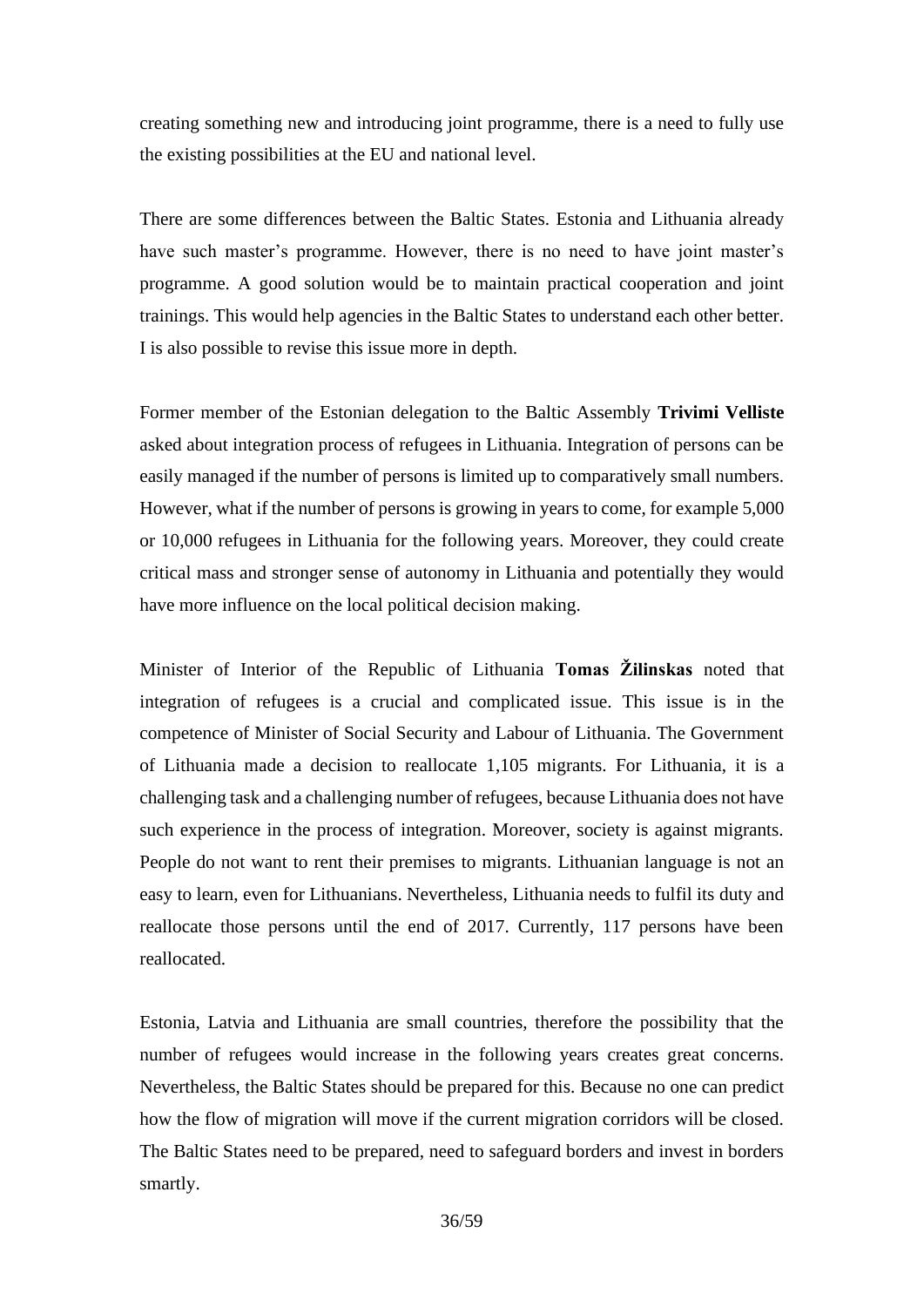creating something new and introducing joint programme, there is a need to fully use the existing possibilities at the EU and national level.

There are some differences between the Baltic States. Estonia and Lithuania already have such master's programme. However, there is no need to have joint master's programme. A good solution would be to maintain practical cooperation and joint trainings. This would help agencies in the Baltic States to understand each other better. I is also possible to revise this issue more in depth.

Former member of the Estonian delegation to the Baltic Assembly **Trivimi Velliste** asked about integration process of refugees in Lithuania. Integration of persons can be easily managed if the number of persons is limited up to comparatively small numbers. However, what if the number of persons is growing in years to come, for example 5,000 or 10,000 refugees in Lithuania for the following years. Moreover, they could create critical mass and stronger sense of autonomy in Lithuania and potentially they would have more influence on the local political decision making.

Minister of Interior of the Republic of Lithuania **Tomas Žilinskas** noted that integration of refugees is a crucial and complicated issue. This issue is in the competence of Minister of Social Security and Labour of Lithuania. The Government of Lithuania made a decision to reallocate 1,105 migrants. For Lithuania, it is a challenging task and a challenging number of refugees, because Lithuania does not have such experience in the process of integration. Moreover, society is against migrants. People do not want to rent their premises to migrants. Lithuanian language is not an easy to learn, even for Lithuanians. Nevertheless, Lithuania needs to fulfil its duty and reallocate those persons until the end of 2017. Currently, 117 persons have been reallocated.

Estonia, Latvia and Lithuania are small countries, therefore the possibility that the number of refugees would increase in the following years creates great concerns. Nevertheless, the Baltic States should be prepared for this. Because no one can predict how the flow of migration will move if the current migration corridors will be closed. The Baltic States need to be prepared, need to safeguard borders and invest in borders smartly.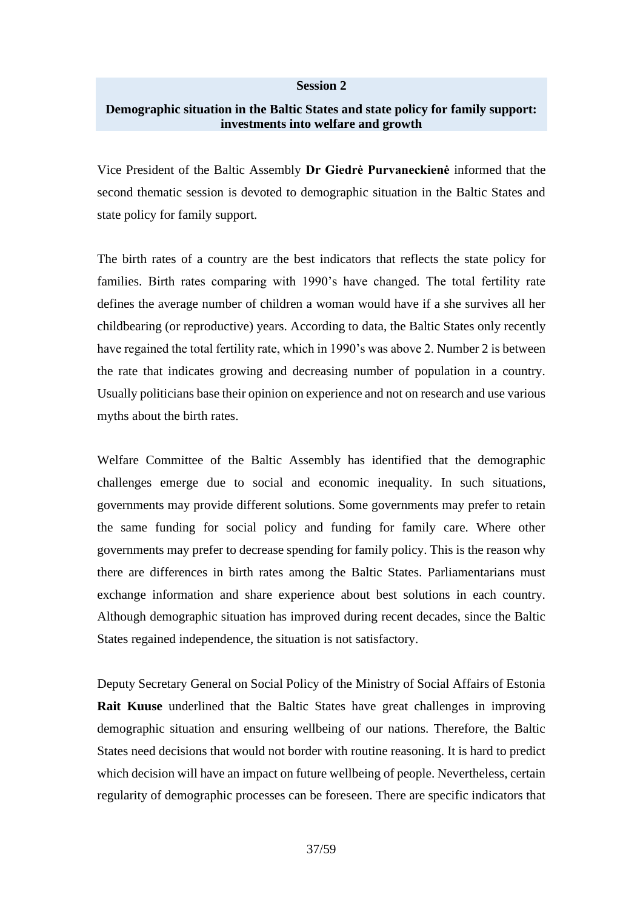**Session 2**

**Demographic situation in the Baltic States and state policy for family support: investments into welfare and growth**

Vice President of the Baltic Assembly **Dr Giedrė Purvaneckienė** informed that the second thematic session is devoted to demographic situation in the Baltic States and state policy for family support.

The birth rates of a country are the best indicators that reflects the state policy for families. Birth rates comparing with 1990's have changed. The total fertility rate defines the average number of children a woman would have if a she survives all her childbearing (or reproductive) years. According to data, the Baltic States only recently have regained the total fertility rate, which in 1990's was above 2. Number 2 is between the rate that indicates growing and decreasing number of population in a country. Usually politicians base their opinion on experience and not on research and use various myths about the birth rates.

Welfare Committee of the Baltic Assembly has identified that the demographic challenges emerge due to social and economic inequality. In such situations, governments may provide different solutions. Some governments may prefer to retain the same funding for social policy and funding for family care. Where other governments may prefer to decrease spending for family policy. This is the reason why there are differences in birth rates among the Baltic States. Parliamentarians must exchange information and share experience about best solutions in each country. Although demographic situation has improved during recent decades, since the Baltic States regained independence, the situation is not satisfactory.

Deputy Secretary General on Social Policy of the Ministry of Social Affairs of Estonia **Rait Kuuse** underlined that the Baltic States have great challenges in improving demographic situation and ensuring wellbeing of our nations. Therefore, the Baltic States need decisions that would not border with routine reasoning. It is hard to predict which decision will have an impact on future wellbeing of people. Nevertheless, certain regularity of demographic processes can be foreseen. There are specific indicators that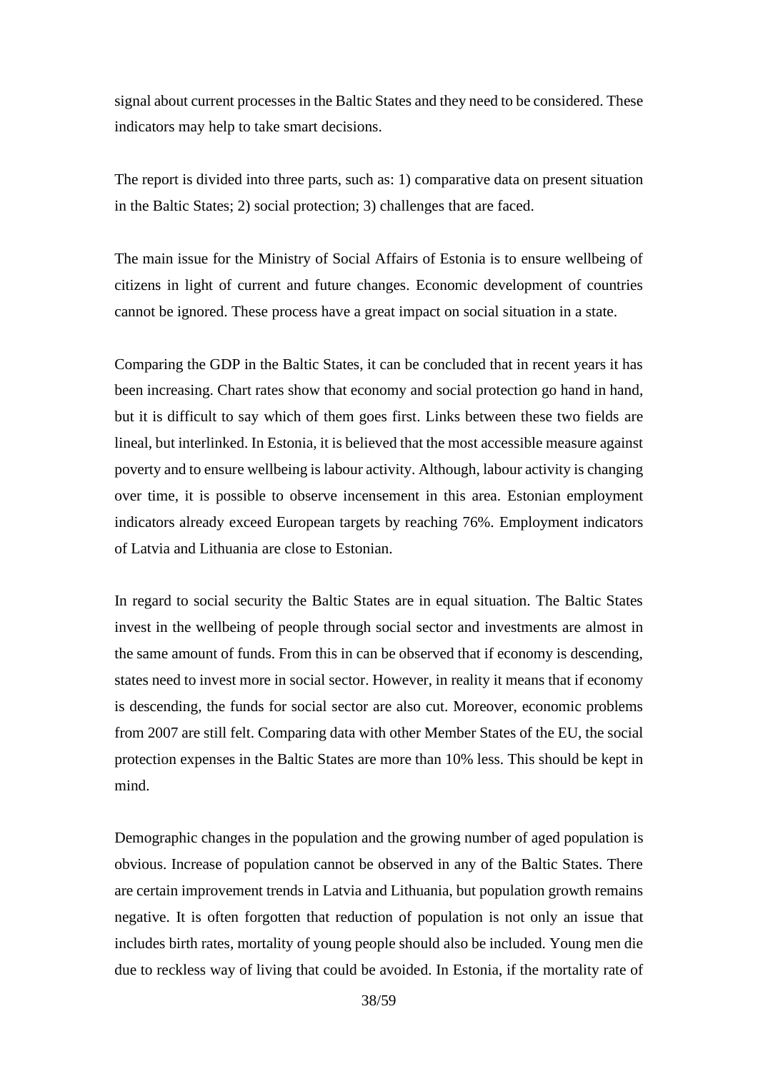signal about current processes in the Baltic States and they need to be considered. These indicators may help to take smart decisions.

The report is divided into three parts, such as: 1) comparative data on present situation in the Baltic States; 2) social protection; 3) challenges that are faced.

The main issue for the Ministry of Social Affairs of Estonia is to ensure wellbeing of citizens in light of current and future changes. Economic development of countries cannot be ignored. These process have a great impact on social situation in a state.

Comparing the GDP in the Baltic States, it can be concluded that in recent years it has been increasing. Chart rates show that economy and social protection go hand in hand, but it is difficult to say which of them goes first. Links between these two fields are lineal, but interlinked. In Estonia, it is believed that the most accessible measure against poverty and to ensure wellbeing is labour activity. Although, labour activity is changing over time, it is possible to observe incensement in this area. Estonian employment indicators already exceed European targets by reaching 76%. Employment indicators of Latvia and Lithuania are close to Estonian.

In regard to social security the Baltic States are in equal situation. The Baltic States invest in the wellbeing of people through social sector and investments are almost in the same amount of funds. From this in can be observed that if economy is descending, states need to invest more in social sector. However, in reality it means that if economy is descending, the funds for social sector are also cut. Moreover, economic problems from 2007 are still felt. Comparing data with other Member States of the EU, the social protection expenses in the Baltic States are more than 10% less. This should be kept in mind.

Demographic changes in the population and the growing number of aged population is obvious. Increase of population cannot be observed in any of the Baltic States. There are certain improvement trends in Latvia and Lithuania, but population growth remains negative. It is often forgotten that reduction of population is not only an issue that includes birth rates, mortality of young people should also be included. Young men die due to reckless way of living that could be avoided. In Estonia, if the mortality rate of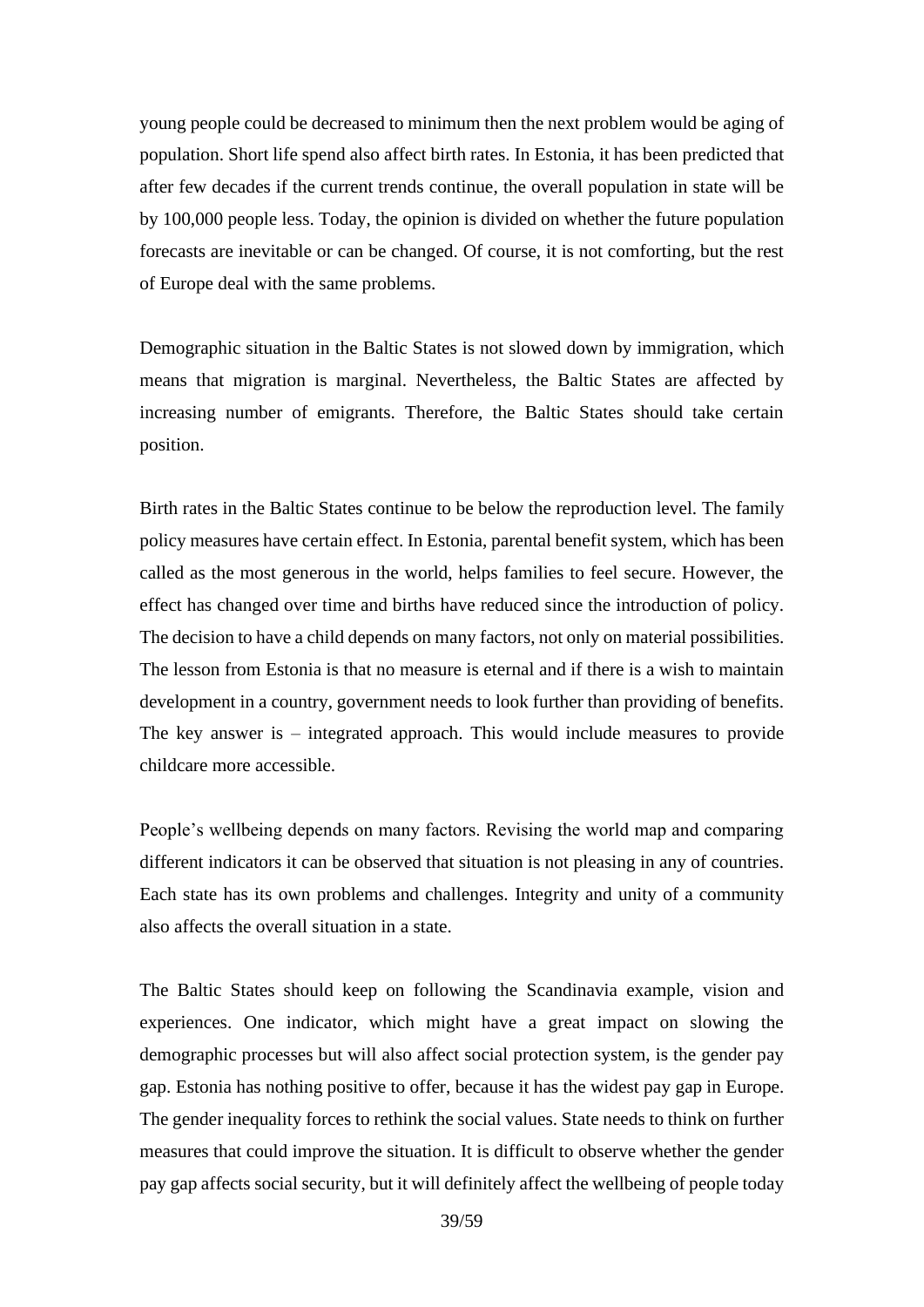young people could be decreased to minimum then the next problem would be aging of population. Short life spend also affect birth rates. In Estonia, it has been predicted that after few decades if the current trends continue, the overall population in state will be by 100,000 people less. Today, the opinion is divided on whether the future population forecasts are inevitable or can be changed. Of course, it is not comforting, but the rest of Europe deal with the same problems.

Demographic situation in the Baltic States is not slowed down by immigration, which means that migration is marginal. Nevertheless, the Baltic States are affected by increasing number of emigrants. Therefore, the Baltic States should take certain position.

Birth rates in the Baltic States continue to be below the reproduction level. The family policy measures have certain effect. In Estonia, parental benefit system, which has been called as the most generous in the world, helps families to feel secure. However, the effect has changed over time and births have reduced since the introduction of policy. The decision to have a child depends on many factors, not only on material possibilities. The lesson from Estonia is that no measure is eternal and if there is a wish to maintain development in a country, government needs to look further than providing of benefits. The key answer is – integrated approach. This would include measures to provide childcare more accessible.

People's wellbeing depends on many factors. Revising the world map and comparing different indicators it can be observed that situation is not pleasing in any of countries. Each state has its own problems and challenges. Integrity and unity of a community also affects the overall situation in a state.

The Baltic States should keep on following the Scandinavia example, vision and experiences. One indicator, which might have a great impact on slowing the demographic processes but will also affect social protection system, is the gender pay gap. Estonia has nothing positive to offer, because it has the widest pay gap in Europe. The gender inequality forces to rethink the social values. State needs to think on further measures that could improve the situation. It is difficult to observe whether the gender pay gap affects social security, but it will definitely affect the wellbeing of people today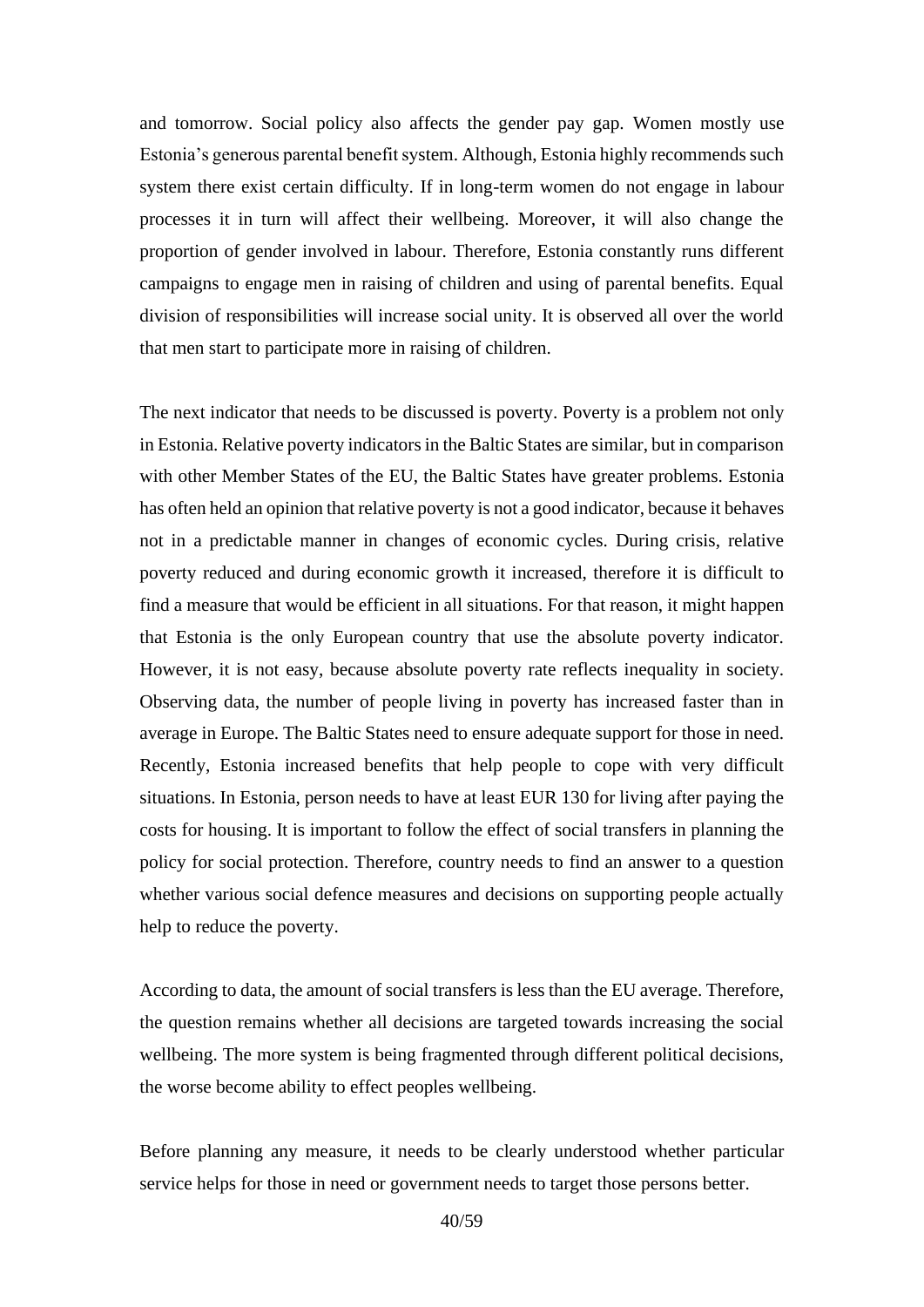and tomorrow. Social policy also affects the gender pay gap. Women mostly use Estonia's generous parental benefit system. Although, Estonia highly recommends such system there exist certain difficulty. If in long-term women do not engage in labour processes it in turn will affect their wellbeing. Moreover, it will also change the proportion of gender involved in labour. Therefore, Estonia constantly runs different campaigns to engage men in raising of children and using of parental benefits. Equal division of responsibilities will increase social unity. It is observed all over the world that men start to participate more in raising of children.

The next indicator that needs to be discussed is poverty. Poverty is a problem not only in Estonia. Relative poverty indicators in the Baltic States are similar, but in comparison with other Member States of the EU, the Baltic States have greater problems. Estonia has often held an opinion that relative poverty is not a good indicator, because it behaves not in a predictable manner in changes of economic cycles. During crisis, relative poverty reduced and during economic growth it increased, therefore it is difficult to find a measure that would be efficient in all situations. For that reason, it might happen that Estonia is the only European country that use the absolute poverty indicator. However, it is not easy, because absolute poverty rate reflects inequality in society. Observing data, the number of people living in poverty has increased faster than in average in Europe. The Baltic States need to ensure adequate support for those in need. Recently, Estonia increased benefits that help people to cope with very difficult situations. In Estonia, person needs to have at least EUR 130 for living after paying the costs for housing. It is important to follow the effect of social transfers in planning the policy for social protection. Therefore, country needs to find an answer to a question whether various social defence measures and decisions on supporting people actually help to reduce the poverty.

According to data, the amount of social transfers is less than the EU average. Therefore, the question remains whether all decisions are targeted towards increasing the social wellbeing. The more system is being fragmented through different political decisions, the worse become ability to effect peoples wellbeing.

Before planning any measure, it needs to be clearly understood whether particular service helps for those in need or government needs to target those persons better.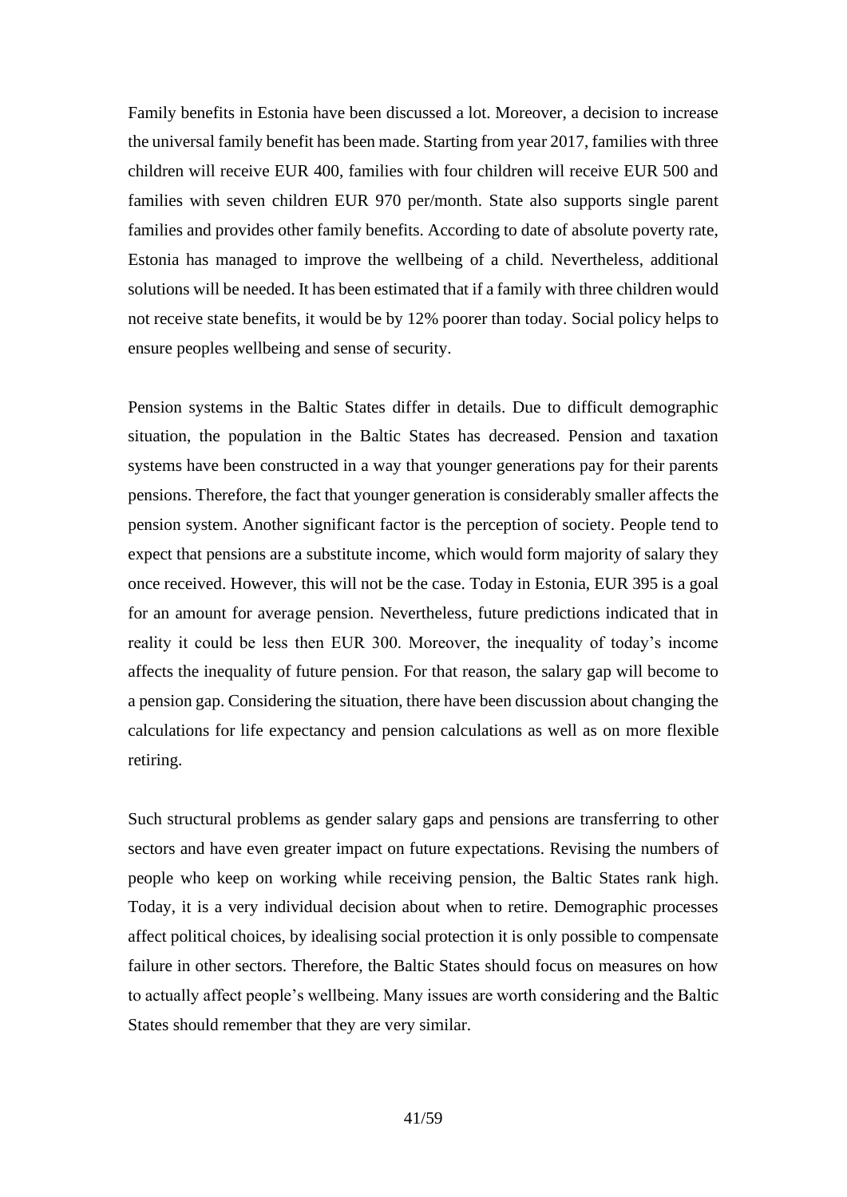Family benefits in Estonia have been discussed a lot. Moreover, a decision to increase the universal family benefit has been made. Starting from year 2017, families with three children will receive EUR 400, families with four children will receive EUR 500 and families with seven children EUR 970 per/month. State also supports single parent families and provides other family benefits. According to date of absolute poverty rate, Estonia has managed to improve the wellbeing of a child. Nevertheless, additional solutions will be needed. It has been estimated that if a family with three children would not receive state benefits, it would be by 12% poorer than today. Social policy helps to ensure peoples wellbeing and sense of security.

Pension systems in the Baltic States differ in details. Due to difficult demographic situation, the population in the Baltic States has decreased. Pension and taxation systems have been constructed in a way that younger generations pay for their parents pensions. Therefore, the fact that younger generation is considerably smaller affects the pension system. Another significant factor is the perception of society. People tend to expect that pensions are a substitute income, which would form majority of salary they once received. However, this will not be the case. Today in Estonia, EUR 395 is a goal for an amount for average pension. Nevertheless, future predictions indicated that in reality it could be less then EUR 300. Moreover, the inequality of today's income affects the inequality of future pension. For that reason, the salary gap will become to a pension gap. Considering the situation, there have been discussion about changing the calculations for life expectancy and pension calculations as well as on more flexible retiring.

Such structural problems as gender salary gaps and pensions are transferring to other sectors and have even greater impact on future expectations. Revising the numbers of people who keep on working while receiving pension, the Baltic States rank high. Today, it is a very individual decision about when to retire. Demographic processes affect political choices, by idealising social protection it is only possible to compensate failure in other sectors. Therefore, the Baltic States should focus on measures on how to actually affect people's wellbeing. Many issues are worth considering and the Baltic States should remember that they are very similar.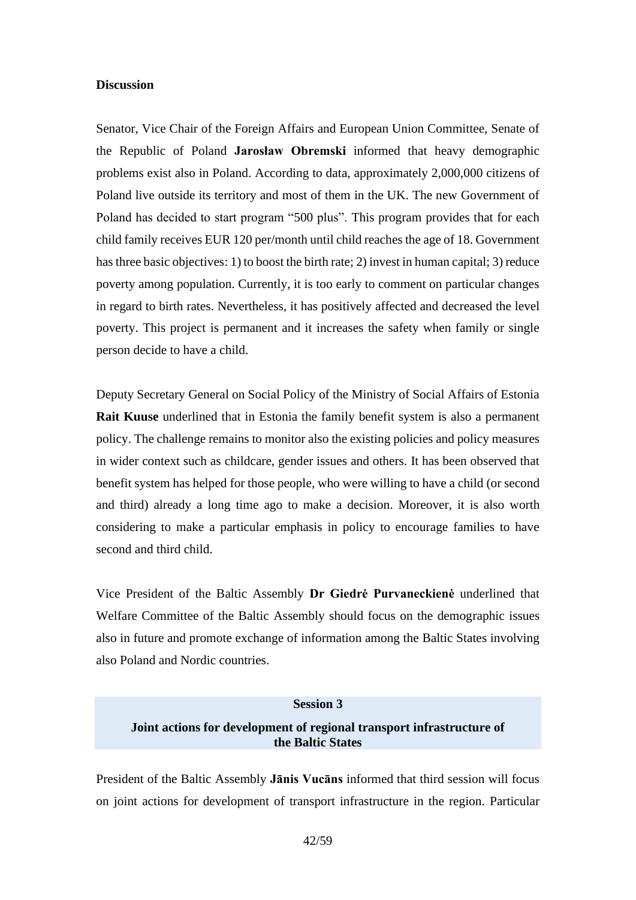**Discussion**

Senator, Vice Chair of the Foreign Affairs and European Union Committee, Senate of the Republic of Poland **Jarosław Obremski** informed that heavy demographic problems exist also in Poland. According to data, approximately 2,000,000 citizens of Poland live outside its territory and most of them in the UK. The new Government of Poland has decided to start program "500 plus". This program provides that for each child family receives EUR 120 per/month until child reaches the age of 18. Government has three basic objectives: 1) to boost the birth rate; 2) invest in human capital; 3) reduce poverty among population. Currently, it is too early to comment on particular changes in regard to birth rates. Nevertheless, it has positively affected and decreased the level poverty. This project is permanent and it increases the safety when family or single person decide to have a child.

Deputy Secretary General on Social Policy of the Ministry of Social Affairs of Estonia **Rait Kuuse** underlined that in Estonia the family benefit system is also a permanent policy. The challenge remains to monitor also the existing policies and policy measures in wider context such as childcare, gender issues and others. It has been observed that benefit system has helped for those people, who were willing to have a child (or second and third) already a long time ago to make a decision. Moreover, it is also worth considering to make a particular emphasis in policy to encourage families to have second and third child.

Vice President of the Baltic Assembly **Dr Giedrė Purvaneckienė** underlined that Welfare Committee of the Baltic Assembly should focus on the demographic issues also in future and promote exchange of information among the Baltic States involving also Poland and Nordic countries.

## Session 3

## Joint actions for development of regional transport infrastructure of the Baltic States

President of the Baltic Assembly **Jānis Vucāns** informed that third session will focus on joint actions for development of transport infrastructure in the region. Particular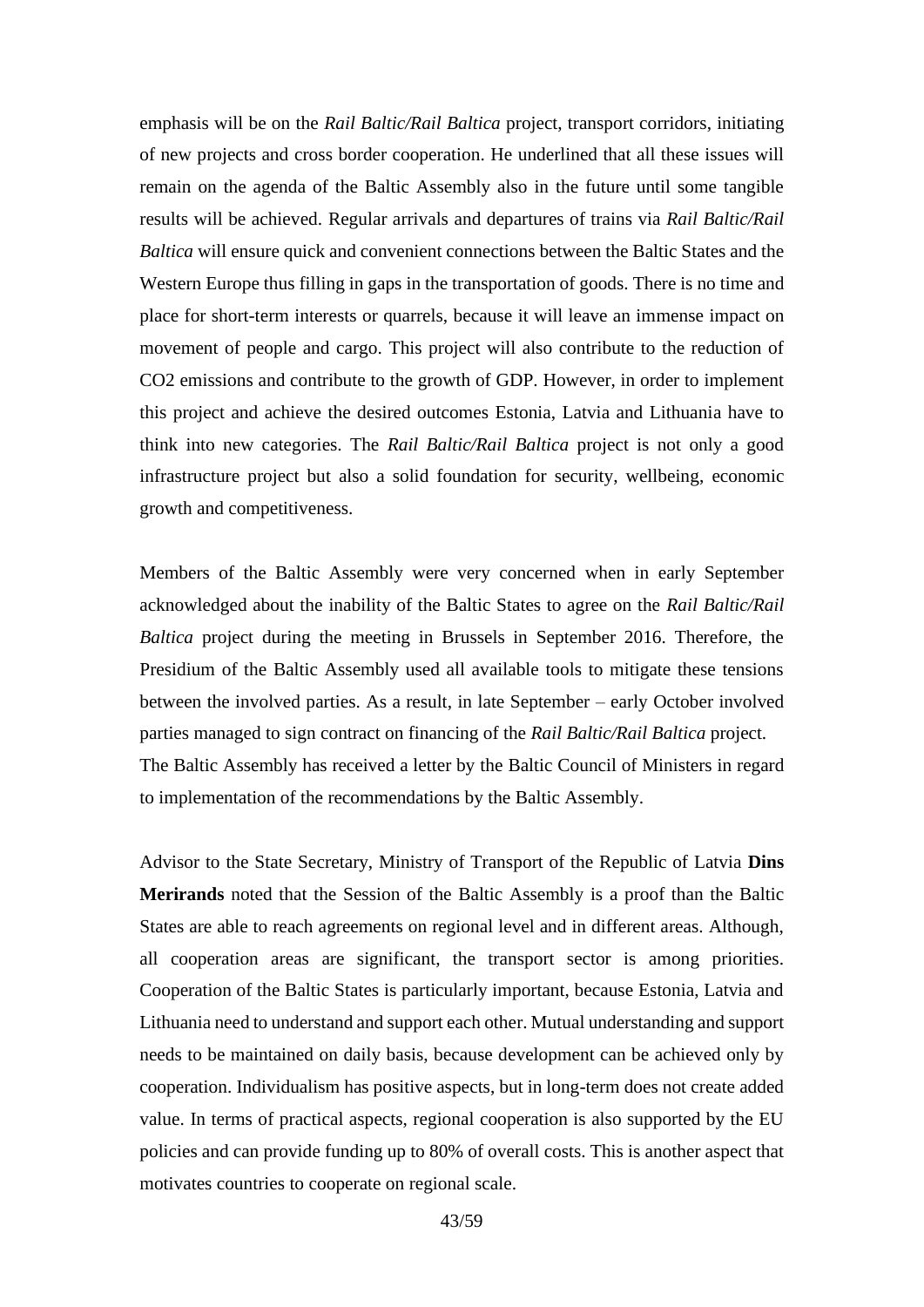emphasis will be on the *Rail Baltic/Rail Baltica* project, transport corridors, initiating of new projects and cross border cooperation. He underlined that all these issues will remain on the agenda of the Baltic Assembly also in the future until some tangible results will be achieved. Regular arrivals and departures of trains via *Rail Baltic/Rail Baltica* will ensure quick and convenient connections between the Baltic States and the Western Europe thus filling in gaps in the transportation of goods. There is no time and place for short-term interests or quarrels, because it will leave an immense impact on movement of people and cargo. This project will also contribute to the reduction of $CO_2$ emissions and contribute to the growth of GDP. However, in order to implement this project and achieve the desired outcomes Estonia, Latvia and Lithuania have to think into new categories. The *Rail Baltic/Rail Baltica* project is not only a good infrastructure project but also a solid foundation for security, wellbeing, economic growth and competitiveness.

Members of the Baltic Assembly were very concerned when in early September acknowledged about the inability of the Baltic States to agree on the *Rail Baltic/Rail Baltica* project during the meeting in Brussels in September 2016. Therefore, the Presidium of the Baltic Assembly used all available tools to mitigate these tensions between the involved parties. As a result, in late September – early October involved parties managed to sign contract on financing of the *Rail Baltic/Rail Baltica* project.
The Baltic Assembly has received a letter by the Baltic Council of Ministers in regard to implementation of the recommendations by the Baltic Assembly.

Advisor to the State Secretary, Ministry of Transport of the Republic of Latvia **Dins Merirands** noted that the Session of the Baltic Assembly is a proof than the Baltic States are able to reach agreements on regional level and in different areas. Although, all cooperation areas are significant, the transport sector is among priorities. Cooperation of the Baltic States is particularly important, because Estonia, Latvia and Lithuania need to understand and support each other. Mutual understanding and support needs to be maintained on daily basis, because development can be achieved only by cooperation. Individualism has positive aspects, but in long-term does not create added value. In terms of practical aspects, regional cooperation is also supported by the EU policies and can provide funding up to 80% of overall costs. This is another aspect that motivates countries to cooperate on regional scale.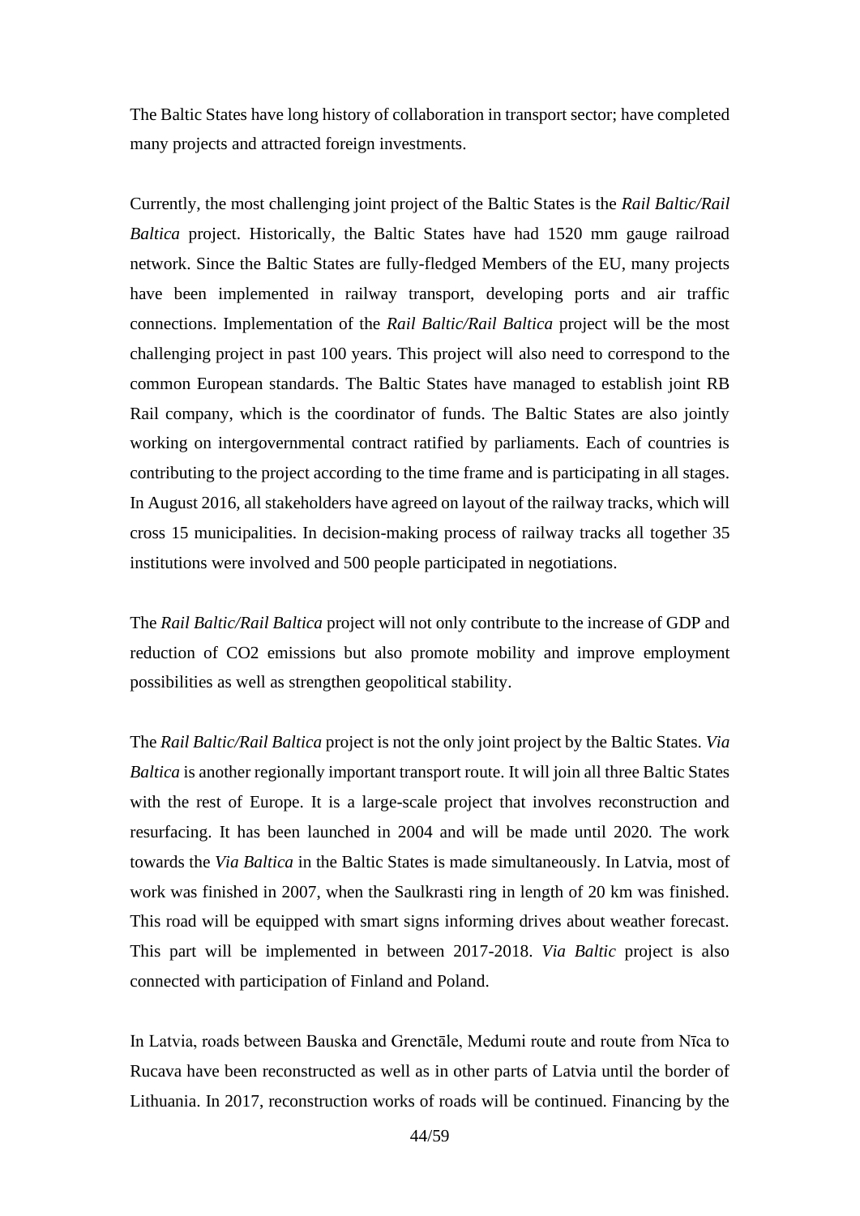The Baltic States have long history of collaboration in transport sector; have completed many projects and attracted foreign investments.

Currently, the most challenging joint project of the Baltic States is the *Rail Baltic/Rail Baltica* project. Historically, the Baltic States have had 1520 mm gauge railroad network. Since the Baltic States are fully-fledged Members of the EU, many projects have been implemented in railway transport, developing ports and air traffic connections. Implementation of the *Rail Baltic/Rail Baltica* project will be the most challenging project in past 100 years. This project will also need to correspond to the common European standards. The Baltic States have managed to establish joint RB Rail company, which is the coordinator of funds. The Baltic States are also jointly working on intergovernmental contract ratified by parliaments. Each of countries is contributing to the project according to the time frame and is participating in all stages. In August 2016, all stakeholders have agreed on layout of the railway tracks, which will cross 15 municipalities. In decision-making process of railway tracks all together 35 institutions were involved and 500 people participated in negotiations.

The *Rail Baltic/Rail Baltica* project will not only contribute to the increase of GDP and reduction of CO2 emissions but also promote mobility and improve employment possibilities as well as strengthen geopolitical stability.

The *Rail Baltic/Rail Baltica* project is not the only joint project by the Baltic States. *Via Baltica* is another regionally important transport route. It will join all three Baltic States with the rest of Europe. It is a large-scale project that involves reconstruction and resurfacing. It has been launched in 2004 and will be made until 2020. The work towards the *Via Baltica* in the Baltic States is made simultaneously. In Latvia, most of work was finished in 2007, when the Saulkrasti ring in length of 20 km was finished. This road will be equipped with smart signs informing drives about weather forecast. This part will be implemented in between 2017-2018. *Via Baltic* project is also connected with participation of Finland and Poland.

In Latvia, roads between Bauska and Grenctāle, Medumi route and route from Nīca to Rucava have been reconstructed as well as in other parts of Latvia until the border of Lithuania. In 2017, reconstruction works of roads will be continued. Financing by the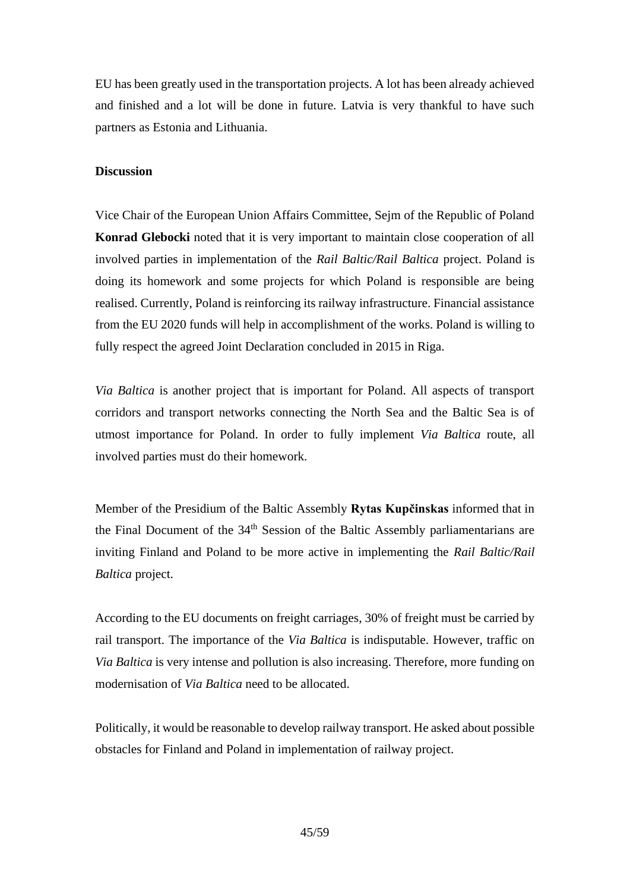EU has been greatly used in the transportation projects. A lot has been already achieved and finished and a lot will be done in future. Latvia is very thankful to have such partners as Estonia and Lithuania.

**Discussion**

Vice Chair of the European Union Affairs Committee, Sejm of the Republic of Poland **Konrad Glebocki** noted that it is very important to maintain close cooperation of all involved parties in implementation of the *Rail Baltic/Rail Baltica* project. Poland is doing its homework and some projects for which Poland is responsible are being realised. Currently, Poland is reinforcing its railway infrastructure. Financial assistance from the EU 2020 funds will help in accomplishment of the works. Poland is willing to fully respect the agreed Joint Declaration concluded in 2015 in Riga.

*Via Baltica* is another project that is important for Poland. All aspects of transport corridors and transport networks connecting the North Sea and the Baltic Sea is of utmost importance for Poland. In order to fully implement *Via Baltica* route, all involved parties must do their homework.

Member of the Presidium of the Baltic Assembly **Rytas Kupčinskas** informed that in the Final Document of the 34th Session of the Baltic Assembly parliamentarians are inviting Finland and Poland to be more active in implementing the *Rail Baltic/Rail Baltica* project.

According to the EU documents on freight carriages, 30% of freight must be carried by rail transport. The importance of the *Via Baltica* is indisputable. However, traffic on *Via Baltica* is very intense and pollution is also increasing. Therefore, more funding on modernisation of *Via Baltica* need to be allocated.

Politically, it would be reasonable to develop railway transport. He asked about possible obstacles for Finland and Poland in implementation of railway project.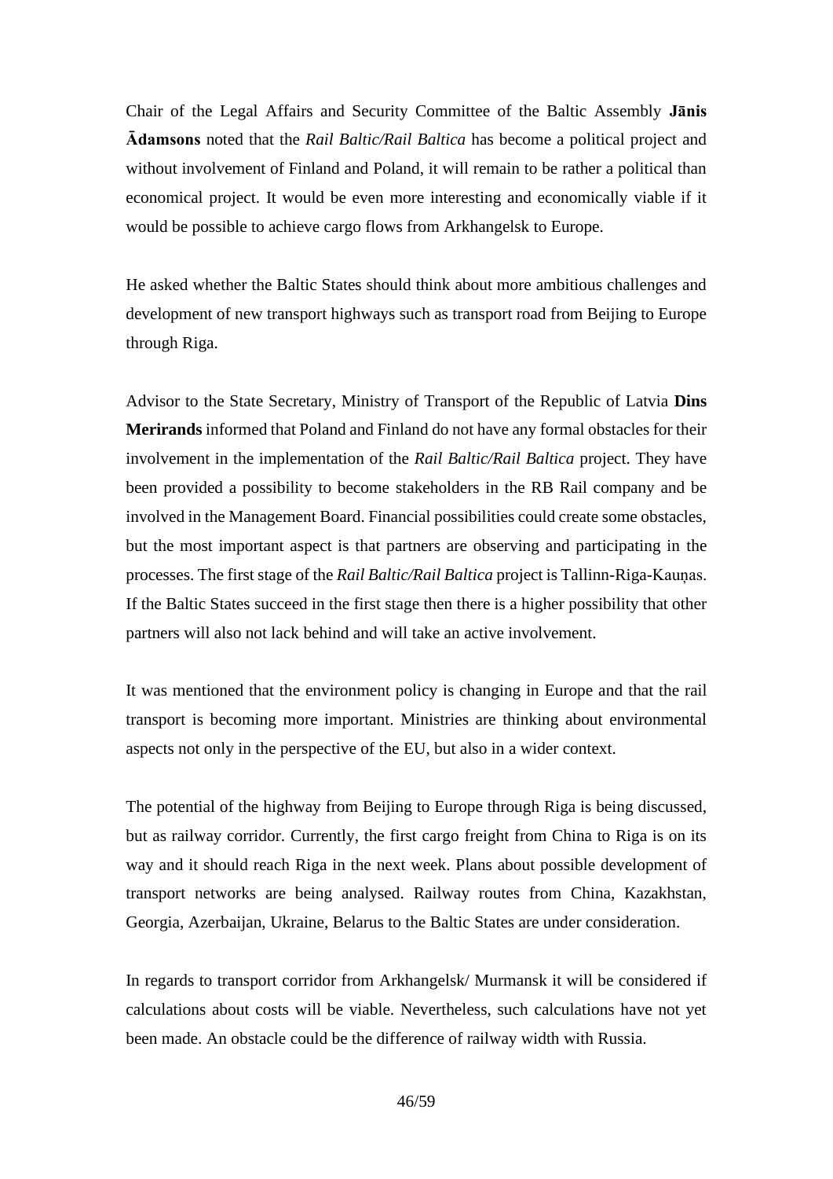Chair of the Legal Affairs and Security Committee of the Baltic Assembly **Jānis Ādamsons** noted that the *Rail Baltic/Rail Baltica* has become a political project and without involvement of Finland and Poland, it will remain to be rather a political than economical project. It would be even more interesting and economically viable if it would be possible to achieve cargo flows from Arkhangelsk to Europe.

He asked whether the Baltic States should think about more ambitious challenges and development of new transport highways such as transport road from Beijing to Europe through Riga.

Advisor to the State Secretary, Ministry of Transport of the Republic of Latvia **Dins Merirands** informed that Poland and Finland do not have any formal obstacles for their involvement in the implementation of the *Rail Baltic/Rail Baltica* project. They have been provided a possibility to become stakeholders in the RB Rail company and be involved in the Management Board. Financial possibilities could create some obstacles, but the most important aspect is that partners are observing and participating in the processes. The first stage of the *Rail Baltic/Rail Baltica* project is Tallinn-Riga-Kauņas. If the Baltic States succeed in the first stage then there is a higher possibility that other partners will also not lack behind and will take an active involvement.

It was mentioned that the environment policy is changing in Europe and that the rail transport is becoming more important. Ministries are thinking about environmental aspects not only in the perspective of the EU, but also in a wider context.

The potential of the highway from Beijing to Europe through Riga is being discussed, but as railway corridor. Currently, the first cargo freight from China to Riga is on its way and it should reach Riga in the next week. Plans about possible development of transport networks are being analysed. Railway routes from China, Kazakhstan, Georgia, Azerbaijan, Ukraine, Belarus to the Baltic States are under consideration.

In regards to transport corridor from Arkhangelsk/ Murmansk it will be considered if calculations about costs will be viable. Nevertheless, such calculations have not yet been made. An obstacle could be the difference of railway width with Russia.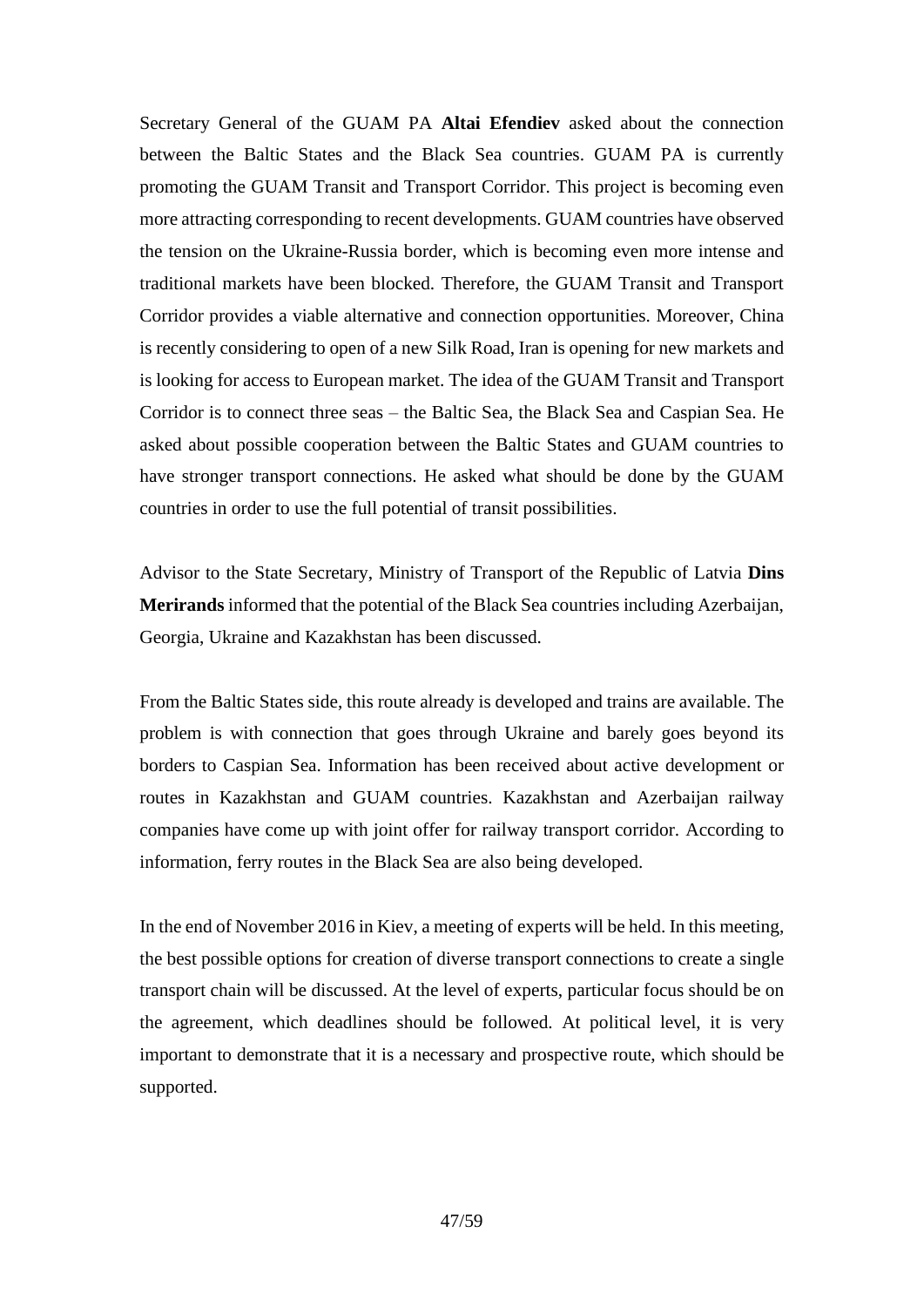Secretary General of the GUAM PA **Altai Efendiev** asked about the connection between the Baltic States and the Black Sea countries. GUAM PA is currently promoting the GUAM Transit and Transport Corridor. This project is becoming even more attracting corresponding to recent developments. GUAM countries have observed the tension on the Ukraine-Russia border, which is becoming even more intense and traditional markets have been blocked. Therefore, the GUAM Transit and Transport Corridor provides a viable alternative and connection opportunities. Moreover, China is recently considering to open of a new Silk Road, Iran is opening for new markets and is looking for access to European market. The idea of the GUAM Transit and Transport Corridor is to connect three seas – the Baltic Sea, the Black Sea and Caspian Sea. He asked about possible cooperation between the Baltic States and GUAM countries to have stronger transport connections. He asked what should be done by the GUAM countries in order to use the full potential of transit possibilities.

Advisor to the State Secretary, Ministry of Transport of the Republic of Latvia **Dins Merirands** informed that the potential of the Black Sea countries including Azerbaijan, Georgia, Ukraine and Kazakhstan has been discussed.

From the Baltic States side, this route already is developed and trains are available. The problem is with connection that goes through Ukraine and barely goes beyond its borders to Caspian Sea. Information has been received about active development or routes in Kazakhstan and GUAM countries. Kazakhstan and Azerbaijan railway companies have come up with joint offer for railway transport corridor. According to information, ferry routes in the Black Sea are also being developed.

In the end of November 2016 in Kiev, a meeting of experts will be held. In this meeting, the best possible options for creation of diverse transport connections to create a single transport chain will be discussed. At the level of experts, particular focus should be on the agreement, which deadlines should be followed. At political level, it is very important to demonstrate that it is a necessary and prospective route, which should be supported.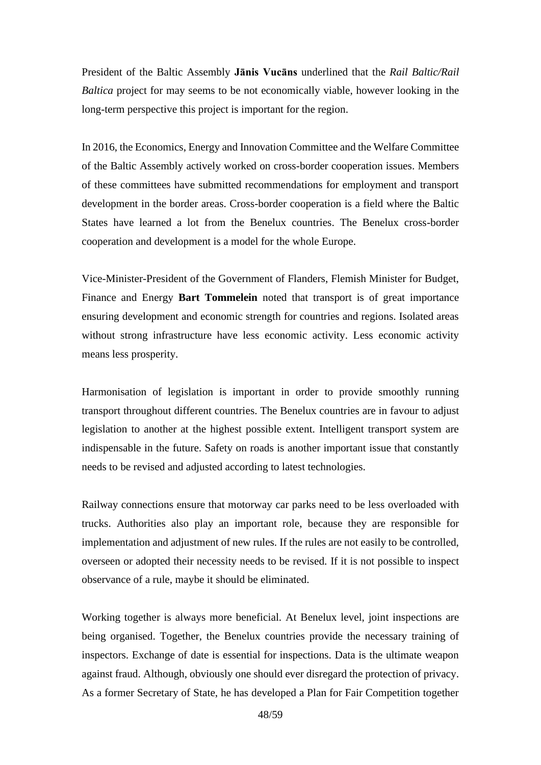President of the Baltic Assembly **Jānis Vucāns** underlined that the *Rail Baltic/Rail Baltica* project for may seems to be not economically viable, however looking in the long-term perspective this project is important for the region.

In 2016, the Economics, Energy and Innovation Committee and the Welfare Committee of the Baltic Assembly actively worked on cross-border cooperation issues. Members of these committees have submitted recommendations for employment and transport development in the border areas. Cross-border cooperation is a field where the Baltic States have learned a lot from the Benelux countries. The Benelux cross-border cooperation and development is a model for the whole Europe.

Vice-Minister-President of the Government of Flanders, Flemish Minister for Budget, Finance and Energy **Bart Tommelein** noted that transport is of great importance ensuring development and economic strength for countries and regions. Isolated areas without strong infrastructure have less economic activity. Less economic activity means less prosperity.

Harmonisation of legislation is important in order to provide smoothly running transport throughout different countries. The Benelux countries are in favour to adjust legislation to another at the highest possible extent. Intelligent transport system are indispensable in the future. Safety on roads is another important issue that constantly needs to be revised and adjusted according to latest technologies.

Railway connections ensure that motorway car parks need to be less overloaded with trucks. Authorities also play an important role, because they are responsible for implementation and adjustment of new rules. If the rules are not easily to be controlled, overseen or adopted their necessity needs to be revised. If it is not possible to inspect observance of a rule, maybe it should be eliminated.

Working together is always more beneficial. At Benelux level, joint inspections are being organised. Together, the Benelux countries provide the necessary training of inspectors. Exchange of date is essential for inspections. Data is the ultimate weapon against fraud. Although, obviously one should ever disregard the protection of privacy. As a former Secretary of State, he has developed a Plan for Fair Competition together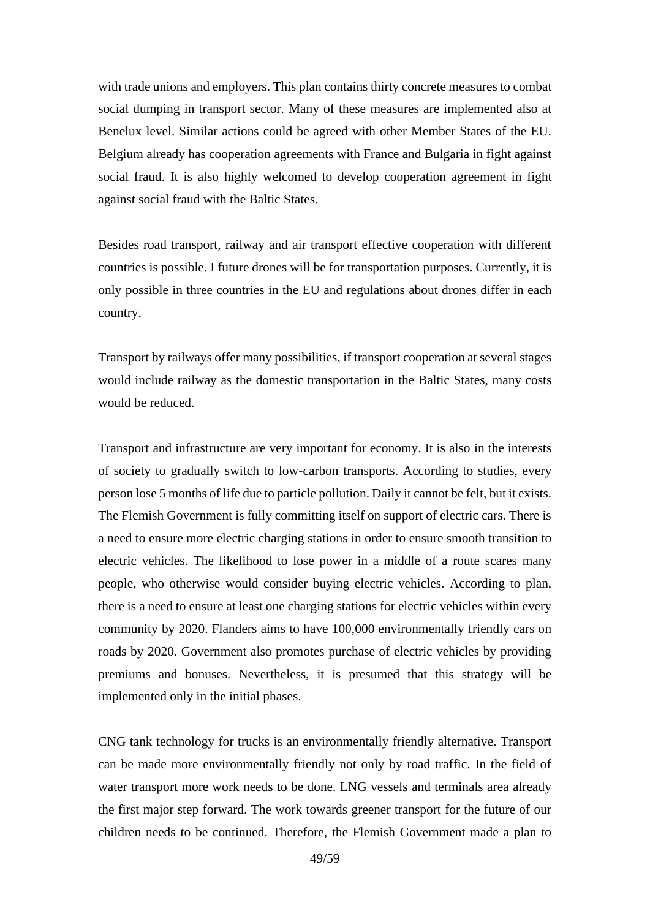with trade unions and employers. This plan contains thirty concrete measures to combat social dumping in transport sector. Many of these measures are implemented also at Benelux level. Similar actions could be agreed with other Member States of the EU. Belgium already has cooperation agreements with France and Bulgaria in fight against social fraud. It is also highly welcomed to develop cooperation agreement in fight against social fraud with the Baltic States.

Besides road transport, railway and air transport effective cooperation with different countries is possible. I future drones will be for transportation purposes. Currently, it is only possible in three countries in the EU and regulations about drones differ in each country.

Transport by railways offer many possibilities, if transport cooperation at several stages would include railway as the domestic transportation in the Baltic States, many costs would be reduced.

Transport and infrastructure are very important for economy. It is also in the interests of society to gradually switch to low-carbon transports. According to studies, every person lose 5 months of life due to particle pollution. Daily it cannot be felt, but it exists. The Flemish Government is fully committing itself on support of electric cars. There is a need to ensure more electric charging stations in order to ensure smooth transition to electric vehicles. The likelihood to lose power in a middle of a route scares many people, who otherwise would consider buying electric vehicles. According to plan, there is a need to ensure at least one charging stations for electric vehicles within every community by 2020. Flanders aims to have 100,000 environmentally friendly cars on roads by 2020. Government also promotes purchase of electric vehicles by providing premiums and bonuses. Nevertheless, it is presumed that this strategy will be implemented only in the initial phases.

CNG tank technology for trucks is an environmentally friendly alternative. Transport can be made more environmentally friendly not only by road traffic. In the field of water transport more work needs to be done. LNG vessels and terminals area already the first major step forward. The work towards greener transport for the future of our children needs to be continued. Therefore, the Flemish Government made a plan to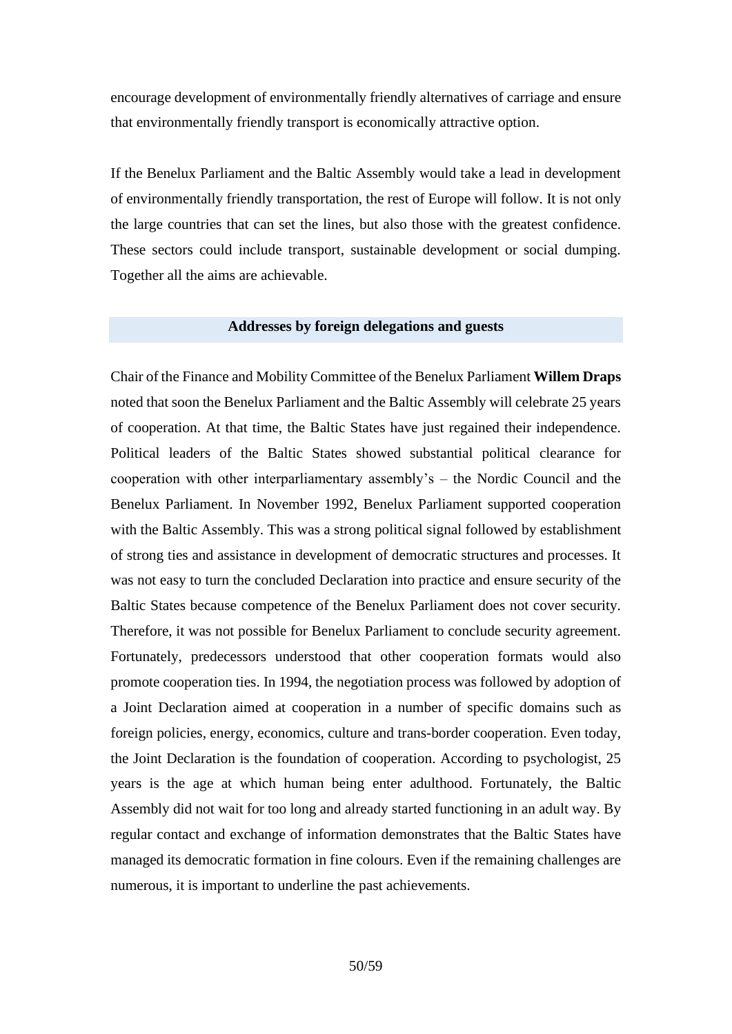encourage development of environmentally friendly alternatives of carriage and ensure that environmentally friendly transport is economically attractive option.

If the Benelux Parliament and the Baltic Assembly would take a lead in development of environmentally friendly transportation, the rest of Europe will follow. It is not only the large countries that can set the lines, but also those with the greatest confidence. These sectors could include transport, sustainable development or social dumping. Together all the aims are achievable.

## Addresses by foreign delegations and guests

Chair of the Finance and Mobility Committee of the Benelux Parliament **Willem Draps** noted that soon the Benelux Parliament and the Baltic Assembly will celebrate 25 years of cooperation. At that time, the Baltic States have just regained their independence. Political leaders of the Baltic States showed substantial political clearance for cooperation with other interparliamentary assembly's – the Nordic Council and the Benelux Parliament. In November 1992, Benelux Parliament supported cooperation with the Baltic Assembly. This was a strong political signal followed by establishment of strong ties and assistance in development of democratic structures and processes. It was not easy to turn the concluded Declaration into practice and ensure security of the Baltic States because competence of the Benelux Parliament does not cover security. Therefore, it was not possible for Benelux Parliament to conclude security agreement. Fortunately, predecessors understood that other cooperation formats would also promote cooperation ties. In 1994, the negotiation process was followed by adoption of a Joint Declaration aimed at cooperation in a number of specific domains such as foreign policies, energy, economics, culture and trans-border cooperation. Even today, the Joint Declaration is the foundation of cooperation. According to psychologist, 25 years is the age at which human being enter adulthood. Fortunately, the Baltic Assembly did not wait for too long and already started functioning in an adult way. By regular contact and exchange of information demonstrates that the Baltic States have managed its democratic formation in fine colours. Even if the remaining challenges are numerous, it is important to underline the past achievements.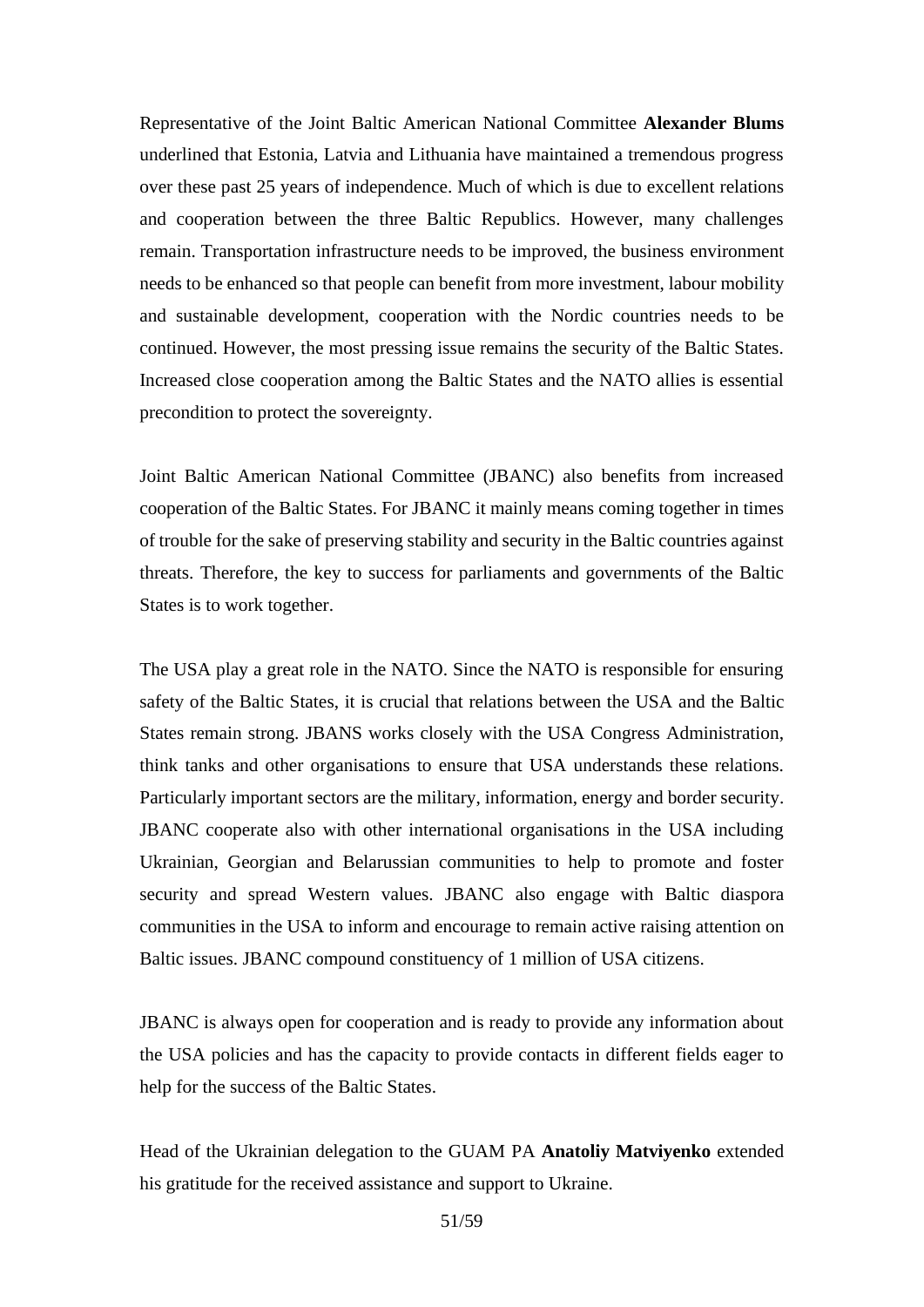Representative of the Joint Baltic American National Committee **Alexander Blums** underlined that Estonia, Latvia and Lithuania have maintained a tremendous progress over these past 25 years of independence. Much of which is due to excellent relations and cooperation between the three Baltic Republics. However, many challenges remain. Transportation infrastructure needs to be improved, the business environment needs to be enhanced so that people can benefit from more investment, labour mobility and sustainable development, cooperation with the Nordic countries needs to be continued. However, the most pressing issue remains the security of the Baltic States. Increased close cooperation among the Baltic States and the NATO allies is essential precondition to protect the sovereignty.

Joint Baltic American National Committee (JBANC) also benefits from increased cooperation of the Baltic States. For JBANC it mainly means coming together in times of trouble for the sake of preserving stability and security in the Baltic countries against threats. Therefore, the key to success for parliaments and governments of the Baltic States is to work together.

The USA play a great role in the NATO. Since the NATO is responsible for ensuring safety of the Baltic States, it is crucial that relations between the USA and the Baltic States remain strong. JBANS works closely with the USA Congress Administration, think tanks and other organisations to ensure that USA understands these relations. Particularly important sectors are the military, information, energy and border security. JBANC cooperate also with other international organisations in the USA including Ukrainian, Georgian and Belarussian communities to help to promote and foster security and spread Western values. JBANC also engage with Baltic diaspora communities in the USA to inform and encourage to remain active raising attention on Baltic issues. JBANC compound constituency of 1 million of USA citizens.

JBANC is always open for cooperation and is ready to provide any information about the USA policies and has the capacity to provide contacts in different fields eager to help for the success of the Baltic States.

Head of the Ukrainian delegation to the GUAM PA **Anatoliy Matviyenko** extended his gratitude for the received assistance and support to Ukraine.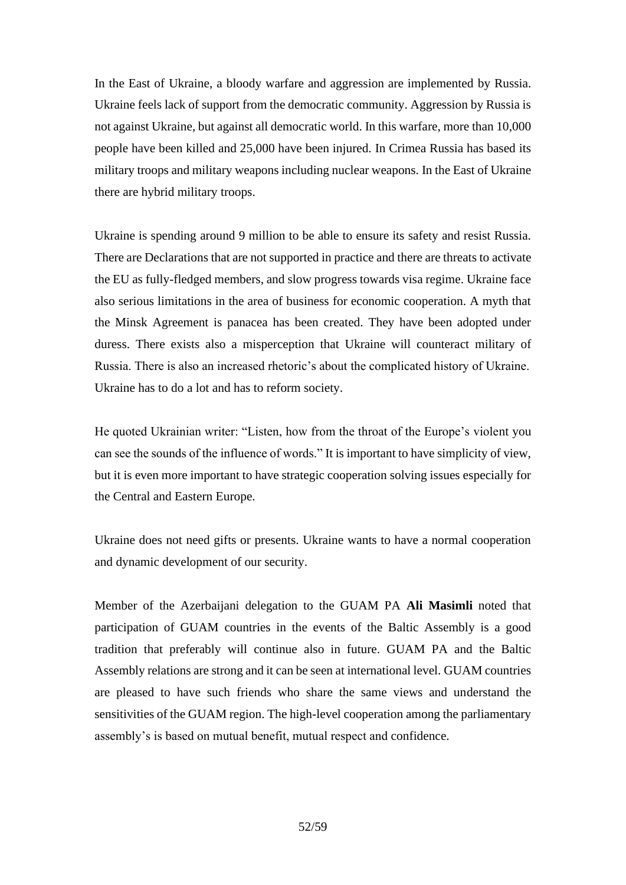In the East of Ukraine, a bloody warfare and aggression are implemented by Russia. Ukraine feels lack of support from the democratic community. Aggression by Russia is not against Ukraine, but against all democratic world. In this warfare, more than 10,000 people have been killed and 25,000 have been injured. In Crimea Russia has based its military troops and military weapons including nuclear weapons. In the East of Ukraine there are hybrid military troops.

Ukraine is spending around 9 million to be able to ensure its safety and resist Russia. There are Declarations that are not supported in practice and there are threats to activate the EU as fully-fledged members, and slow progress towards visa regime. Ukraine face also serious limitations in the area of business for economic cooperation. A myth that the Minsk Agreement is panacea has been created. They have been adopted under duress. There exists also a misperception that Ukraine will counteract military of Russia. There is also an increased rhetoric's about the complicated history of Ukraine. Ukraine has to do a lot and has to reform society.

He quoted Ukrainian writer: "Listen, how from the throat of the Europe's violent you can see the sounds of the influence of words." It is important to have simplicity of view, but it is even more important to have strategic cooperation solving issues especially for the Central and Eastern Europe.

Ukraine does not need gifts or presents. Ukraine wants to have a normal cooperation and dynamic development of our security.

Member of the Azerbaijani delegation to the GUAM PA **Ali Masimli** noted that participation of GUAM countries in the events of the Baltic Assembly is a good tradition that preferably will continue also in future. GUAM PA and the Baltic Assembly relations are strong and it can be seen at international level. GUAM countries are pleased to have such friends who share the same views and understand the sensitivities of the GUAM region. The high-level cooperation among the parliamentary assembly's is based on mutual benefit, mutual respect and confidence.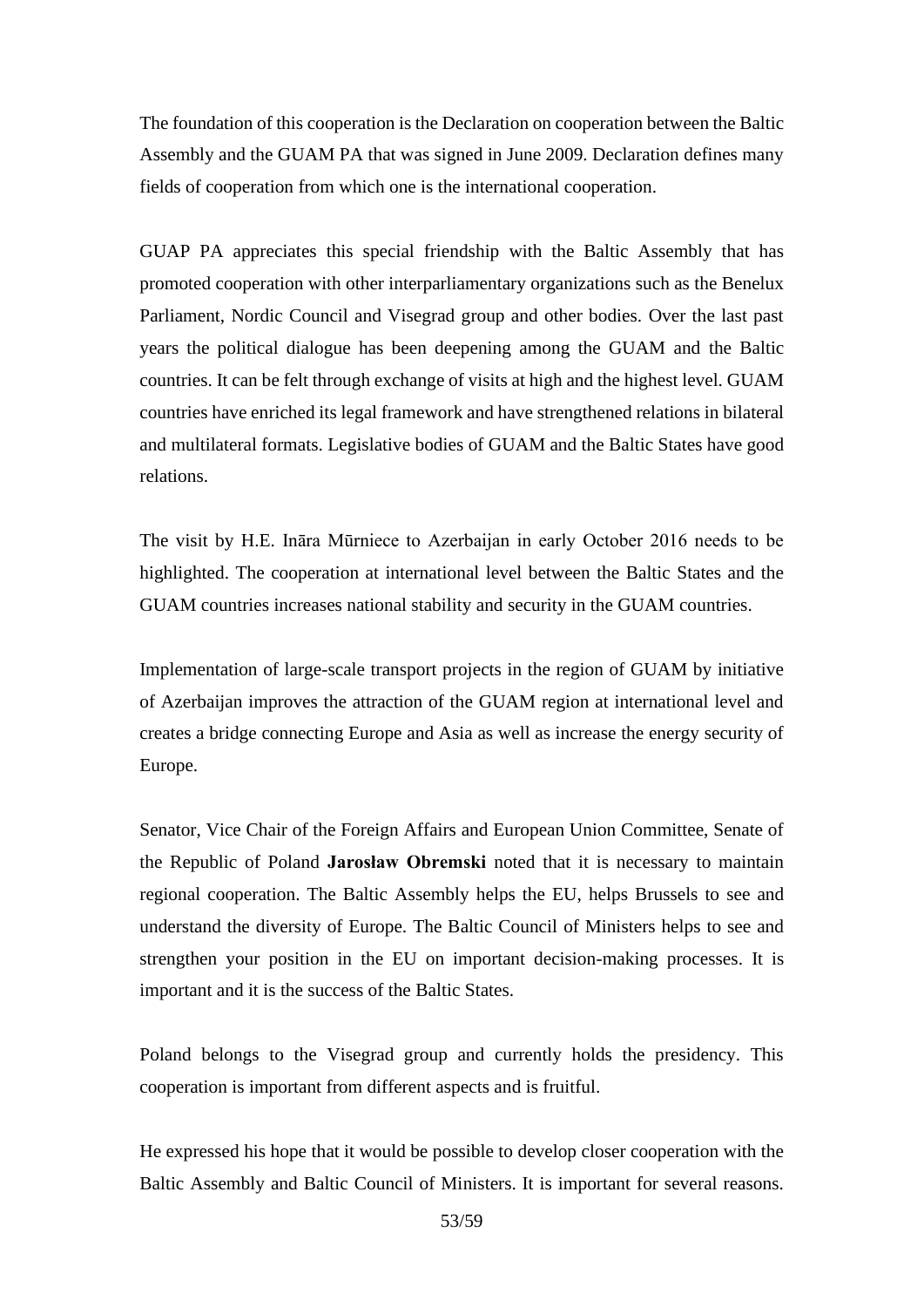The foundation of this cooperation is the Declaration on cooperation between the Baltic Assembly and the GUAM PA that was signed in June 2009. Declaration defines many fields of cooperation from which one is the international cooperation.

GUAP PA appreciates this special friendship with the Baltic Assembly that has promoted cooperation with other interparliamentary organizations such as the Benelux Parliament, Nordic Council and Visegrad group and other bodies. Over the last past years the political dialogue has been deepening among the GUAM and the Baltic countries. It can be felt through exchange of visits at high and the highest level. GUAM countries have enriched its legal framework and have strengthened relations in bilateral and multilateral formats. Legislative bodies of GUAM and the Baltic States have good relations.

The visit by H.E. Ināra Mūrniece to Azerbaijan in early October 2016 needs to be highlighted. The cooperation at international level between the Baltic States and the GUAM countries increases national stability and security in the GUAM countries.

Implementation of large-scale transport projects in the region of GUAM by initiative of Azerbaijan improves the attraction of the GUAM region at international level and creates a bridge connecting Europe and Asia as well as increase the energy security of Europe.

Senator, Vice Chair of the Foreign Affairs and European Union Committee, Senate of the Republic of Poland **Jarosław Obremski** noted that it is necessary to maintain regional cooperation. The Baltic Assembly helps the EU, helps Brussels to see and understand the diversity of Europe. The Baltic Council of Ministers helps to see and strengthen your position in the EU on important decision-making processes. It is important and it is the success of the Baltic States.

Poland belongs to the Visegrad group and currently holds the presidency. This cooperation is important from different aspects and is fruitful.

He expressed his hope that it would be possible to develop closer cooperation with the Baltic Assembly and Baltic Council of Ministers. It is important for several reasons.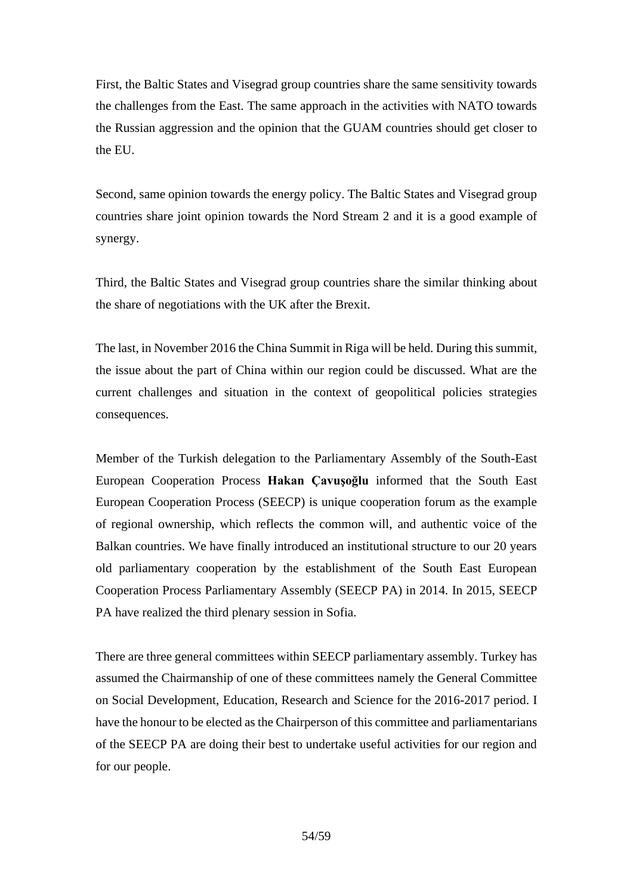First, the Baltic States and Visegrad group countries share the same sensitivity towards the challenges from the East. The same approach in the activities with NATO towards the Russian aggression and the opinion that the GUAM countries should get closer to the EU.

Second, same opinion towards the energy policy. The Baltic States and Visegrad group countries share joint opinion towards the Nord Stream 2 and it is a good example of synergy.

Third, the Baltic States and Visegrad group countries share the similar thinking about the share of negotiations with the UK after the Brexit.

The last, in November 2016 the China Summit in Riga will be held. During this summit, the issue about the part of China within our region could be discussed. What are the current challenges and situation in the context of geopolitical policies strategies consequences.

Member of the Turkish delegation to the Parliamentary Assembly of the South-East European Cooperation Process **Hakan Çavuşoğlu** informed that the South East European Cooperation Process (SEECP) is unique cooperation forum as the example of regional ownership, which reflects the common will, and authentic voice of the Balkan countries. We have finally introduced an institutional structure to our 20 years old parliamentary cooperation by the establishment of the South East European Cooperation Process Parliamentary Assembly (SEECP PA) in 2014. In 2015, SEECP PA have realized the third plenary session in Sofia.

There are three general committees within SEECP parliamentary assembly. Turkey has assumed the Chairmanship of one of these committees namely the General Committee on Social Development, Education, Research and Science for the 2016-2017 period. I have the honour to be elected as the Chairperson of this committee and parliamentarians of the SEECP PA are doing their best to undertake useful activities for our region and for our people.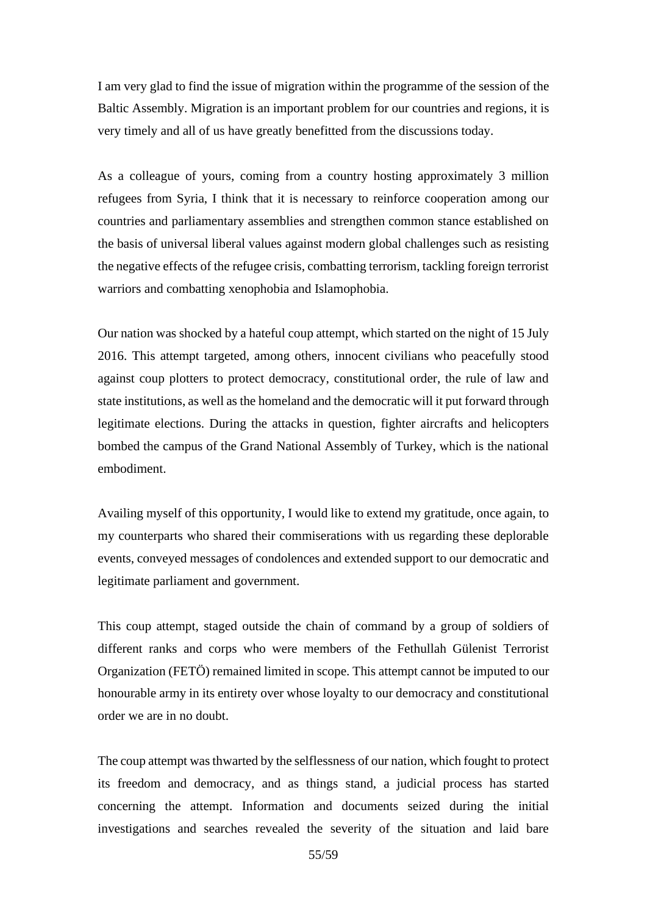I am very glad to find the issue of migration within the programme of the session of the Baltic Assembly. Migration is an important problem for our countries and regions, it is very timely and all of us have greatly benefitted from the discussions today.

As a colleague of yours, coming from a country hosting approximately 3 million refugees from Syria, I think that it is necessary to reinforce cooperation among our countries and parliamentary assemblies and strengthen common stance established on the basis of universal liberal values against modern global challenges such as resisting the negative effects of the refugee crisis, combatting terrorism, tackling foreign terrorist warriors and combatting xenophobia and Islamophobia.

Our nation was shocked by a hateful coup attempt, which started on the night of 15 July 2016. This attempt targeted, among others, innocent civilians who peacefully stood against coup plotters to protect democracy, constitutional order, the rule of law and state institutions, as well as the homeland and the democratic will it put forward through legitimate elections. During the attacks in question, fighter aircrafts and helicopters bombed the campus of the Grand National Assembly of Turkey, which is the national embodiment.

Availing myself of this opportunity, I would like to extend my gratitude, once again, to my counterparts who shared their commiserations with us regarding these deplorable events, conveyed messages of condolences and extended support to our democratic and legitimate parliament and government.

This coup attempt, staged outside the chain of command by a group of soldiers of different ranks and corps who were members of the Fethullah Gülenist Terrorist Organization (FETÖ) remained limited in scope. This attempt cannot be imputed to our honourable army in its entirety over whose loyalty to our democracy and constitutional order we are in no doubt.

The coup attempt was thwarted by the selflessness of our nation, which fought to protect its freedom and democracy, and as things stand, a judicial process has started concerning the attempt. Information and documents seized during the initial investigations and searches revealed the severity of the situation and laid bare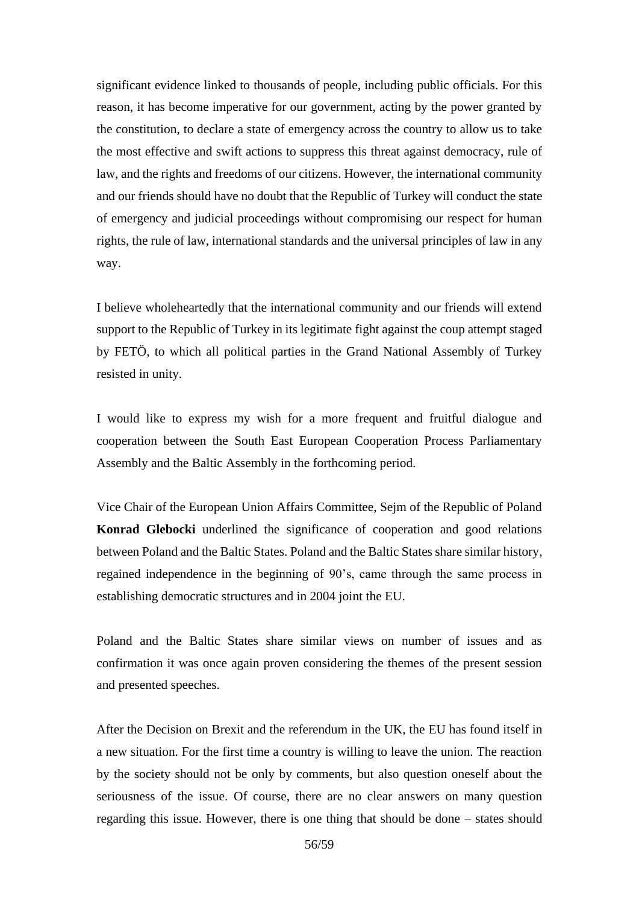significant evidence linked to thousands of people, including public officials. For this reason, it has become imperative for our government, acting by the power granted by the constitution, to declare a state of emergency across the country to allow us to take the most effective and swift actions to suppress this threat against democracy, rule of law, and the rights and freedoms of our citizens. However, the international community and our friends should have no doubt that the Republic of Turkey will conduct the state of emergency and judicial proceedings without compromising our respect for human rights, the rule of law, international standards and the universal principles of law in any way.

I believe wholeheartedly that the international community and our friends will extend support to the Republic of Turkey in its legitimate fight against the coup attempt staged by FETÖ, to which all political parties in the Grand National Assembly of Turkey resisted in unity.

I would like to express my wish for a more frequent and fruitful dialogue and cooperation between the South East European Cooperation Process Parliamentary Assembly and the Baltic Assembly in the forthcoming period.

Vice Chair of the European Union Affairs Committee, Sejm of the Republic of Poland **Konrad Glebocki** underlined the significance of cooperation and good relations between Poland and the Baltic States. Poland and the Baltic States share similar history, regained independence in the beginning of 90's, came through the same process in establishing democratic structures and in 2004 joint the EU.

Poland and the Baltic States share similar views on number of issues and as confirmation it was once again proven considering the themes of the present session and presented speeches.

After the Decision on Brexit and the referendum in the UK, the EU has found itself in a new situation. For the first time a country is willing to leave the union. The reaction by the society should not be only by comments, but also question oneself about the seriousness of the issue. Of course, there are no clear answers on many question regarding this issue. However, there is one thing that should be done – states should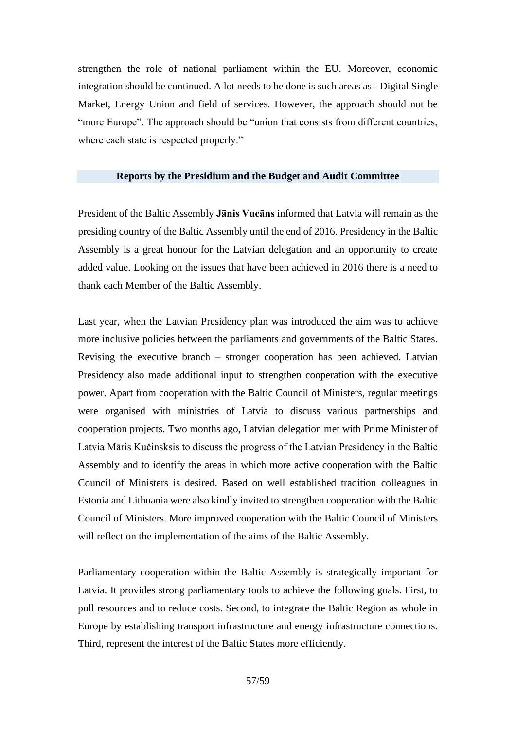strengthen the role of national parliament within the EU. Moreover, economic integration should be continued. A lot needs to be done is such areas as - Digital Single Market, Energy Union and field of services. However, the approach should not be "more Europe". The approach should be "union that consists from different countries, where each state is respected properly."

## Reports by the Presidium and the Budget and Audit Committee

President of the Baltic Assembly **Jānis Vucāns** informed that Latvia will remain as the presiding country of the Baltic Assembly until the end of 2016. Presidency in the Baltic Assembly is a great honour for the Latvian delegation and an opportunity to create added value. Looking on the issues that have been achieved in 2016 there is a need to thank each Member of the Baltic Assembly.

Last year, when the Latvian Presidency plan was introduced the aim was to achieve more inclusive policies between the parliaments and governments of the Baltic States. Revising the executive branch – stronger cooperation has been achieved. Latvian Presidency also made additional input to strengthen cooperation with the executive power. Apart from cooperation with the Baltic Council of Ministers, regular meetings were organised with ministries of Latvia to discuss various partnerships and cooperation projects. Two months ago, Latvian delegation met with Prime Minister of Latvia Māris Kučinsksis to discuss the progress of the Latvian Presidency in the Baltic Assembly and to identify the areas in which more active cooperation with the Baltic Council of Ministers is desired. Based on well established tradition colleagues in Estonia and Lithuania were also kindly invited to strengthen cooperation with the Baltic Council of Ministers. More improved cooperation with the Baltic Council of Ministers will reflect on the implementation of the aims of the Baltic Assembly.

Parliamentary cooperation within the Baltic Assembly is strategically important for Latvia. It provides strong parliamentary tools to achieve the following goals. First, to pull resources and to reduce costs. Second, to integrate the Baltic Region as whole in Europe by establishing transport infrastructure and energy infrastructure connections. Third, represent the interest of the Baltic States more efficiently.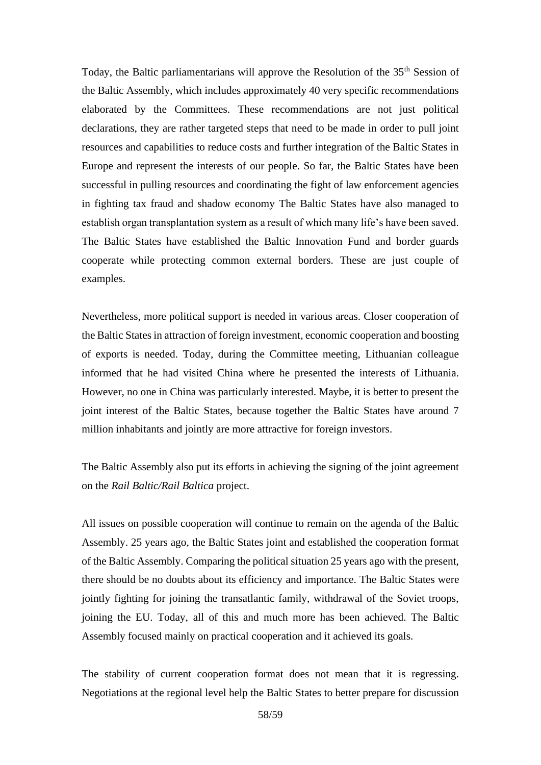Today, the Baltic parliamentarians will approve the Resolution of the 35th Session of the Baltic Assembly, which includes approximately 40 very specific recommendations elaborated by the Committees. These recommendations are not just political declarations, they are rather targeted steps that need to be made in order to pull joint resources and capabilities to reduce costs and further integration of the Baltic States in Europe and represent the interests of our people. So far, the Baltic States have been successful in pulling resources and coordinating the fight of law enforcement agencies in fighting tax fraud and shadow economy The Baltic States have also managed to establish organ transplantation system as a result of which many life's have been saved. The Baltic States have established the Baltic Innovation Fund and border guards cooperate while protecting common external borders. These are just couple of examples.

Nevertheless, more political support is needed in various areas. Closer cooperation of the Baltic States in attraction of foreign investment, economic cooperation and boosting of exports is needed. Today, during the Committee meeting, Lithuanian colleague informed that he had visited China where he presented the interests of Lithuania. However, no one in China was particularly interested. Maybe, it is better to present the joint interest of the Baltic States, because together the Baltic States have around 7 million inhabitants and jointly are more attractive for foreign investors.

The Baltic Assembly also put its efforts in achieving the signing of the joint agreement on the *Rail Baltic/Rail Baltica* project.

All issues on possible cooperation will continue to remain on the agenda of the Baltic Assembly. 25 years ago, the Baltic States joint and established the cooperation format of the Baltic Assembly. Comparing the political situation 25 years ago with the present, there should be no doubts about its efficiency and importance. The Baltic States were jointly fighting for joining the transatlantic family, withdrawal of the Soviet troops, joining the EU. Today, all of this and much more has been achieved. The Baltic Assembly focused mainly on practical cooperation and it achieved its goals.

The stability of current cooperation format does not mean that it is regressing. Negotiations at the regional level help the Baltic States to better prepare for discussion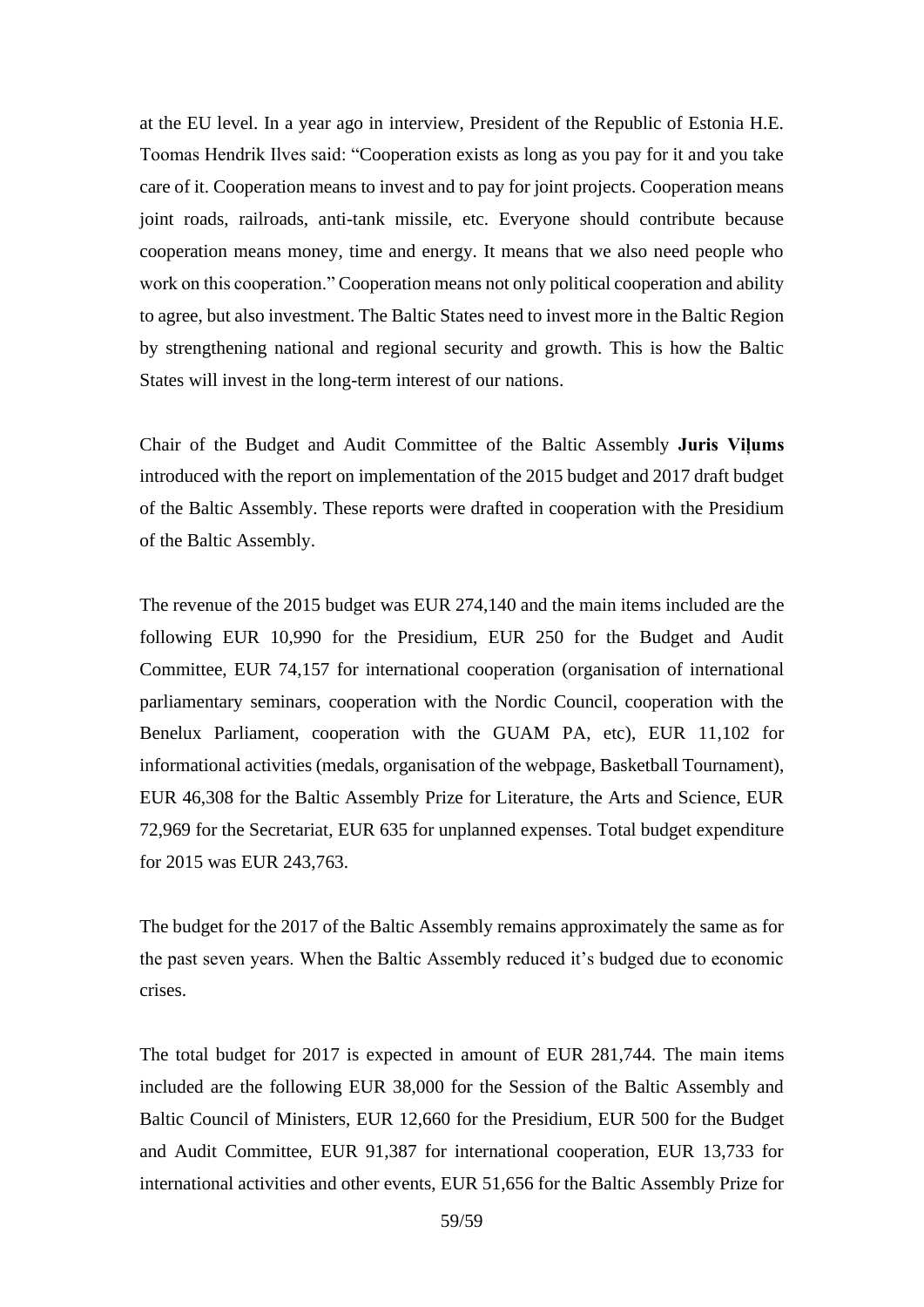at the EU level. In a year ago in interview, President of the Republic of Estonia H.E. Toomas Hendrik Ilves said: "Cooperation exists as long as you pay for it and you take care of it. Cooperation means to invest and to pay for joint projects. Cooperation means joint roads, railroads, anti-tank missile, etc. Everyone should contribute because cooperation means money, time and energy. It means that we also need people who work on this cooperation." Cooperation means not only political cooperation and ability to agree, but also investment. The Baltic States need to invest more in the Baltic Region by strengthening national and regional security and growth. This is how the Baltic States will invest in the long-term interest of our nations.

Chair of the Budget and Audit Committee of the Baltic Assembly **Juris Viļums** introduced with the report on implementation of the 2015 budget and 2017 draft budget of the Baltic Assembly. These reports were drafted in cooperation with the Presidium of the Baltic Assembly.

The revenue of the 2015 budget was EUR 274,140 and the main items included are the following EUR 10,990 for the Presidium, EUR 250 for the Budget and Audit Committee, EUR 74,157 for international cooperation (organisation of international parliamentary seminars, cooperation with the Nordic Council, cooperation with the Benelux Parliament, cooperation with the GUAM PA, etc), EUR 11,102 for informational activities (medals, organisation of the webpage, Basketball Tournament), EUR 46,308 for the Baltic Assembly Prize for Literature, the Arts and Science, EUR 72,969 for the Secretariat, EUR 635 for unplanned expenses. Total budget expenditure for 2015 was EUR 243,763.

The budget for the 2017 of the Baltic Assembly remains approximately the same as for the past seven years. When the Baltic Assembly reduced it's budged due to economic crises.

The total budget for 2017 is expected in amount of EUR 281,744. The main items included are the following EUR 38,000 for the Session of the Baltic Assembly and Baltic Council of Ministers, EUR 12,660 for the Presidium, EUR 500 for the Budget and Audit Committee, EUR 91,387 for international cooperation, EUR 13,733 for international activities and other events, EUR 51,656 for the Baltic Assembly Prize for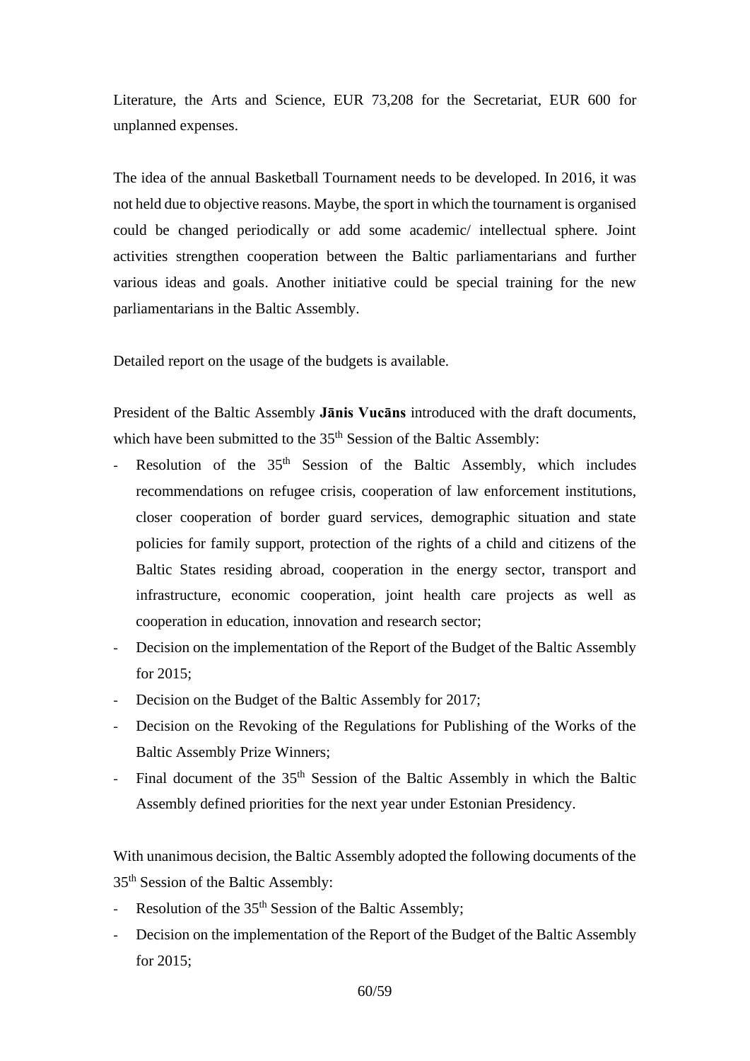Literature, the Arts and Science, EUR 73,208 for the Secretariat, EUR 600 for unplanned expenses.

The idea of the annual Basketball Tournament needs to be developed. In 2016, it was not held due to objective reasons. Maybe, the sport in which the tournament is organised could be changed periodically or add some academic/ intellectual sphere. Joint activities strengthen cooperation between the Baltic parliamentarians and further various ideas and goals. Another initiative could be special training for the new parliamentarians in the Baltic Assembly.

Detailed report on the usage of the budgets is available.

President of the Baltic Assembly **Jānis Vucāns** introduced with the draft documents, which have been submitted to the 35th Session of the Baltic Assembly:

- Resolution of the 35th Session of the Baltic Assembly, which includes recommendations on refugee crisis, cooperation of law enforcement institutions, closer cooperation of border guard services, demographic situation and state policies for family support, protection of the rights of a child and citizens of the Baltic States residing abroad, cooperation in the energy sector, transport and infrastructure, economic cooperation, joint health care projects as well as cooperation in education, innovation and research sector;
- Decision on the implementation of the Report of the Budget of the Baltic Assembly for 2015;
- Decision on the Budget of the Baltic Assembly for 2017;
- Decision on the Revoking of the Regulations for Publishing of the Works of the Baltic Assembly Prize Winners;
- Final document of the 35th Session of the Baltic Assembly in which the Baltic Assembly defined priorities for the next year under Estonian Presidency.

With unanimous decision, the Baltic Assembly adopted the following documents of the 35th Session of the Baltic Assembly:

- Resolution of the 35th Session of the Baltic Assembly;
- Decision on the implementation of the Report of the Budget of the Baltic Assembly for 2015;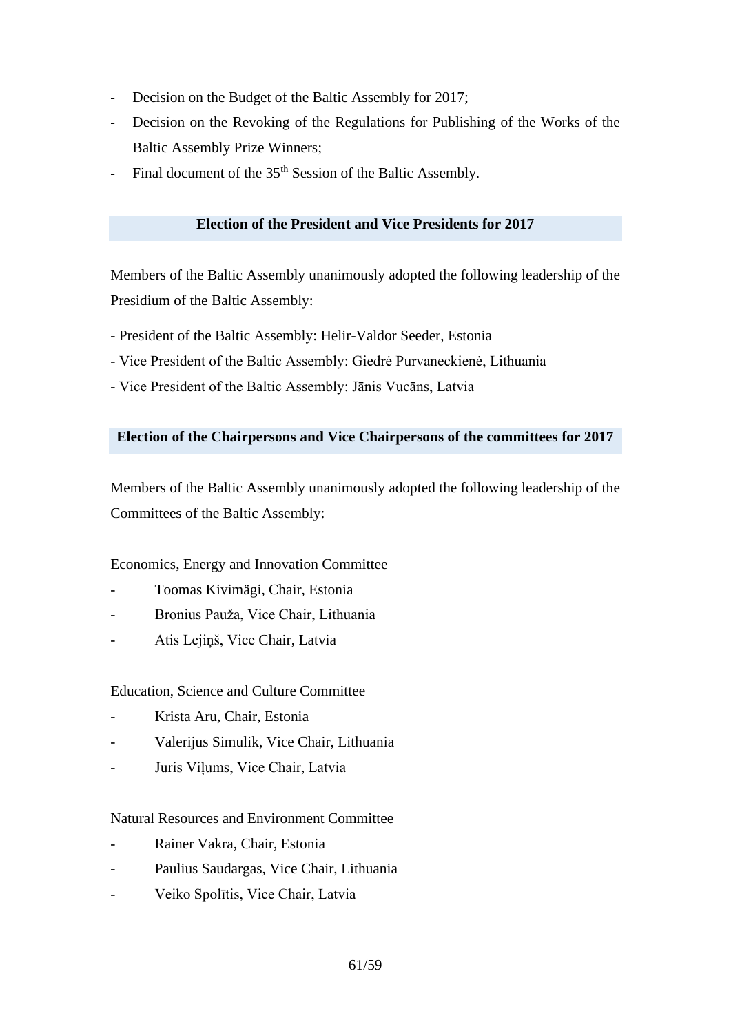- Decision on the Budget of the Baltic Assembly for 2017;
- Decision on the Revoking of the Regulations for Publishing of the Works of the Baltic Assembly Prize Winners;
- Final document of the 35th Session of the Baltic Assembly.

## Election of the President and Vice Presidents for 2017

Members of the Baltic Assembly unanimously adopted the following leadership of the Presidium of the Baltic Assembly:

- President of the Baltic Assembly: Helir-Valdor Seeder, Estonia
- Vice President of the Baltic Assembly: Giedrė Purvaneckienė, Lithuania
- Vice President of the Baltic Assembly: Jānis Vucāns, Latvia

## Election of the Chairpersons and Vice Chairpersons of the committees for 2017

Members of the Baltic Assembly unanimously adopted the following leadership of the Committees of the Baltic Assembly:

Economics, Energy and Innovation Committee

- Toomas Kivimägi, Chair, Estonia
- Bronius Pauža, Vice Chair, Lithuania
- Atis Lejiņš, Vice Chair, Latvia

Education, Science and Culture Committee

- Krista Aru, Chair, Estonia
- Valerijus Simulik, Vice Chair, Lithuania
- Juris Viļums, Vice Chair, Latvia

Natural Resources and Environment Committee

- Rainer Vakra, Chair, Estonia
- Paulius Saudargas, Vice Chair, Lithuania
- Veiko Spolītis, Vice Chair, Latvia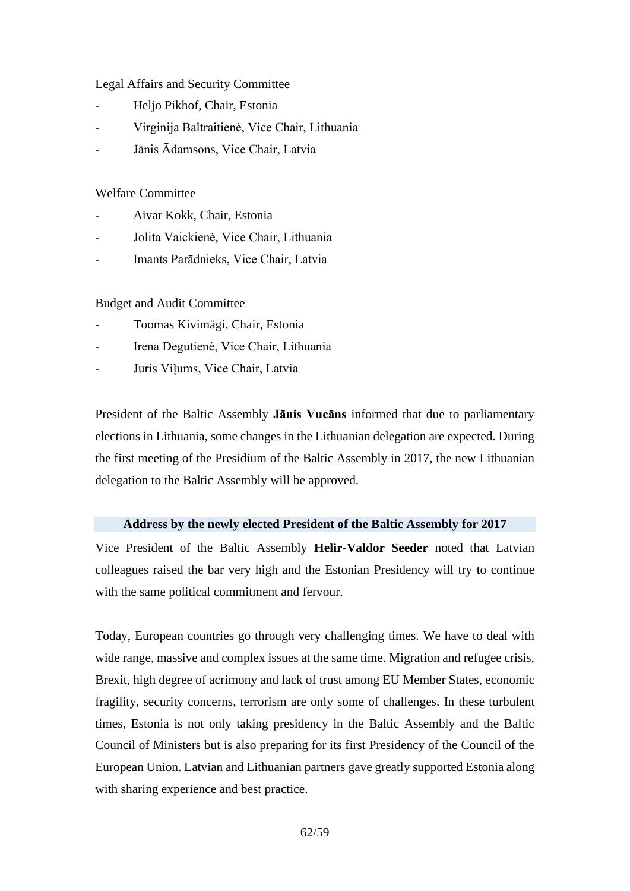Legal Affairs and Security Committee

- Heljo Pikhof, Chair, Estonia
- Virginija Baltraitienė, Vice Chair, Lithuania
- Jānis Ādamsons, Vice Chair, Latvia

Welfare Committee

- Aivar Kokk, Chair, Estonia
- Jolita Vaickienė, Vice Chair, Lithuania
- Imants Parādnieks, Vice Chair, Latvia

Budget and Audit Committee

- Toomas Kivimägi, Chair, Estonia
- Irena Degutienė, Vice Chair, Lithuania
- Juris Viļums, Vice Chair, Latvia

President of the Baltic Assembly **Jānis Vucāns** informed that due to parliamentary elections in Lithuania, some changes in the Lithuanian delegation are expected. During the first meeting of the Presidium of the Baltic Assembly in 2017, the new Lithuanian delegation to the Baltic Assembly will be approved.

### Address by the newly elected President of the Baltic Assembly for 2017

Vice President of the Baltic Assembly **Helir-Valdor Seeder** noted that Latvian colleagues raised the bar very high and the Estonian Presidency will try to continue with the same political commitment and fervour.

Today, European countries go through very challenging times. We have to deal with wide range, massive and complex issues at the same time. Migration and refugee crisis, Brexit, high degree of acrimony and lack of trust among EU Member States, economic fragility, security concerns, terrorism are only some of challenges. In these turbulent times, Estonia is not only taking presidency in the Baltic Assembly and the Baltic Council of Ministers but is also preparing for its first Presidency of the Council of the European Union. Latvian and Lithuanian partners gave greatly supported Estonia along with sharing experience and best practice.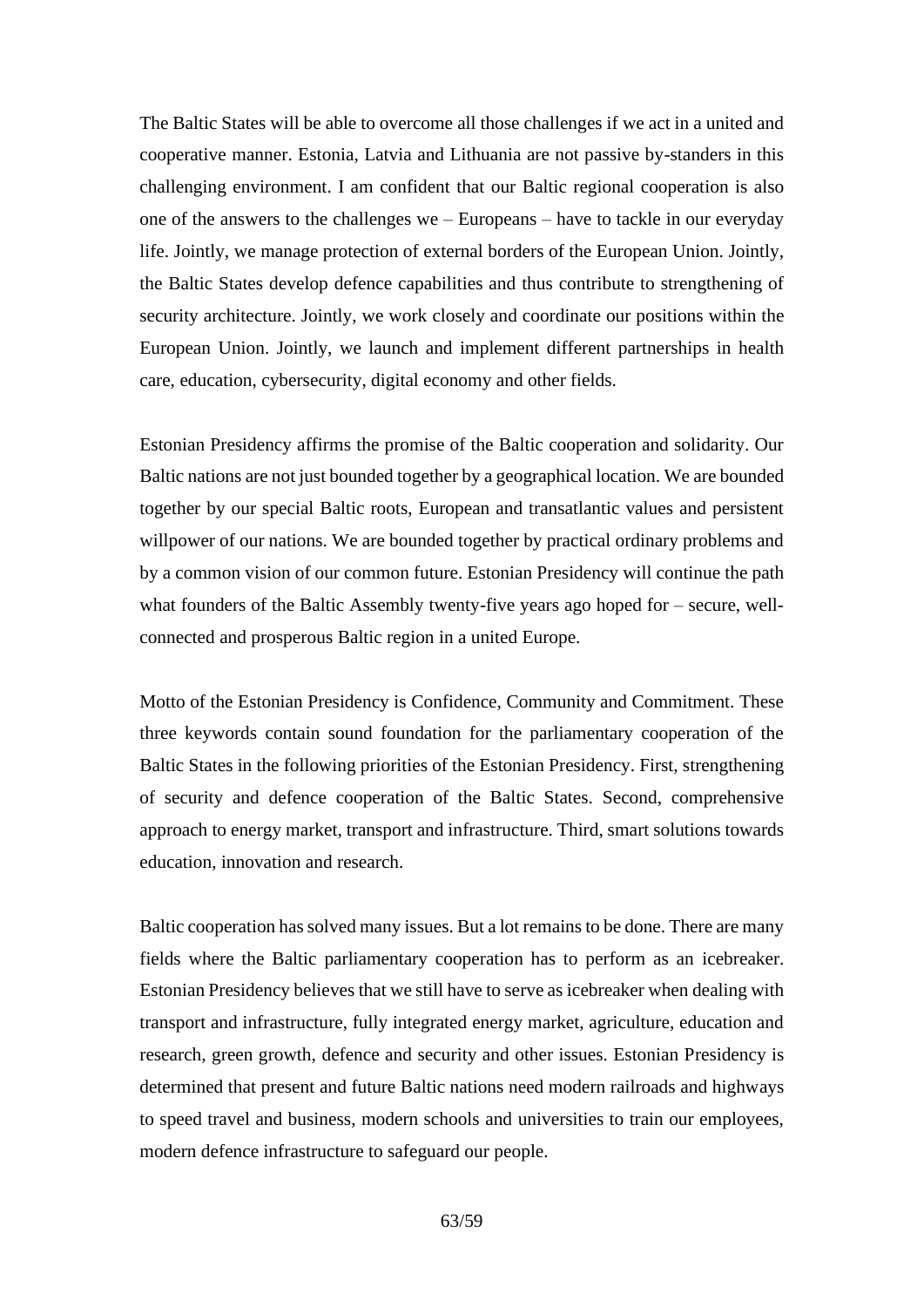The Baltic States will be able to overcome all those challenges if we act in a united and cooperative manner. Estonia, Latvia and Lithuania are not passive by-standers in this challenging environment. I am confident that our Baltic regional cooperation is also one of the answers to the challenges we – Europeans – have to tackle in our everyday life. Jointly, we manage protection of external borders of the European Union. Jointly, the Baltic States develop defence capabilities and thus contribute to strengthening of security architecture. Jointly, we work closely and coordinate our positions within the European Union. Jointly, we launch and implement different partnerships in health care, education, cybersecurity, digital economy and other fields.

Estonian Presidency affirms the promise of the Baltic cooperation and solidarity. Our Baltic nations are not just bounded together by a geographical location. We are bounded together by our special Baltic roots, European and transatlantic values and persistent willpower of our nations. We are bounded together by practical ordinary problems and by a common vision of our common future. Estonian Presidency will continue the path what founders of the Baltic Assembly twenty-five years ago hoped for – secure, well-connected and prosperous Baltic region in a united Europe.

Motto of the Estonian Presidency is Confidence, Community and Commitment. These three keywords contain sound foundation for the parliamentary cooperation of the Baltic States in the following priorities of the Estonian Presidency. First, strengthening of security and defence cooperation of the Baltic States. Second, comprehensive approach to energy market, transport and infrastructure. Third, smart solutions towards education, innovation and research.

Baltic cooperation has solved many issues. But a lot remains to be done. There are many fields where the Baltic parliamentary cooperation has to perform as an icebreaker. Estonian Presidency believes that we still have to serve as icebreaker when dealing with transport and infrastructure, fully integrated energy market, agriculture, education and research, green growth, defence and security and other issues. Estonian Presidency is determined that present and future Baltic nations need modern railroads and highways to speed travel and business, modern schools and universities to train our employees, modern defence infrastructure to safeguard our people.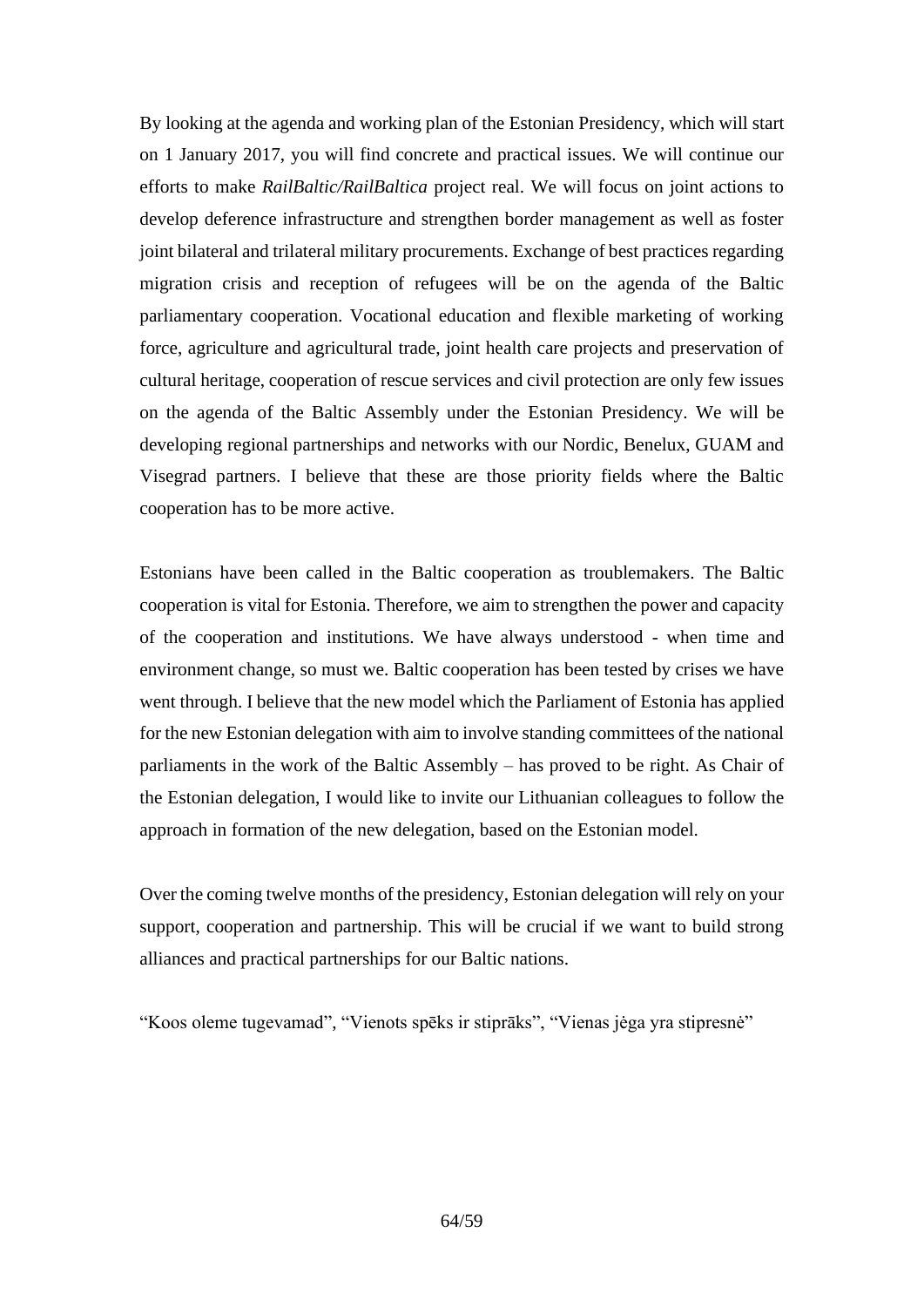By looking at the agenda and working plan of the Estonian Presidency, which will start on 1 January 2017, you will find concrete and practical issues. We will continue our efforts to make *RailBaltic/RailBaltica* project real. We will focus on joint actions to develop deference infrastructure and strengthen border management as well as foster joint bilateral and trilateral military procurements. Exchange of best practices regarding migration crisis and reception of refugees will be on the agenda of the Baltic parliamentary cooperation. Vocational education and flexible marketing of working force, agriculture and agricultural trade, joint health care projects and preservation of cultural heritage, cooperation of rescue services and civil protection are only few issues on the agenda of the Baltic Assembly under the Estonian Presidency. We will be developing regional partnerships and networks with our Nordic, Benelux, GUAM and Visegrad partners. I believe that these are those priority fields where the Baltic cooperation has to be more active.

Estonians have been called in the Baltic cooperation as troublemakers. The Baltic cooperation is vital for Estonia. Therefore, we aim to strengthen the power and capacity of the cooperation and institutions. We have always understood - when time and environment change, so must we. Baltic cooperation has been tested by crises we have went through. I believe that the new model which the Parliament of Estonia has applied for the new Estonian delegation with aim to involve standing committees of the national parliaments in the work of the Baltic Assembly – has proved to be right. As Chair of the Estonian delegation, I would like to invite our Lithuanian colleagues to follow the approach in formation of the new delegation, based on the Estonian model.

Over the coming twelve months of the presidency, Estonian delegation will rely on your support, cooperation and partnership. This will be crucial if we want to build strong alliances and practical partnerships for our Baltic nations.

"Koos oleme tugevamad", "Vienots spēks ir stiprāks", "Vienas jėga yra stipresnė"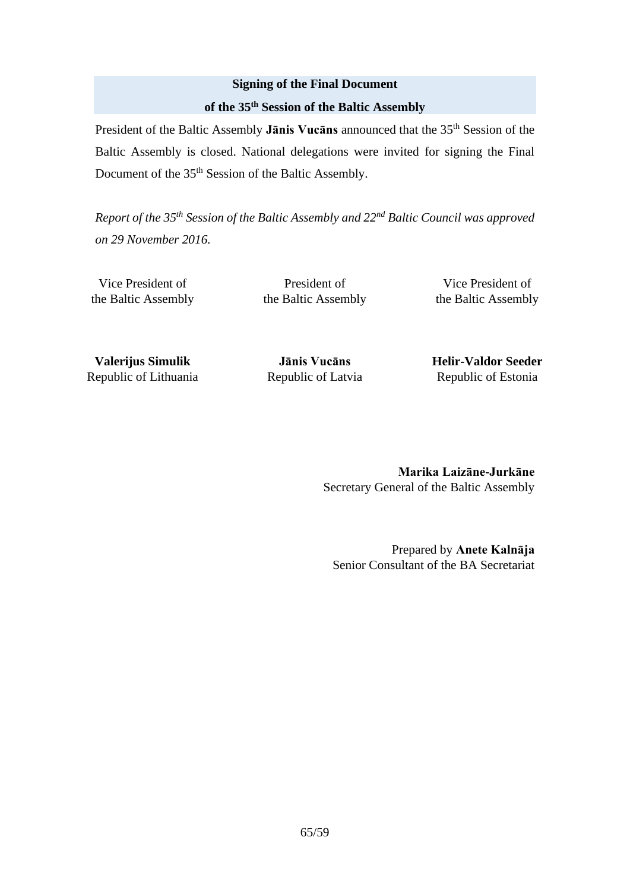## Signing of the Final Document of the 35th Session of the Baltic Assembly

President of the Baltic Assembly **Jānis Vucāns** announced that the 35th Session of the Baltic Assembly is closed. National delegations were invited for signing the Final Document of the 35th Session of the Baltic Assembly.

*Report of the 35th Session of the Baltic Assembly and 22nd Baltic Council was approved on 29 November 2016.*

| | | |
|---|---|---|
| Vice President of the Baltic Assembly | President of the Baltic Assembly | Vice President of the Baltic Assembly |
| **Valerijus Simulik** Republic of Lithuania | **Jānis Vucāns** Republic of Latvia | **Helir-Valdor Seeder** Republic of Estonia |

**Marika Laizāne-Jurkāne**
Secretary General of the Baltic Assembly

Prepared by **Anete Kalnāja**
Senior Consultant of the BA Secretariat